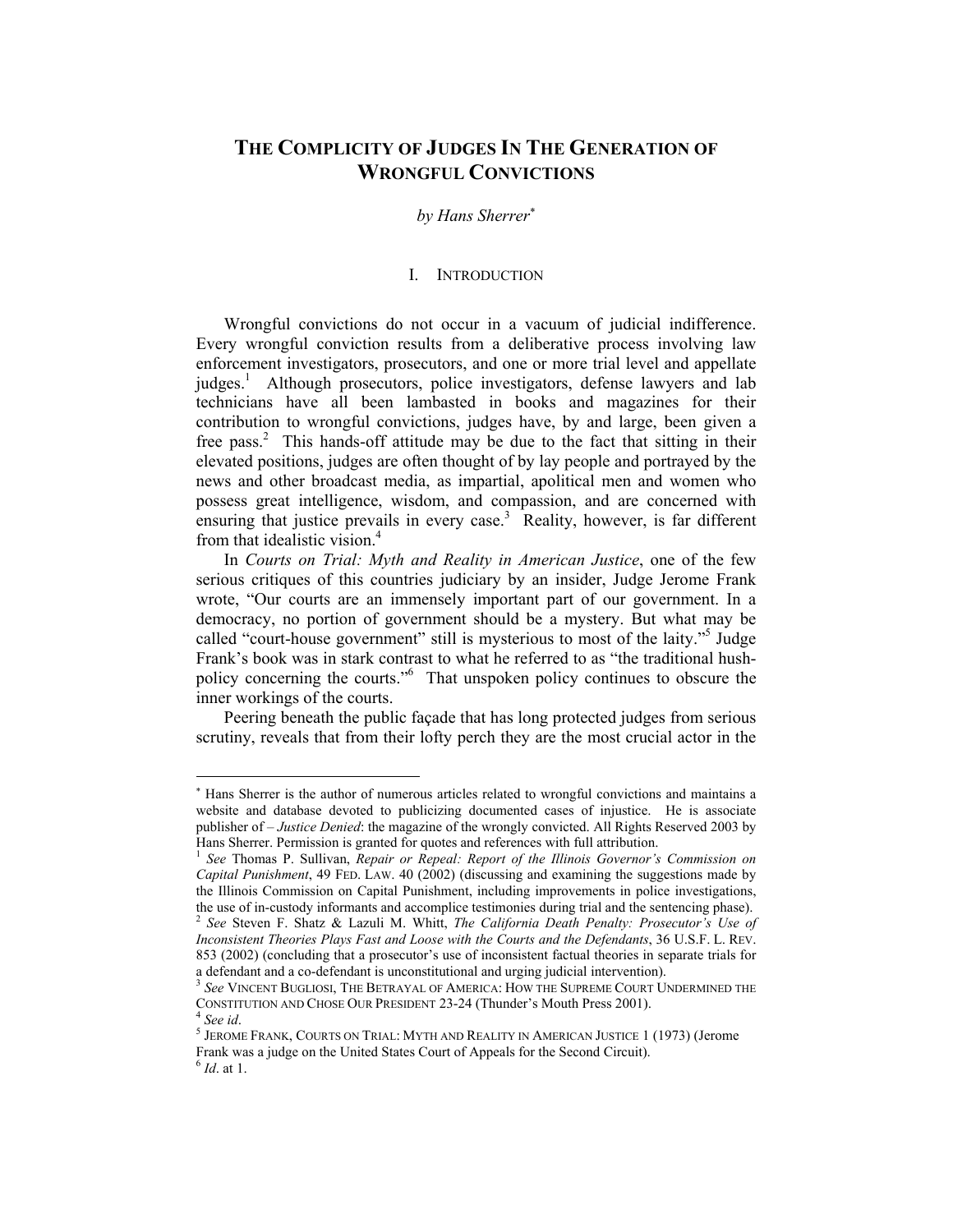# THE COMPLICITY OF JUDGES IN THE GENERATION OF WRONGFUL CONVICTIONS

*by Hans Sherrer*[*]

## I. INTRODUCTION

Wrongful convictions do not occur in a vacuum of judicial indifference. Every wrongful conviction results from a deliberative process involving law enforcement investigators, prosecutors, and one or more trial level and appellate judges.[1] Although prosecutors, police investigators, defense lawyers and lab technicians have all been lambasted in books and magazines for their contribution to wrongful convictions, judges have, by and large, been given a free pass.[2] This hands-off attitude may be due to the fact that sitting in their elevated positions, judges are often thought of by lay people and portrayed by the news and other broadcast media, as impartial, apolitical men and women who possess great intelligence, wisdom, and compassion, and are concerned with ensuring that justice prevails in every case.[3] Reality, however, is far different from that idealistic vision.[4]

In *Courts on Trial: Myth and Reality in American Justice*, one of the few serious critiques of this countries judiciary by an insider, Judge Jerome Frank wrote, "Our courts are an immensely important part of our government. In a democracy, no portion of government should be a mystery. But what may be called "court-house government" still is mysterious to most of the laity."[5] Judge Frank's book was in stark contrast to what he referred to as "the traditional hush-policy concerning the courts."[6] That unspoken policy continues to obscure the inner workings of the courts.

Peering beneath the public façade that has long protected judges from serious scrutiny, reveals that from their lofty perch they are the most crucial actor in the

---

[*] Hans Sherrer is the author of numerous articles related to wrongful convictions and maintains a website and database devoted to publicizing documented cases of injustice. He is associate publisher of – *Justice Denied*: the magazine of the wrongly convicted. All Rights Reserved 2003 by Hans Sherrer. Permission is granted for quotes and references with full attribution.

[1] *See* Thomas P. Sullivan, *Repair or Repeal: Report of the Illinois Governor's Commission on Capital Punishment*, 49 FED. LAW. 40 (2002) (discussing and examining the suggestions made by the Illinois Commission on Capital Punishment, including improvements in police investigations, the use of in-custody informants and accomplice testimonies during trial and the sentencing phase).

[2] *See* Steven F. Shatz & Lazuli M. Whitt, *The California Death Penalty: Prosecutor's Use of Inconsistent Theories Plays Fast and Loose with the Courts and the Defendants*, 36 U.S.F. L. REV. 853 (2002) (concluding that a prosecutor's use of inconsistent factual theories in separate trials for a defendant and a co-defendant is unconstitutional and urging judicial intervention).

[3] *See* VINCENT BUGLIOSI, THE BETRAYAL OF AMERICA: HOW THE SUPREME COURT UNDERMINED THE CONSTITUTION AND CHOSE OUR PRESIDENT 23-24 (Thunder's Mouth Press 2001).

[4] *See id*.

[5] JEROME FRANK, COURTS ON TRIAL: MYTH AND REALITY IN AMERICAN JUSTICE 1 (1973) (Jerome Frank was a judge on the United States Court of Appeals for the Second Circuit).

[6] *Id*. at 1.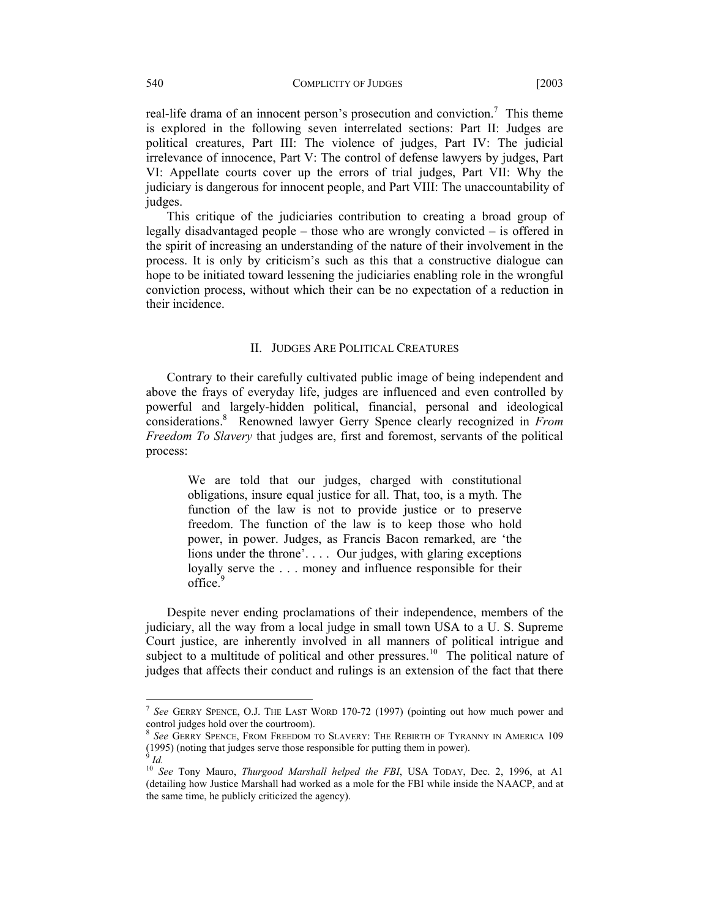real-life drama of an innocent person's prosecution and conviction.[7] This theme is explored in the following seven interrelated sections: Part II: Judges are political creatures, Part III: The violence of judges, Part IV: The judicial irrelevance of innocence, Part V: The control of defense lawyers by judges, Part VI: Appellate courts cover up the errors of trial judges, Part VII: Why the judiciary is dangerous for innocent people, and Part VIII: The unaccountability of judges.

This critique of the judiciaries contribution to creating a broad group of legally disadvantaged people – those who are wrongly convicted – is offered in the spirit of increasing an understanding of the nature of their involvement in the process. It is only by criticism's such as this that a constructive dialogue can hope to be initiated toward lessening the judiciaries enabling role in the wrongful conviction process, without which their can be no expectation of a reduction in their incidence.

## II. Judges Are Political Creatures

Contrary to their carefully cultivated public image of being independent and above the frays of everyday life, judges are influenced and even controlled by powerful and largely-hidden political, financial, personal and ideological considerations.[8] Renowned lawyer Gerry Spence clearly recognized in *From Freedom To Slavery* that judges are, first and foremost, servants of the political process:

> We are told that our judges, charged with constitutional obligations, insure equal justice for all. That, too, is a myth. The function of the law is not to provide justice or to preserve freedom. The function of the law is to keep those who hold power, in power. Judges, as Francis Bacon remarked, are 'the lions under the throne'. . . . Our judges, with glaring exceptions loyally serve the . . . money and influence responsible for their office.[9]

Despite never ending proclamations of their independence, members of the judiciary, all the way from a local judge in small town USA to a U. S. Supreme Court justice, are inherently involved in all manners of political intrigue and subject to a multitude of political and other pressures.[10] The political nature of judges that affects their conduct and rulings is an extension of the fact that there

---

[7] *See* Gerry Spence, O.J. The Last Word 170-72 (1997) (pointing out how much power and control judges hold over the courtroom).

[8] *See* Gerry Spence, From Freedom to Slavery: The Rebirth of Tyranny in America 109 (1995) (noting that judges serve those responsible for putting them in power).

[9] *Id.*

[10] *See* Tony Mauro, *Thurgood Marshall helped the FBI*, USA Today, Dec. 2, 1996, at A1 (detailing how Justice Marshall had worked as a mole for the FBI while inside the NAACP, and at the same time, he publicly criticized the agency).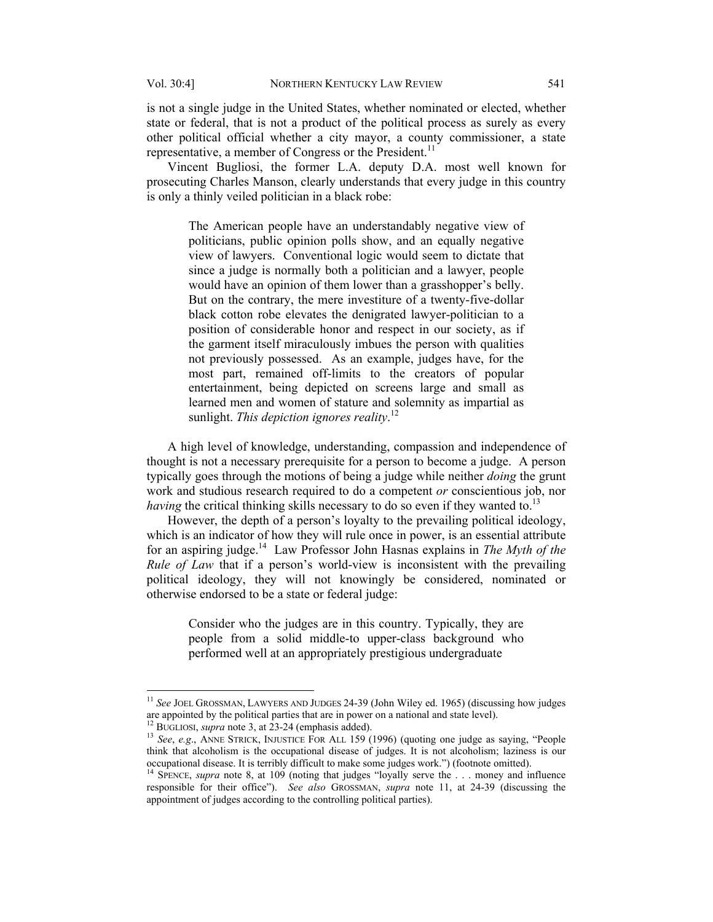is not a single judge in the United States, whether nominated or elected, whether state or federal, that is not a product of the political process as surely as every other political official whether a city mayor, a county commissioner, a state representative, a member of Congress or the President.[11]

Vincent Bugliosi, the former L.A. deputy D.A. most well known for prosecuting Charles Manson, clearly understands that every judge in this country is only a thinly veiled politician in a black robe:

> The American people have an understandably negative view of politicians, public opinion polls show, and an equally negative view of lawyers. Conventional logic would seem to dictate that since a judge is normally both a politician and a lawyer, people would have an opinion of them lower than a grasshopper's belly. But on the contrary, the mere investiture of a twenty-five-dollar black cotton robe elevates the denigrated lawyer-politician to a position of considerable honor and respect in our society, as if the garment itself miraculously imbues the person with qualities not previously possessed. As an example, judges have, for the most part, remained off-limits to the creators of popular entertainment, being depicted on screens large and small as learned men and women of stature and solemnity as impartial as sunlight. *This depiction ignores reality*.[12]

A high level of knowledge, understanding, compassion and independence of thought is not a necessary prerequisite for a person to become a judge. A person typically goes through the motions of being a judge while neither *doing* the grunt work and studious research required to do a competent *or* conscientious job, nor *having* the critical thinking skills necessary to do so even if they wanted to.[13]

However, the depth of a person's loyalty to the prevailing political ideology, which is an indicator of how they will rule once in power, is an essential attribute for an aspiring judge.[14] Law Professor John Hasnas explains in *The Myth of the Rule of Law* that if a person's world-view is inconsistent with the prevailing political ideology, they will not knowingly be considered, nominated or otherwise endorsed to be a state or federal judge:

> Consider who the judges are in this country. Typically, they are people from a solid middle-to upper-class background who performed well at an appropriately prestigious undergraduate

---

[11] *See* JOEL GROSSMAN, LAWYERS AND JUDGES 24-39 (John Wiley ed. 1965) (discussing how judges are appointed by the political parties that are in power on a national and state level).

[12] BUGLIOSI, *supra* note 3, at 23-24 (emphasis added).

[13] *See*, *e.g*., ANNE STRICK, INJUSTICE FOR ALL 159 (1996) (quoting one judge as saying, "People think that alcoholism is the occupational disease of judges. It is not alcoholism; laziness is our occupational disease. It is terribly difficult to make some judges work.") (footnote omitted).

[14] SPENCE, *supra* note 8, at 109 (noting that judges "loyally serve the . . . money and influence responsible for their office"). *See also* GROSSMAN, *supra* note 11, at 24-39 (discussing the appointment of judges according to the controlling political parties).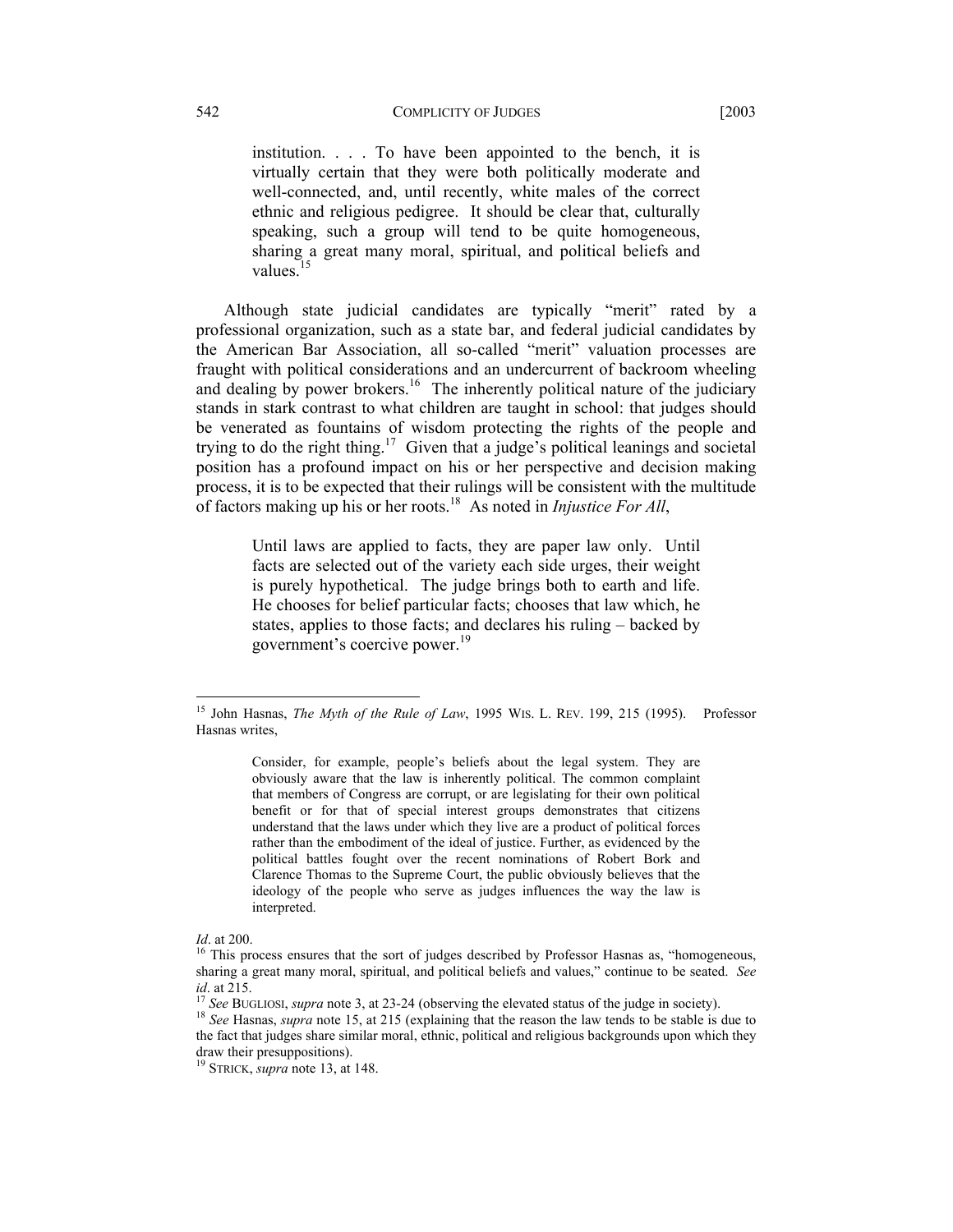> institution. . . . To have been appointed to the bench, it is virtually certain that they were both politically moderate and well-connected, and, until recently, white males of the correct ethnic and religious pedigree. It should be clear that, culturally speaking, such a group will tend to be quite homogeneous, sharing a great many moral, spiritual, and political beliefs and values.[15]

Although state judicial candidates are typically "merit" rated by a professional organization, such as a state bar, and federal judicial candidates by the American Bar Association, all so-called "merit" valuation processes are fraught with political considerations and an undercurrent of backroom wheeling and dealing by power brokers.[16] The inherently political nature of the judiciary stands in stark contrast to what children are taught in school: that judges should be venerated as fountains of wisdom protecting the rights of the people and trying to do the right thing.[17] Given that a judge's political leanings and societal position has a profound impact on his or her perspective and decision making process, it is to be expected that their rulings will be consistent with the multitude of factors making up his or her roots.[18] As noted in *Injustice For All*,

> Until laws are applied to facts, they are paper law only. Until facts are selected out of the variety each side urges, their weight is purely hypothetical. The judge brings both to earth and life. He chooses for belief particular facts; chooses that law which, he states, applies to those facts; and declares his ruling – backed by government's coercive power.[19]

---

[15] John Hasnas, *The Myth of the Rule of Law*, 1995 WIS. L. REV. 199, 215 (1995). Professor Hasnas writes,

> Consider, for example, people's beliefs about the legal system. They are obviously aware that the law is inherently political. The common complaint that members of Congress are corrupt, or are legislating for their own political benefit or for that of special interest groups demonstrates that citizens understand that the laws under which they live are a product of political forces rather than the embodiment of the ideal of justice. Further, as evidenced by the political battles fought over the recent nominations of Robert Bork and Clarence Thomas to the Supreme Court, the public obviously believes that the ideology of the people who serve as judges influences the way the law is interpreted.

*Id*. at 200.

[16] This process ensures that the sort of judges described by Professor Hasnas as, "homogeneous, sharing a great many moral, spiritual, and political beliefs and values," continue to be seated. *See id*. at 215.

[17] *See* BUGLIOSI, *supra* note 3, at 23-24 (observing the elevated status of the judge in society).

[18] *See* Hasnas, *supra* note 15, at 215 (explaining that the reason the law tends to be stable is due to the fact that judges share similar moral, ethnic, political and religious backgrounds upon which they draw their presuppositions).

[19] STRICK, *supra* note 13, at 148.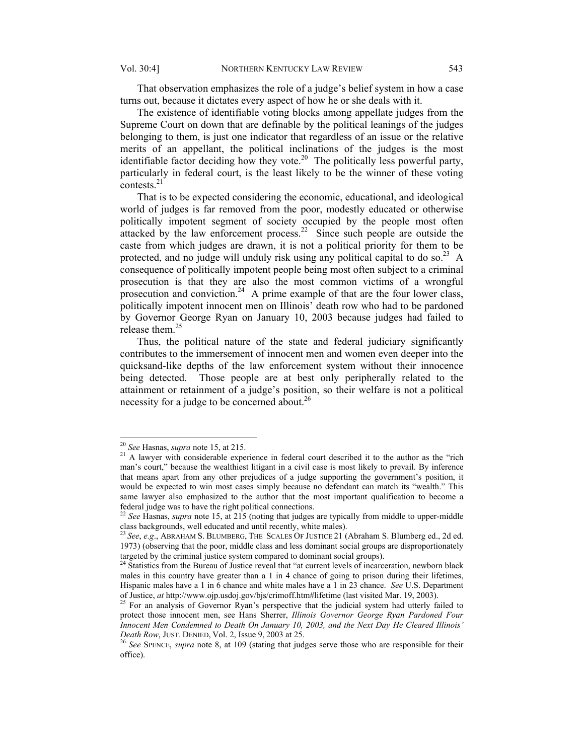That observation emphasizes the role of a judge's belief system in how a case turns out, because it dictates every aspect of how he or she deals with it.

The existence of identifiable voting blocks among appellate judges from the Supreme Court on down that are definable by the political leanings of the judges belonging to them, is just one indicator that regardless of an issue or the relative merits of an appellant, the political inclinations of the judges is the most identifiable factor deciding how they vote.[20] The politically less powerful party, particularly in federal court, is the least likely to be the winner of these voting contests.[21]

That is to be expected considering the economic, educational, and ideological world of judges is far removed from the poor, modestly educated or otherwise politically impotent segment of society occupied by the people most often attacked by the law enforcement process.[22] Since such people are outside the caste from which judges are drawn, it is not a political priority for them to be protected, and no judge will unduly risk using any political capital to do so.[23] A consequence of politically impotent people being most often subject to a criminal prosecution is that they are also the most common victims of a wrongful prosecution and conviction.[24] A prime example of that are the four lower class, politically impotent innocent men on Illinois' death row who had to be pardoned by Governor George Ryan on January 10, 2003 because judges had failed to release them.[25]

Thus, the political nature of the state and federal judiciary significantly contributes to the immersement of innocent men and women even deeper into the quicksand-like depths of the law enforcement system without their innocence being detected. Those people are at best only peripherally related to the attainment or retainment of a judge's position, so their welfare is not a political necessity for a judge to be concerned about.[26]

---

[20] *See* Hasnas, *supra* note 15, at 215.

[21] A lawyer with considerable experience in federal court described it to the author as the "rich man's court," because the wealthiest litigant in a civil case is most likely to prevail. By inference that means apart from any other prejudices of a judge supporting the government's position, it would be expected to win most cases simply because no defendant can match its "wealth." This same lawyer also emphasized to the author that the most important qualification to become a federal judge was to have the right political connections.

[22] *See* Hasnas, *supra* note 15, at 215 (noting that judges are typically from middle to upper-middle class backgrounds, well educated and until recently, white males).

[23] *See*, *e.g*., ABRAHAM S. BLUMBERG, THE SCALES OF JUSTICE 21 (Abraham S. Blumberg ed., 2d ed. 1973) (observing that the poor, middle class and less dominant social groups are disproportionately targeted by the criminal justice system compared to dominant social groups).

[24] Statistics from the Bureau of Justice reveal that "at current levels of incarceration, newborn black males in this country have greater than a 1 in 4 chance of going to prison during their lifetimes, Hispanic males have a 1 in 6 chance and white males have a 1 in 23 chance. *See* U.S. Department of Justice, *at* http://www.ojp.usdoj.gov/bjs/crimoff.htm#lifetime (last visited Mar. 19, 2003).

[25] For an analysis of Governor Ryan's perspective that the judicial system had utterly failed to protect those innocent men, see Hans Sherrer, *Illinois Governor George Ryan Pardoned Four Innocent Men Condemned to Death On January 10, 2003, and the Next Day He Cleared Illinois' Death Row*, JUST. DENIED, Vol. 2, Issue 9, 2003 at 25.

[26] *See* SPENCE, *supra* note 8, at 109 (stating that judges serve those who are responsible for their office).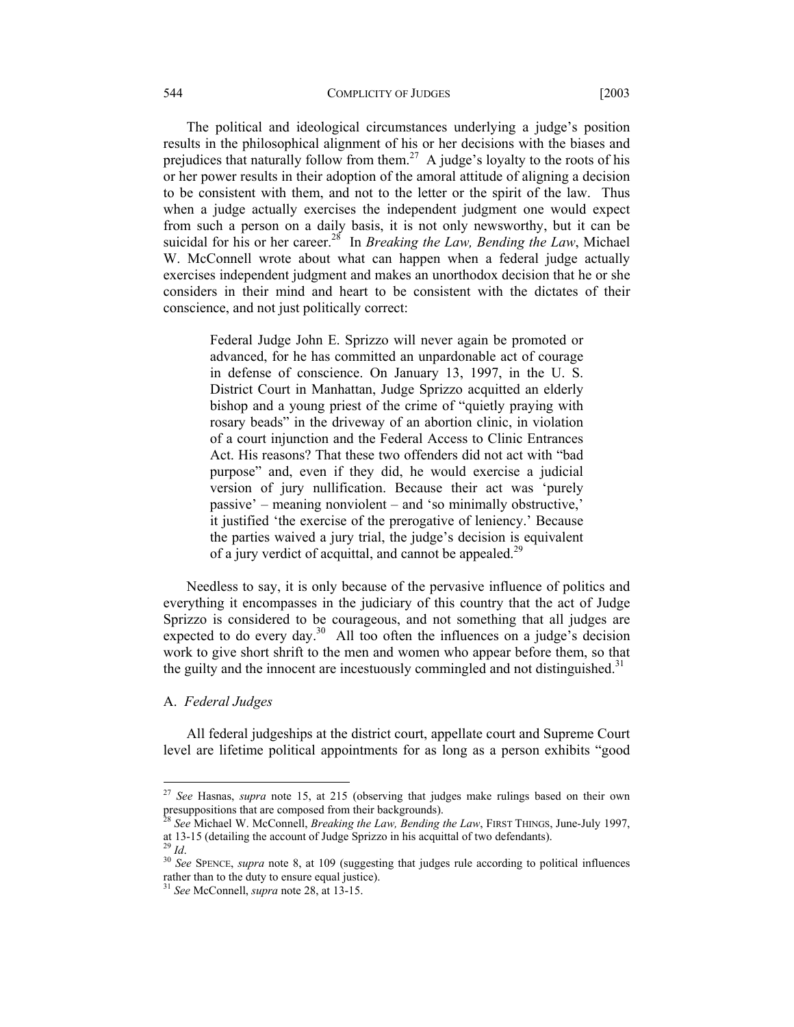The political and ideological circumstances underlying a judge's position results in the philosophical alignment of his or her decisions with the biases and prejudices that naturally follow from them.[27] A judge's loyalty to the roots of his or her power results in their adoption of the amoral attitude of aligning a decision to be consistent with them, and not to the letter or the spirit of the law. Thus when a judge actually exercises the independent judgment one would expect from such a person on a daily basis, it is not only newsworthy, but it can be suicidal for his or her career.[28] In *Breaking the Law, Bending the Law*, Michael W. McConnell wrote about what can happen when a federal judge actually exercises independent judgment and makes an unorthodox decision that he or she considers in their mind and heart to be consistent with the dictates of their conscience, and not just politically correct:

> Federal Judge John E. Sprizzo will never again be promoted or advanced, for he has committed an unpardonable act of courage in defense of conscience. On January 13, 1997, in the U. S. District Court in Manhattan, Judge Sprizzo acquitted an elderly bishop and a young priest of the crime of "quietly praying with rosary beads" in the driveway of an abortion clinic, in violation of a court injunction and the Federal Access to Clinic Entrances Act. His reasons? That these two offenders did not act with "bad purpose" and, even if they did, he would exercise a judicial version of jury nullification. Because their act was 'purely passive' – meaning nonviolent – and 'so minimally obstructive,' it justified 'the exercise of the prerogative of leniency.' Because the parties waived a jury trial, the judge's decision is equivalent of a jury verdict of acquittal, and cannot be appealed.[29]

Needless to say, it is only because of the pervasive influence of politics and everything it encompasses in the judiciary of this country that the act of Judge Sprizzo is considered to be courageous, and not something that all judges are expected to do every day.[30] All too often the influences on a judge's decision work to give short shrift to the men and women who appear before them, so that the guilty and the innocent are incestuously commingled and not distinguished.[31]

## A. *Federal Judges*

All federal judgeships at the district court, appellate court and Supreme Court level are lifetime political appointments for as long as a person exhibits "good

---

[27] *See* Hasnas, *supra* note 15, at 215 (observing that judges make rulings based on their own presuppositions that are composed from their backgrounds).

[28] *See* Michael W. McConnell, *Breaking the Law, Bending the Law*, FIRST THINGS, June-July 1997, at 13-15 (detailing the account of Judge Sprizzo in his acquittal of two defendants).

[29] *Id*.

[30] *See* SPENCE, *supra* note 8, at 109 (suggesting that judges rule according to political influences rather than to the duty to ensure equal justice).

[31] *See* McConnell, *supra* note 28, at 13-15.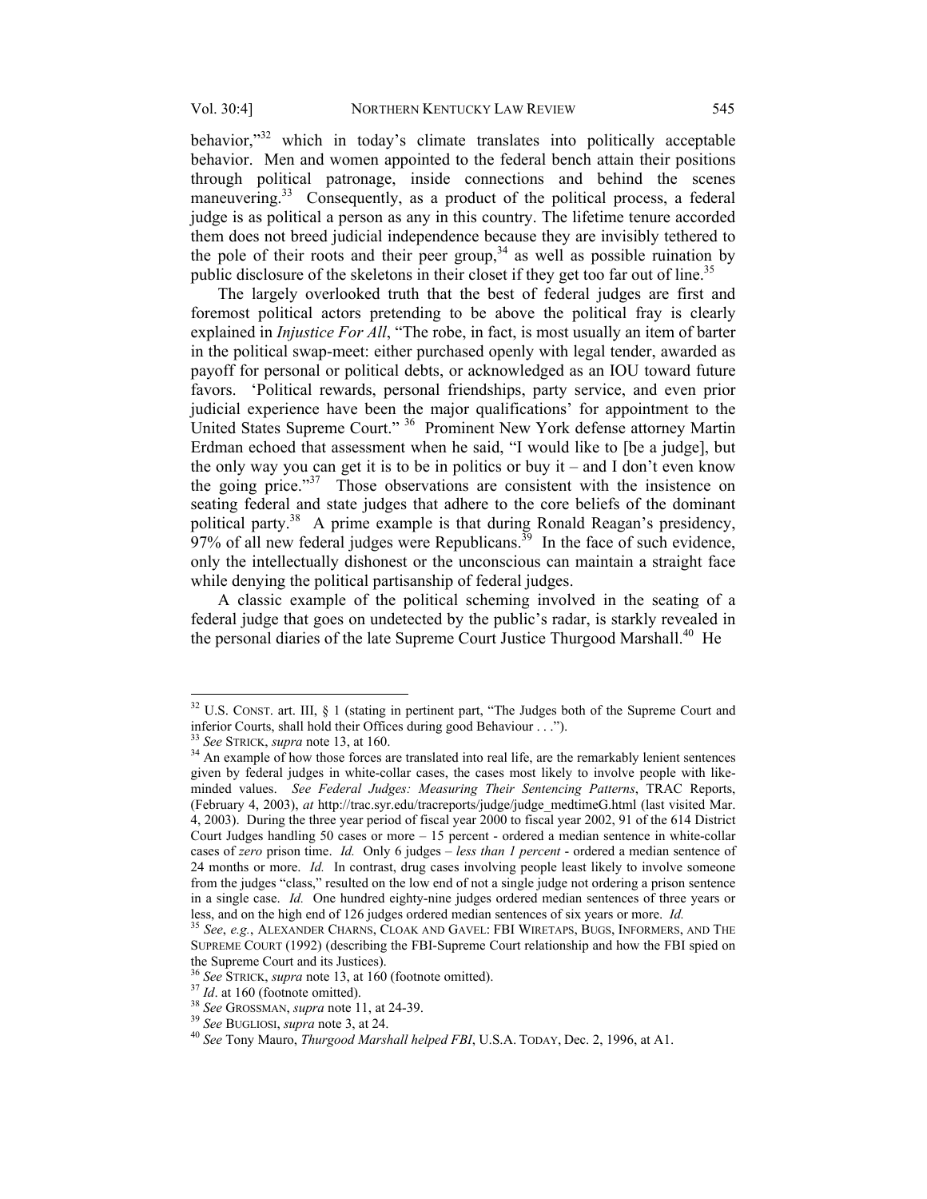behavior,"[32] which in today's climate translates into politically acceptable behavior. Men and women appointed to the federal bench attain their positions through political patronage, inside connections and behind the scenes maneuvering.[33] Consequently, as a product of the political process, a federal judge is as political a person as any in this country. The lifetime tenure accorded them does not breed judicial independence because they are invisibly tethered to the pole of their roots and their peer group,[34] as well as possible ruination by public disclosure of the skeletons in their closet if they get too far out of line.[35]

The largely overlooked truth that the best of federal judges are first and foremost political actors pretending to be above the political fray is clearly explained in *Injustice For All*, "The robe, in fact, is most usually an item of barter in the political swap-meet: either purchased openly with legal tender, awarded as payoff for personal or political debts, or acknowledged as an IOU toward future favors. 'Political rewards, personal friendships, party service, and even prior judicial experience have been the major qualifications' for appointment to the United States Supreme Court." [36] Prominent New York defense attorney Martin Erdman echoed that assessment when he said, "I would like to [be a judge], but the only way you can get it is to be in politics or buy it – and I don't even know the going price."[37] Those observations are consistent with the insistence on seating federal and state judges that adhere to the core beliefs of the dominant political party.[38] A prime example is that during Ronald Reagan's presidency, 97% of all new federal judges were Republicans.[39] In the face of such evidence, only the intellectually dishonest or the unconscious can maintain a straight face while denying the political partisanship of federal judges.

A classic example of the political scheming involved in the seating of a federal judge that goes on undetected by the public's radar, is starkly revealed in the personal diaries of the late Supreme Court Justice Thurgood Marshall.[40] He

---

[32] U.S. CONST. art. III, § 1 (stating in pertinent part, "The Judges both of the Supreme Court and inferior Courts, shall hold their Offices during good Behaviour . . .").

[33] *See* STRICK, *supra* note 13, at 160.

[34] An example of how those forces are translated into real life, are the remarkably lenient sentences given by federal judges in white-collar cases, the cases most likely to involve people with like-minded values. *See Federal Judges: Measuring Their Sentencing Patterns*, TRAC Reports, (February 4, 2003), *at* http://trac.syr.edu/tracreports/judge/judge_medtimeG.html (last visited Mar. 4, 2003). During the three year period of fiscal year 2000 to fiscal year 2002, 91 of the 614 District Court Judges handling 50 cases or more – 15 percent - ordered a median sentence in white-collar cases of *zero* prison time. *Id.* Only 6 judges – *less than 1 percent* - ordered a median sentence of 24 months or more. *Id.* In contrast, drug cases involving people least likely to involve someone from the judges "class," resulted on the low end of not a single judge not ordering a prison sentence in a single case. *Id.* One hundred eighty-nine judges ordered median sentences of three years or less, and on the high end of 126 judges ordered median sentences of six years or more. *Id.*

[35] *See*, *e.g.*, ALEXANDER CHARNS, CLOAK AND GAVEL: FBI WIRETAPS, BUGS, INFORMERS, AND THE SUPREME COURT (1992) (describing the FBI-Supreme Court relationship and how the FBI spied on the Supreme Court and its Justices).

[36] *See* STRICK, *supra* note 13, at 160 (footnote omitted).

[37] *Id*. at 160 (footnote omitted).

[38] *See* GROSSMAN, *supra* note 11, at 24-39.

[39] *See* BUGLIOSI, *supra* note 3, at 24.

[40] *See* Tony Mauro, *Thurgood Marshall helped FBI*, U.S.A. TODAY, Dec. 2, 1996, at A1.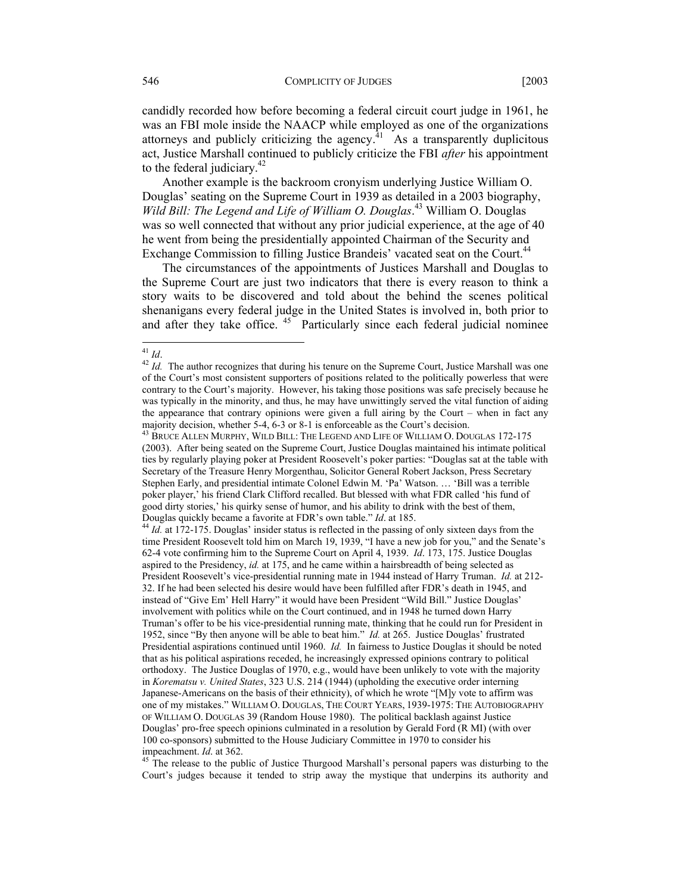candidly recorded how before becoming a federal circuit court judge in 1961, he was an FBI mole inside the NAACP while employed as one of the organizations attorneys and publicly criticizing the agency.[41] As a transparently duplicitous act, Justice Marshall continued to publicly criticize the FBI *after* his appointment to the federal judiciary.[42]

Another example is the backroom cronyism underlying Justice William O. Douglas' seating on the Supreme Court in 1939 as detailed in a 2003 biography, *Wild Bill: The Legend and Life of William O. Douglas*.[43] William O. Douglas was so well connected that without any prior judicial experience, at the age of 40 he went from being the presidentially appointed Chairman of the Security and Exchange Commission to filling Justice Brandeis' vacated seat on the Court.[44]

The circumstances of the appointments of Justices Marshall and Douglas to the Supreme Court are just two indicators that there is every reason to think a story waits to be discovered and told about the behind the scenes political shenanigans every federal judge in the United States is involved in, both prior to and after they take office.[45] Particularly since each federal judicial nominee

---

[41] *Id*.

[42] *Id.* The author recognizes that during his tenure on the Supreme Court, Justice Marshall was one of the Court's most consistent supporters of positions related to the politically powerless that were contrary to the Court's majority. However, his taking those positions was safe precisely because he was typically in the minority, and thus, he may have unwittingly served the vital function of aiding the appearance that contrary opinions were given a full airing by the Court – when in fact any majority decision, whether 5-4, 6-3 or 8-1 is enforceable as the Court's decision.

[43] BRUCE ALLEN MURPHY, WILD BILL: THE LEGEND AND LIFE OF WILLIAM O. DOUGLAS 172-175 (2003). After being seated on the Supreme Court, Justice Douglas maintained his intimate political ties by regularly playing poker at President Roosevelt's poker parties: "Douglas sat at the table with Secretary of the Treasure Henry Morgenthau, Solicitor General Robert Jackson, Press Secretary Stephen Early, and presidential intimate Colonel Edwin M. 'Pa' Watson. … 'Bill was a terrible poker player,' his friend Clark Clifford recalled. But blessed with what FDR called 'his fund of good dirty stories,' his quirky sense of humor, and his ability to drink with the best of them, Douglas quickly became a favorite at FDR's own table." *Id*. at 185.

[44] *Id.* at 172-175. Douglas' insider status is reflected in the passing of only sixteen days from the time President Roosevelt told him on March 19, 1939, "I have a new job for you," and the Senate's 62-4 vote confirming him to the Supreme Court on April 4, 1939. *Id*. 173, 175. Justice Douglas aspired to the Presidency, *id.* at 175, and he came within a hairsbreadth of being selected as President Roosevelt's vice-presidential running mate in 1944 instead of Harry Truman. *Id.* at 212-32. If he had been selected his desire would have been fulfilled after FDR's death in 1945, and instead of "Give Em' Hell Harry" it would have been President "Wild Bill." Justice Douglas' involvement with politics while on the Court continued, and in 1948 he turned down Harry Truman's offer to be his vice-presidential running mate, thinking that he could run for President in 1952, since "By then anyone will be able to beat him." *Id.* at 265. Justice Douglas' frustrated Presidential aspirations continued until 1960. *Id.* In fairness to Justice Douglas it should be noted that as his political aspirations receded, he increasingly expressed opinions contrary to political orthodoxy. The Justice Douglas of 1970, e.g., would have been unlikely to vote with the majority in *Korematsu v. United States*, 323 U.S. 214 (1944) (upholding the executive order interning Japanese-Americans on the basis of their ethnicity), of which he wrote "[M]y vote to affirm was one of my mistakes." WILLIAM O. DOUGLAS, THE COURT YEARS, 1939-1975: THE AUTOBIOGRAPHY OF WILLIAM O. DOUGLAS 39 (Random House 1980). The political backlash against Justice Douglas' pro-free speech opinions culminated in a resolution by Gerald Ford (R MI) (with over 100 co-sponsors) submitted to the House Judiciary Committee in 1970 to consider his impeachment. *Id*. at 362.

[45] The release to the public of Justice Thurgood Marshall's personal papers was disturbing to the Court's judges because it tended to strip away the mystique that underpins its authority and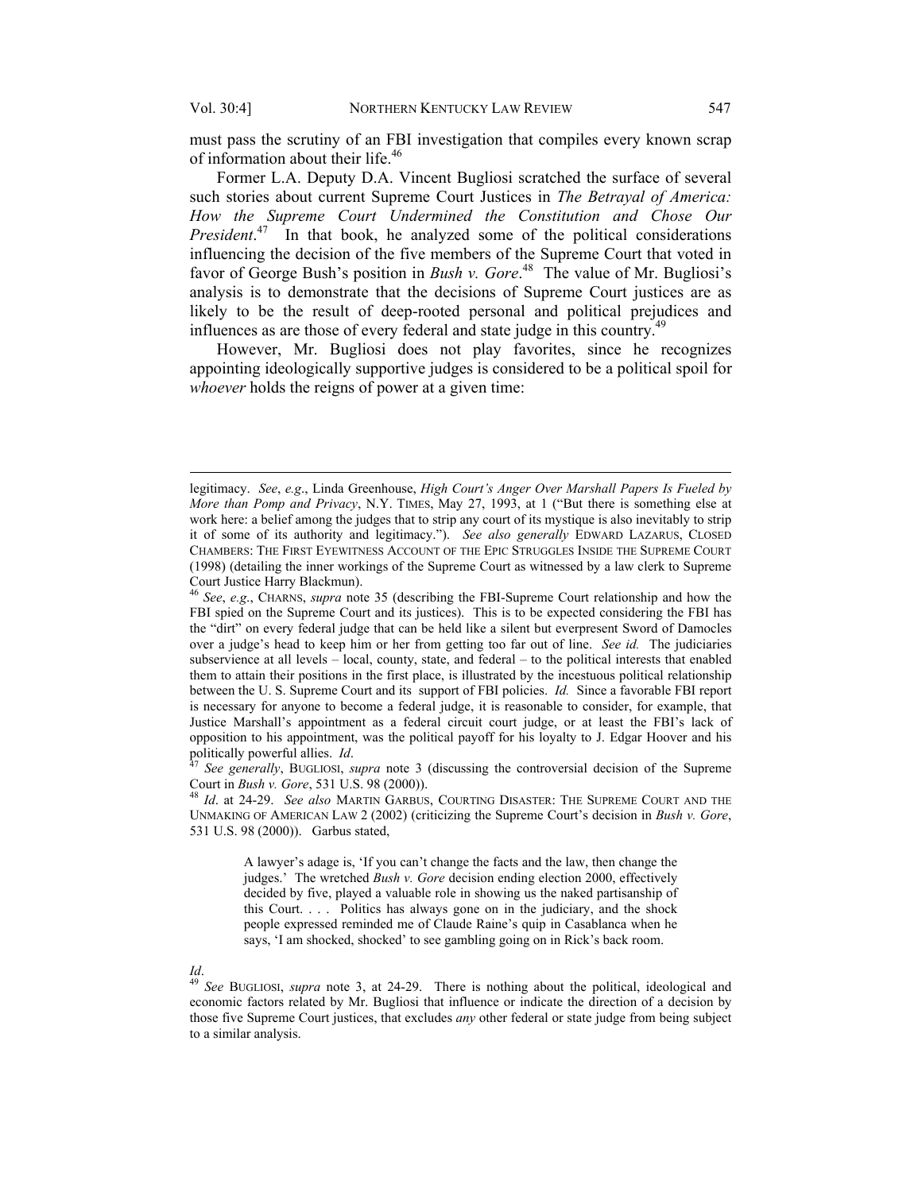must pass the scrutiny of an FBI investigation that compiles every known scrap of information about their life.[46]

Former L.A. Deputy D.A. Vincent Bugliosi scratched the surface of several such stories about current Supreme Court Justices in *The Betrayal of America: How the Supreme Court Undermined the Constitution and Chose Our President*.[47] In that book, he analyzed some of the political considerations influencing the decision of the five members of the Supreme Court that voted in favor of George Bush's position in *Bush v. Gore*.[48] The value of Mr. Bugliosi's analysis is to demonstrate that the decisions of Supreme Court justices are as likely to be the result of deep-rooted personal and political prejudices and influences as are those of every federal and state judge in this country.[49]

However, Mr. Bugliosi does not play favorites, since he recognizes appointing ideologically supportive judges is considered to be a political spoil for *whoever* holds the reigns of power at a given time:

---

legitimacy. *See*, *e.g*., Linda Greenhouse, *High Court's Anger Over Marshall Papers Is Fueled by More than Pomp and Privacy*, N.Y. TIMES, May 27, 1993, at 1 ("But there is something else at work here: a belief among the judges that to strip any court of its mystique is also inevitably to strip it of some of its authority and legitimacy."). *See also generally* EDWARD LAZARUS, CLOSED CHAMBERS: THE FIRST EYEWITNESS ACCOUNT OF THE EPIC STRUGGLES INSIDE THE SUPREME COURT (1998) (detailing the inner workings of the Supreme Court as witnessed by a law clerk to Supreme Court Justice Harry Blackmun).

[46] *See*, *e.g*., CHARNS, *supra* note 35 (describing the FBI-Supreme Court relationship and how the FBI spied on the Supreme Court and its justices). This is to be expected considering the FBI has the "dirt" on every federal judge that can be held like a silent but everpresent Sword of Damocles over a judge's head to keep him or her from getting too far out of line. *See id.* The judiciaries subservience at all levels – local, county, state, and federal – to the political interests that enabled them to attain their positions in the first place, is illustrated by the incestuous political relationship between the U. S. Supreme Court and its support of FBI policies. *Id.* Since a favorable FBI report is necessary for anyone to become a federal judge, it is reasonable to consider, for example, that Justice Marshall's appointment as a federal circuit court judge, or at least the FBI's lack of opposition to his appointment, was the political payoff for his loyalty to J. Edgar Hoover and his politically powerful allies. *Id*.

[47] *See generally*, BUGLIOSI, *supra* note 3 (discussing the controversial decision of the Supreme Court in *Bush v. Gore*, 531 U.S. 98 (2000)).

[48] *Id*. at 24-29. *See also* MARTIN GARBUS, COURTING DISASTER: THE SUPREME COURT AND THE UNMAKING OF AMERICAN LAW 2 (2002) (criticizing the Supreme Court's decision in *Bush v. Gore*, 531 U.S. 98 (2000)). Garbus stated,

> A lawyer's adage is, 'If you can't change the facts and the law, then change the judges.' The wretched *Bush v. Gore* decision ending election 2000, effectively decided by five, played a valuable role in showing us the naked partisanship of this Court. . . . Politics has always gone on in the judiciary, and the shock people expressed reminded me of Claude Raine's quip in Casablanca when he says, 'I am shocked, shocked' to see gambling going on in Rick's back room.

*Id*.

[49] *See* BUGLIOSI, *supra* note 3, at 24-29. There is nothing about the political, ideological and economic factors related by Mr. Bugliosi that influence or indicate the direction of a decision by those five Supreme Court justices, that excludes *any* other federal or state judge from being subject to a similar analysis.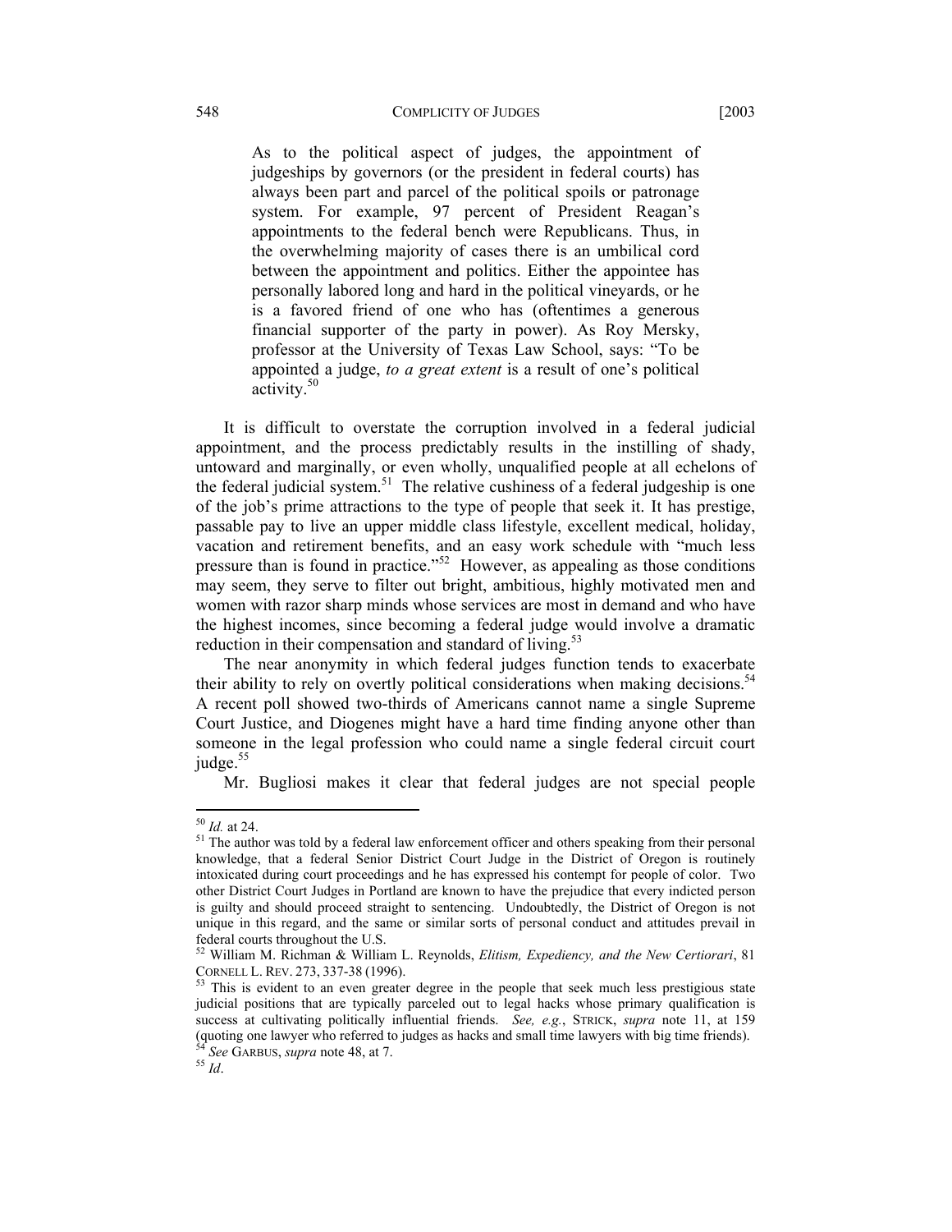> As to the political aspect of judges, the appointment of judgeships by governors (or the president in federal courts) has always been part and parcel of the political spoils or patronage system. For example, 97 percent of President Reagan's appointments to the federal bench were Republicans. Thus, in the overwhelming majority of cases there is an umbilical cord between the appointment and politics. Either the appointee has personally labored long and hard in the political vineyards, or he is a favored friend of one who has (oftentimes a generous financial supporter of the party in power). As Roy Mersky, professor at the University of Texas Law School, says: "To be appointed a judge, *to a great extent* is a result of one's political activity.[50]

It is difficult to overstate the corruption involved in a federal judicial appointment, and the process predictably results in the instilling of shady, untoward and marginally, or even wholly, unqualified people at all echelons of the federal judicial system.[51] The relative cushiness of a federal judgeship is one of the job's prime attractions to the type of people that seek it. It has prestige, passable pay to live an upper middle class lifestyle, excellent medical, holiday, vacation and retirement benefits, and an easy work schedule with "much less pressure than is found in practice."[52] However, as appealing as those conditions may seem, they serve to filter out bright, ambitious, highly motivated men and women with razor sharp minds whose services are most in demand and who have the highest incomes, since becoming a federal judge would involve a dramatic reduction in their compensation and standard of living.[53]

The near anonymity in which federal judges function tends to exacerbate their ability to rely on overtly political considerations when making decisions.[54] A recent poll showed two-thirds of Americans cannot name a single Supreme Court Justice, and Diogenes might have a hard time finding anyone other than someone in the legal profession who could name a single federal circuit court judge.[55]

Mr. Bugliosi makes it clear that federal judges are not special people

---

[50] *Id.* at 24.

[51] The author was told by a federal law enforcement officer and others speaking from their personal knowledge, that a federal Senior District Court Judge in the District of Oregon is routinely intoxicated during court proceedings and he has expressed his contempt for people of color. Two other District Court Judges in Portland are known to have the prejudice that every indicted person is guilty and should proceed straight to sentencing. Undoubtedly, the District of Oregon is not unique in this regard, and the same or similar sorts of personal conduct and attitudes prevail in federal courts throughout the U.S.

[52] William M. Richman & William L. Reynolds, *Elitism, Expediency, and the New Certiorari*, 81 CORNELL L. REV. 273, 337-38 (1996).

[53] This is evident to an even greater degree in the people that seek much less prestigious state judicial positions that are typically parceled out to legal hacks whose primary qualification is success at cultivating politically influential friends. *See, e.g.*, STRICK, *supra* note 11, at 159 (quoting one lawyer who referred to judges as hacks and small time lawyers with big time friends).

[54] *See* GARBUS, *supra* note 48, at 7.

[55] *Id*.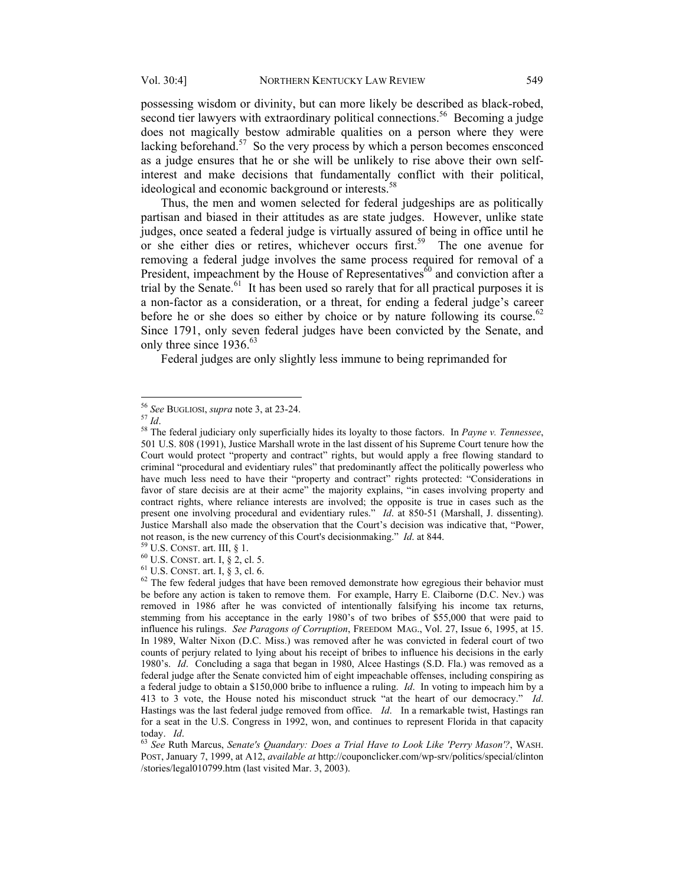possessing wisdom or divinity, but can more likely be described as black-robed, second tier lawyers with extraordinary political connections.[56] Becoming a judge does not magically bestow admirable qualities on a person where they were lacking beforehand.[57] So the very process by which a person becomes ensconced as a judge ensures that he or she will be unlikely to rise above their own self-interest and make decisions that fundamentally conflict with their political, ideological and economic background or interests.[58]

Thus, the men and women selected for federal judgeships are as politically partisan and biased in their attitudes as are state judges. However, unlike state judges, once seated a federal judge is virtually assured of being in office until he or she either dies or retires, whichever occurs first.[59] The one avenue for removing a federal judge involves the same process required for removal of a President, impeachment by the House of Representatives[60] and conviction after a trial by the Senate.[61] It has been used so rarely that for all practical purposes it is a non-factor as a consideration, or a threat, for ending a federal judge's career before he or she does so either by choice or by nature following its course.[62] Since 1791, only seven federal judges have been convicted by the Senate, and only three since 1936.[63]

Federal judges are only slightly less immune to being reprimanded for

---

[56] *See* BUGLIOSI, *supra* note 3, at 23-24.

[57] *Id*.

[58] The federal judiciary only superficially hides its loyalty to those factors. In *Payne v. Tennessee*, 501 U.S. 808 (1991), Justice Marshall wrote in the last dissent of his Supreme Court tenure how the Court would protect "property and contract" rights, but would apply a free flowing standard to criminal "procedural and evidentiary rules" that predominantly affect the politically powerless who have much less need to have their "property and contract" rights protected: "Considerations in favor of stare decisis are at their acme" the majority explains, "in cases involving property and contract rights, where reliance interests are involved; the opposite is true in cases such as the present one involving procedural and evidentiary rules." *Id*. at 850-51 (Marshall, J. dissenting). Justice Marshall also made the observation that the Court's decision was indicative that, "Power, not reason, is the new currency of this Court's decisionmaking." *Id*. at 844.

[59] U.S. CONST. art. III, § 1.

[60] U.S. CONST. art. I, § 2, cl. 5.

[61] U.S. CONST. art. I, § 3, cl. 6.

[62] The few federal judges that have been removed demonstrate how egregious their behavior must be before any action is taken to remove them. For example, Harry E. Claiborne (D.C. Nev.) was removed in 1986 after he was convicted of intentionally falsifying his income tax returns, stemming from his acceptance in the early 1980's of two bribes of $55,000 that were paid to influence his rulings. *See Paragons of Corruption*, FREEDOM MAG., Vol. 27, Issue 6, 1995, at 15. In 1989, Walter Nixon (D.C. Miss.) was removed after he was convicted in federal court of two counts of perjury related to lying about his receipt of bribes to influence his decisions in the early 1980's. *Id*. Concluding a saga that began in 1980, Alcee Hastings (S.D. Fla.) was removed as a federal judge after the Senate convicted him of eight impeachable offenses, including conspiring as a federal judge to obtain a $150,000 bribe to influence a ruling. *Id*. In voting to impeach him by a 413 to 3 vote, the House noted his misconduct struck "at the heart of our democracy." *Id*. Hastings was the last federal judge removed from office. *Id*. In a remarkable twist, Hastings ran for a seat in the U.S. Congress in 1992, won, and continues to represent Florida in that capacity today. *Id*.

[63] *See* Ruth Marcus, *Senate's Quandary: Does a Trial Have to Look Like 'Perry Mason'?*, WASH. POST, January 7, 1999, at A12, *available at* http://couponclicker.com/wp-srv/politics/special/clinton/stories/legal010799.htm (last visited Mar. 3, 2003).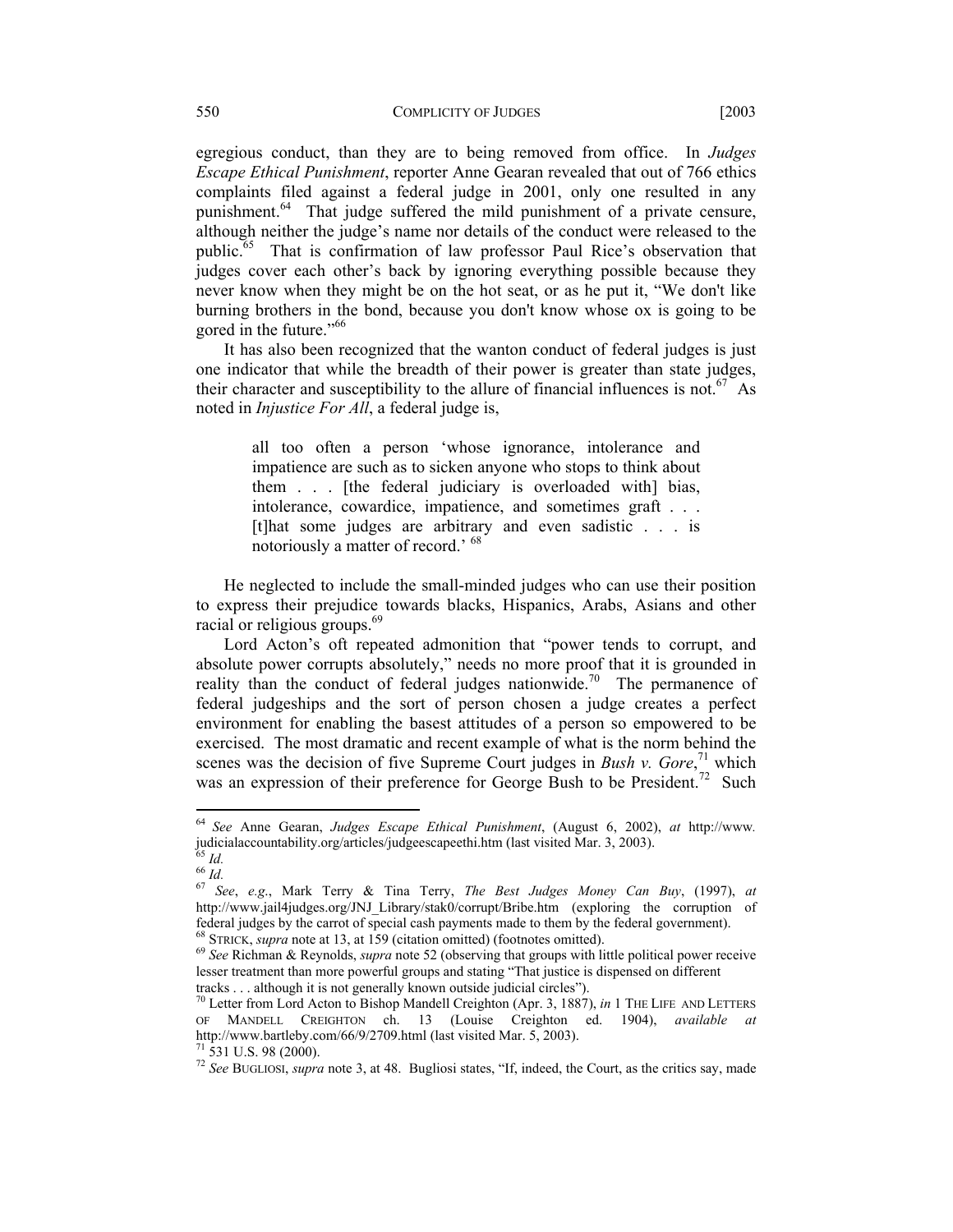egregious conduct, than they are to being removed from office. In *Judges Escape Ethical Punishment*, reporter Anne Gearan revealed that out of 766 ethics complaints filed against a federal judge in 2001, only one resulted in any punishment.[64] That judge suffered the mild punishment of a private censure, although neither the judge's name nor details of the conduct were released to the public.[65] That is confirmation of law professor Paul Rice's observation that judges cover each other's back by ignoring everything possible because they never know when they might be on the hot seat, or as he put it, "We don't like burning brothers in the bond, because you don't know whose ox is going to be gored in the future."[66]

It has also been recognized that the wanton conduct of federal judges is just one indicator that while the breadth of their power is greater than state judges, their character and susceptibility to the allure of financial influences is not.[67] As noted in *Injustice For All*, a federal judge is,

> all too often a person 'whose ignorance, intolerance and impatience are such as to sicken anyone who stops to think about them . . . [the federal judiciary is overloaded with] bias, intolerance, cowardice, impatience, and sometimes graft . . . [t]hat some judges are arbitrary and even sadistic . . . is notoriously a matter of record.' [68]

He neglected to include the small-minded judges who can use their position to express their prejudice towards blacks, Hispanics, Arabs, Asians and other racial or religious groups.[69]

Lord Acton's oft repeated admonition that "power tends to corrupt, and absolute power corrupts absolutely," needs no more proof that it is grounded in reality than the conduct of federal judges nationwide.[70] The permanence of federal judgeships and the sort of person chosen a judge creates a perfect environment for enabling the basest attitudes of a person so empowered to be exercised. The most dramatic and recent example of what is the norm behind the scenes was the decision of five Supreme Court judges in *Bush v. Gore*,[71] which was an expression of their preference for George Bush to be President.[72] Such

---

[64] *See* Anne Gearan, *Judges Escape Ethical Punishment*, (August 6, 2002), *at* http://www.judicialaccountability.org/articles/judgeescapeethi.htm (last visited Mar. 3, 2003).

[65] *Id.*

[66] *Id.*

[67] *See*, *e.g.*, Mark Terry & Tina Terry, *The Best Judges Money Can Buy*, (1997), *at* http://www.jail4judges.org/JNJ_Library/stak0/corrupt/Bribe.htm (exploring the corruption of federal judges by the carrot of special cash payments made to them by the federal government).

[68] STRICK, *supra* note at 13, at 159 (citation omitted) (footnotes omitted).

[69] *See* Richman & Reynolds, *supra* note 52 (observing that groups with little political power receive lesser treatment than more powerful groups and stating "That justice is dispensed on different tracks . . . although it is not generally known outside judicial circles").

[70] Letter from Lord Acton to Bishop Mandell Creighton (Apr. 3, 1887), *in* 1 THE LIFE AND LETTERS OF MANDELL CREIGHTON ch. 13 (Louise Creighton ed. 1904), *available at* http://www.bartleby.com/66/9/2709.html (last visited Mar. 5, 2003).

[71] 531 U.S. 98 (2000).

[72] *See* BUGLIOSI, *supra* note 3, at 48. Bugliosi states, "If, indeed, the Court, as the critics say, made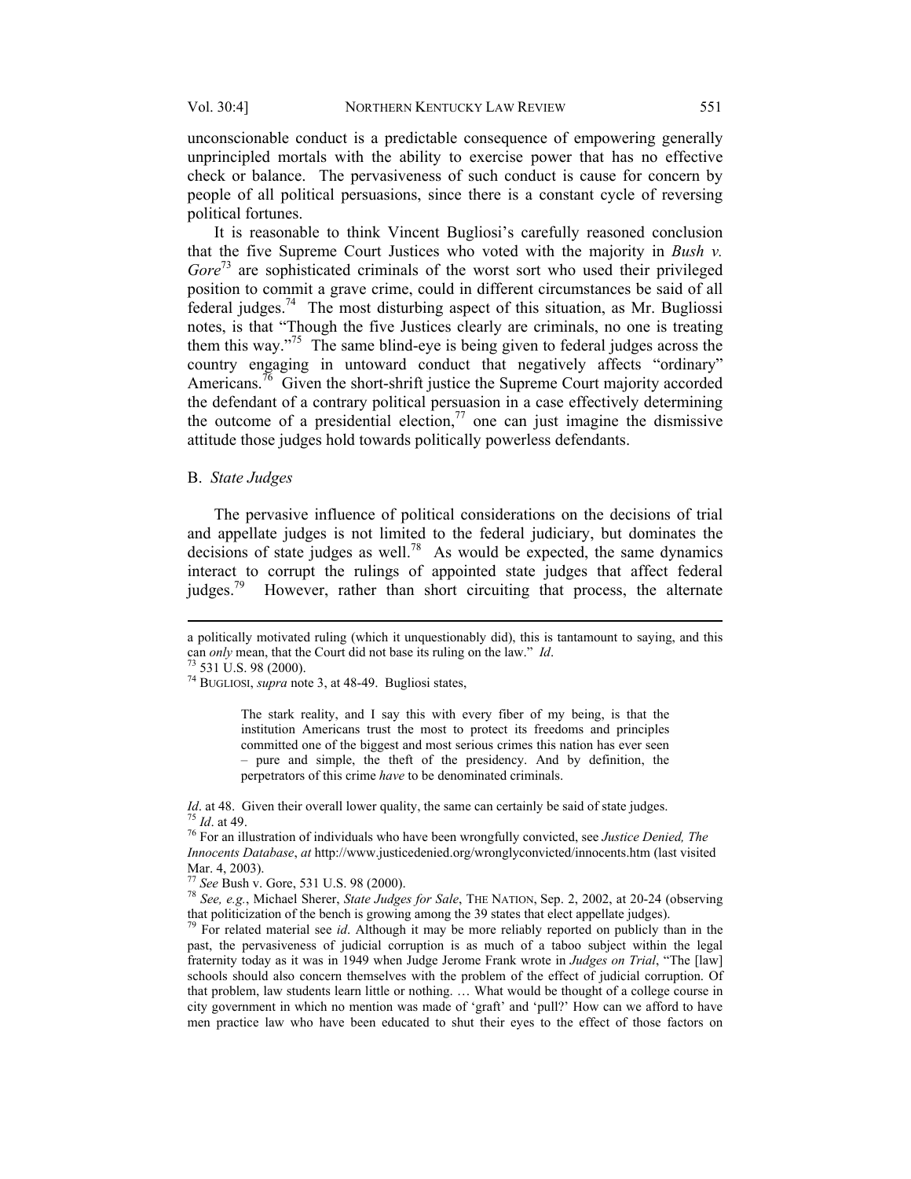unconscionable conduct is a predictable consequence of empowering generally unprincipled mortals with the ability to exercise power that has no effective check or balance. The pervasiveness of such conduct is cause for concern by people of all political persuasions, since there is a constant cycle of reversing political fortunes.

It is reasonable to think Vincent Bugliosi's carefully reasoned conclusion that the five Supreme Court Justices who voted with the majority in *Bush v. Gore*[73] are sophisticated criminals of the worst sort who used their privileged position to commit a grave crime, could in different circumstances be said of all federal judges.[74] The most disturbing aspect of this situation, as Mr. Bugliossi notes, is that "Though the five Justices clearly are criminals, no one is treating them this way."[75] The same blind-eye is being given to federal judges across the country engaging in untoward conduct that negatively affects "ordinary" Americans.[76] Given the short-shrift justice the Supreme Court majority accorded the defendant of a contrary political persuasion in a case effectively determining the outcome of a presidential election,[77] one can just imagine the dismissive attitude those judges hold towards politically powerless defendants.

## B. *State Judges*

The pervasive influence of political considerations on the decisions of trial and appellate judges is not limited to the federal judiciary, but dominates the decisions of state judges as well.[78] As would be expected, the same dynamics interact to corrupt the rulings of appointed state judges that affect federal judges.[79] However, rather than short circuiting that process, the alternate

---

a politically motivated ruling (which it unquestionably did), this is tantamount to saying, and this can *only* mean, that the Court did not base its ruling on the law." *Id*.

[73] 531 U.S. 98 (2000).

[74] BUGLIOSI, *supra* note 3, at 48-49. Bugliosi states,

> The stark reality, and I say this with every fiber of my being, is that the institution Americans trust the most to protect its freedoms and principles committed one of the biggest and most serious crimes this nation has ever seen – pure and simple, the theft of the presidency. And by definition, the perpetrators of this crime *have* to be denominated criminals.

*Id*. at 48. Given their overall lower quality, the same can certainly be said of state judges.

[75] *Id*. at 49.

[76] For an illustration of individuals who have been wrongfully convicted, see *Justice Denied, The Innocents Database*, *at* http://www.justicedenied.org/wronglyconvicted/innocents.htm (last visited Mar. 4, 2003).

[77] *See* Bush v. Gore, 531 U.S. 98 (2000).

[78] *See, e.g.*, Michael Sherer, *State Judges for Sale*, THE NATION, Sep. 2, 2002, at 20-24 (observing that politicization of the bench is growing among the 39 states that elect appellate judges).

[79] For related material see *id*. Although it may be more reliably reported on publicly than in the past, the pervasiveness of judicial corruption is as much of a taboo subject within the legal fraternity today as it was in 1949 when Judge Jerome Frank wrote in *Judges on Trial*, "The [law] schools should also concern themselves with the problem of the effect of judicial corruption. Of that problem, law students learn little or nothing. … What would be thought of a college course in city government in which no mention was made of 'graft' and 'pull?' How can we afford to have men practice law who have been educated to shut their eyes to the effect of those factors on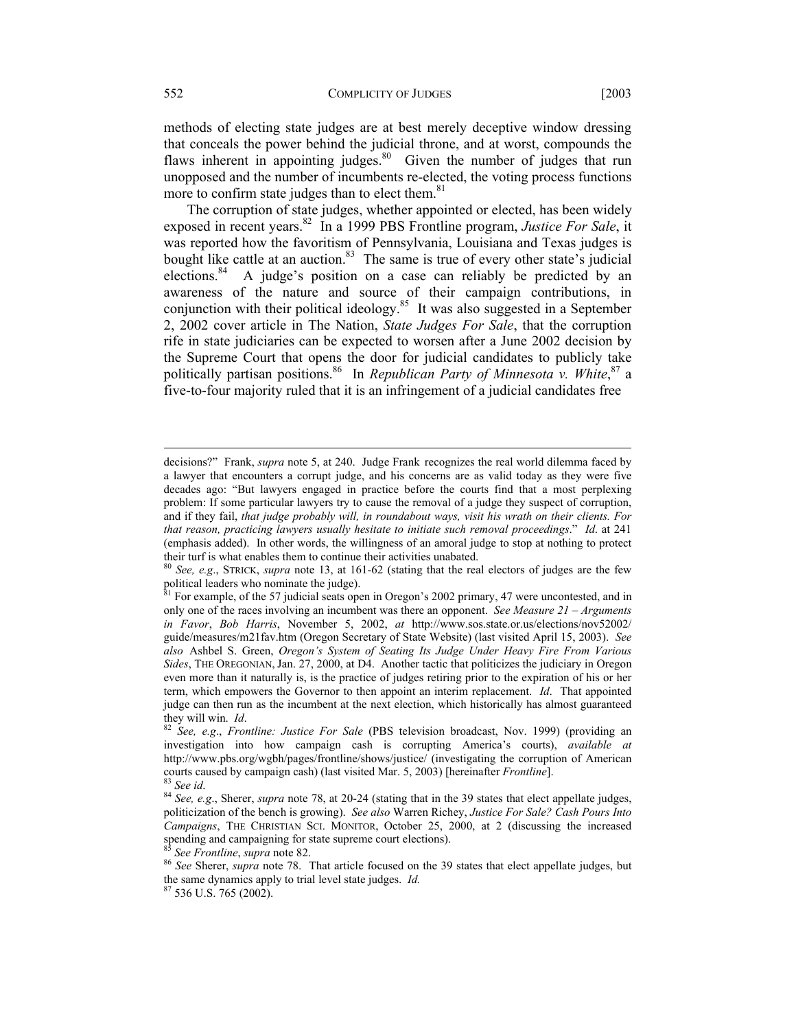methods of electing state judges are at best merely deceptive window dressing that conceals the power behind the judicial throne, and at worst, compounds the flaws inherent in appointing judges.[80] Given the number of judges that run unopposed and the number of incumbents re-elected, the voting process functions more to confirm state judges than to elect them.[81]

The corruption of state judges, whether appointed or elected, has been widely exposed in recent years.[82] In a 1999 PBS Frontline program, *Justice For Sale*, it was reported how the favoritism of Pennsylvania, Louisiana and Texas judges is bought like cattle at an auction.[83] The same is true of every other state's judicial elections.[84] A judge's position on a case can reliably be predicted by an awareness of the nature and source of their campaign contributions, in conjunction with their political ideology.[85] It was also suggested in a September 2, 2002 cover article in The Nation, *State Judges For Sale*, that the corruption rife in state judiciaries can be expected to worsen after a June 2002 decision by the Supreme Court that opens the door for judicial candidates to publicly take politically partisan positions.[86] In *Republican Party of Minnesota v. White*,[87] a five-to-four majority ruled that it is an infringement of a judicial candidates free

---

decisions?" Frank, *supra* note 5, at 240. Judge Frank recognizes the real world dilemma faced by a lawyer that encounters a corrupt judge, and his concerns are as valid today as they were five decades ago: "But lawyers engaged in practice before the courts find that a most perplexing problem: If some particular lawyers try to cause the removal of a judge they suspect of corruption, and if they fail, *that judge probably will, in roundabout ways, visit his wrath on their clients. For that reason, practicing lawyers usually hesitate to initiate such removal proceedings*." *Id*. at 241 (emphasis added). In other words, the willingness of an amoral judge to stop at nothing to protect their turf is what enables them to continue their activities unabated.

[80] *See, e.g*., STRICK, *supra* note 13, at 161-62 (stating that the real electors of judges are the few political leaders who nominate the judge).

[81] For example, of the 57 judicial seats open in Oregon's 2002 primary, 47 were uncontested, and in only one of the races involving an incumbent was there an opponent. *See Measure 21 – Arguments in Favor*, *Bob Harris*, November 5, 2002, *at* http://www.sos.state.or.us/elections/nov52002/guide/measures/m21fav.htm (Oregon Secretary of State Website) (last visited April 15, 2003). *See also* Ashbel S. Green, *Oregon's System of Seating Its Judge Under Heavy Fire From Various Sides*, THE OREGONIAN, Jan. 27, 2000, at D4. Another tactic that politicizes the judiciary in Oregon even more than it naturally is, is the practice of judges retiring prior to the expiration of his or her term, which empowers the Governor to then appoint an interim replacement. *Id*. That appointed judge can then run as the incumbent at the next election, which historically has almost guaranteed they will win. *Id*.

[82] *See, e.g*., *Frontline: Justice For Sale* (PBS television broadcast, Nov. 1999) (providing an investigation into how campaign cash is corrupting America's courts), *available at* http://www.pbs.org/wgbh/pages/frontline/shows/justice/ (investigating the corruption of American courts caused by campaign cash) (last visited Mar. 5, 2003) [hereinafter *Frontline*].

[83] *See id*.

[84] *See, e.g*., Sherer, *supra* note 78, at 20-24 (stating that in the 39 states that elect appellate judges, politicization of the bench is growing). *See also* Warren Richey, *Justice For Sale? Cash Pours Into Campaigns*, THE CHRISTIAN SCI. MONITOR, October 25, 2000, at 2 (discussing the increased spending and campaigning for state supreme court elections).

[85] *See Frontline*, *supra* note 82.

[86] *See* Sherer, *supra* note 78. That article focused on the 39 states that elect appellate judges, but the same dynamics apply to trial level state judges. *Id.*

[87] 536 U.S. 765 (2002).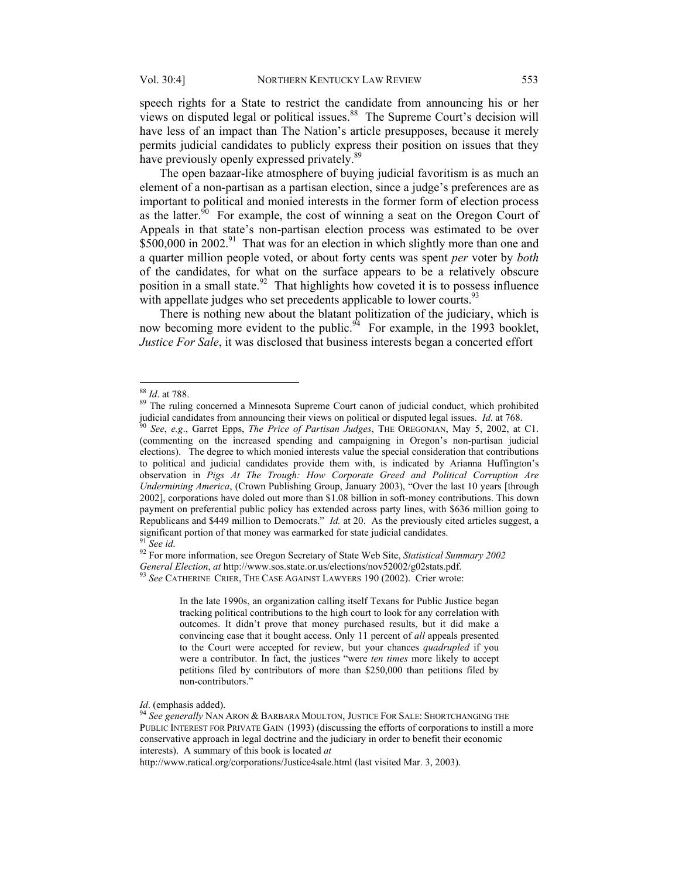speech rights for a State to restrict the candidate from announcing his or her views on disputed legal or political issues.[88] The Supreme Court's decision will have less of an impact than The Nation's article presupposes, because it merely permits judicial candidates to publicly express their position on issues that they have previously openly expressed privately.[89]

The open bazaar-like atmosphere of buying judicial favoritism is as much an element of a non-partisan as a partisan election, since a judge's preferences are as important to political and monied interests in the former form of election process as the latter.[90] For example, the cost of winning a seat on the Oregon Court of Appeals in that state's non-partisan election process was estimated to be over \$500,000 in 2002.[91] That was for an election in which slightly more than one and a quarter million people voted, or about forty cents was spent *per* voter by *both* of the candidates, for what on the surface appears to be a relatively obscure position in a small state.[92] That highlights how coveted it is to possess influence with appellate judges who set precedents applicable to lower courts.[93]

There is nothing new about the blatant politization of the judiciary, which is now becoming more evident to the public.[94] For example, in the 1993 booklet, *Justice For Sale*, it was disclosed that business interests began a concerted effort

---

[88] *Id*. at 788.

[89] The ruling concerned a Minnesota Supreme Court canon of judicial conduct, which prohibited judicial candidates from announcing their views on political or disputed legal issues. *Id*. at 768.

[90] *See*, *e.g*., Garret Epps, *The Price of Partisan Judges*, THE OREGONIAN, May 5, 2002, at C1. (commenting on the increased spending and campaigning in Oregon's non-partisan judicial elections). The degree to which monied interests value the special consideration that contributions to political and judicial candidates provide them with, is indicated by Arianna Huffington's observation in *Pigs At The Trough: How Corporate Greed and Political Corruption Are Undermining America*, (Crown Publishing Group, January 2003), "Over the last 10 years [through 2002], corporations have doled out more than \$1.08 billion in soft-money contributions. This down payment on preferential public policy has extended across party lines, with \$636 million going to Republicans and \$449 million to Democrats." *Id.* at 20. As the previously cited articles suggest, a significant portion of that money was earmarked for state judicial candidates.

[91] *See id*.

[92] For more information, see Oregon Secretary of State Web Site, *Statistical Summary 2002 General Election*, *at* http://www.sos.state.or.us/elections/nov52002/g02stats.pdf.

[93] *See* CATHERINE CRIER, THE CASE AGAINST LAWYERS 190 (2002). Crier wrote:

> In the late 1990s, an organization calling itself Texans for Public Justice began tracking political contributions to the high court to look for any correlation with outcomes. It didn't prove that money purchased results, but it did make a convincing case that it bought access. Only 11 percent of *all* appeals presented to the Court were accepted for review, but your chances *quadrupled* if you were a contributor. In fact, the justices "were *ten times* more likely to accept petitions filed by contributors of more than \$250,000 than petitions filed by non-contributors."

*Id*. (emphasis added).

[94] *See generally* NAN ARON & BARBARA MOULTON, JUSTICE FOR SALE: SHORTCHANGING THE PUBLIC INTEREST FOR PRIVATE GAIN (1993) (discussing the efforts of corporations to instill a more conservative approach in legal doctrine and the judiciary in order to benefit their economic interests). A summary of this book is located *at* http://www.ratical.org/corporations/Justice4sale.html (last visited Mar. 3, 2003).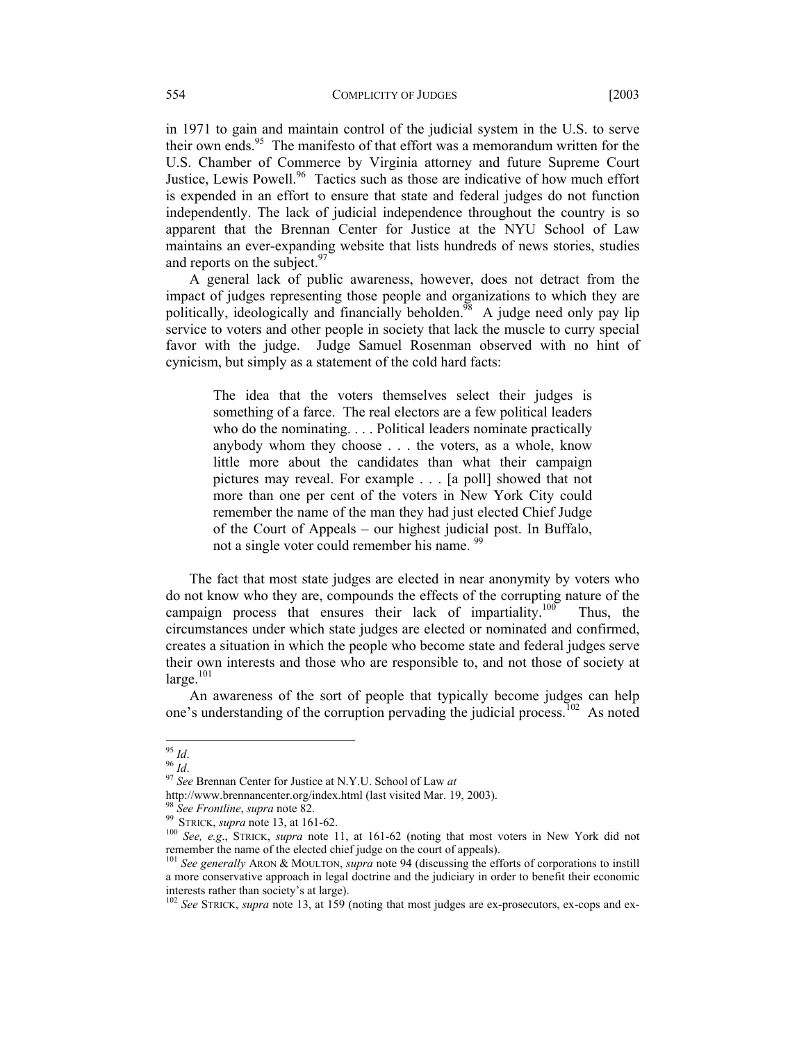in 1971 to gain and maintain control of the judicial system in the U.S. to serve their own ends.[95] The manifesto of that effort was a memorandum written for the U.S. Chamber of Commerce by Virginia attorney and future Supreme Court Justice, Lewis Powell.[96] Tactics such as those are indicative of how much effort is expended in an effort to ensure that state and federal judges do not function independently. The lack of judicial independence throughout the country is so apparent that the Brennan Center for Justice at the NYU School of Law maintains an ever-expanding website that lists hundreds of news stories, studies and reports on the subject.[97]

A general lack of public awareness, however, does not detract from the impact of judges representing those people and organizations to which they are politically, ideologically and financially beholden.[98] A judge need only pay lip service to voters and other people in society that lack the muscle to curry special favor with the judge. Judge Samuel Rosenman observed with no hint of cynicism, but simply as a statement of the cold hard facts:

> The idea that the voters themselves select their judges is something of a farce. The real electors are a few political leaders who do the nominating. . . . Political leaders nominate practically anybody whom they choose . . . the voters, as a whole, know little more about the candidates than what their campaign pictures may reveal. For example . . . [a poll] showed that not more than one per cent of the voters in New York City could remember the name of the man they had just elected Chief Judge of the Court of Appeals – our highest judicial post. In Buffalo, not a single voter could remember his name. [99]

The fact that most state judges are elected in near anonymity by voters who do not know who they are, compounds the effects of the corrupting nature of the campaign process that ensures their lack of impartiality.[100] Thus, the circumstances under which state judges are elected or nominated and confirmed, creates a situation in which the people who become state and federal judges serve their own interests and those who are responsible to, and not those of society at large.[101]

An awareness of the sort of people that typically become judges can help one's understanding of the corruption pervading the judicial process.[102] As noted

---

[95] *Id*.
[96] *Id*.
[97] *See* Brennan Center for Justice at N.Y.U. School of Law *at* http://www.brennancenter.org/index.html (last visited Mar. 19, 2003).
[98] *See Frontline*, *supra* note 82.
[99] STRICK, *supra* note 13, at 161-62.
[100] *See, e.g*., STRICK, *supra* note 11, at 161-62 (noting that most voters in New York did not remember the name of the elected chief judge on the court of appeals).
[101] *See generally* ARON & MOULTON, *supra* note 94 (discussing the efforts of corporations to instill a more conservative approach in legal doctrine and the judiciary in order to benefit their economic interests rather than society's at large).
[102] *See* STRICK, *supra* note 13, at 159 (noting that most judges are ex-prosecutors, ex-cops and ex-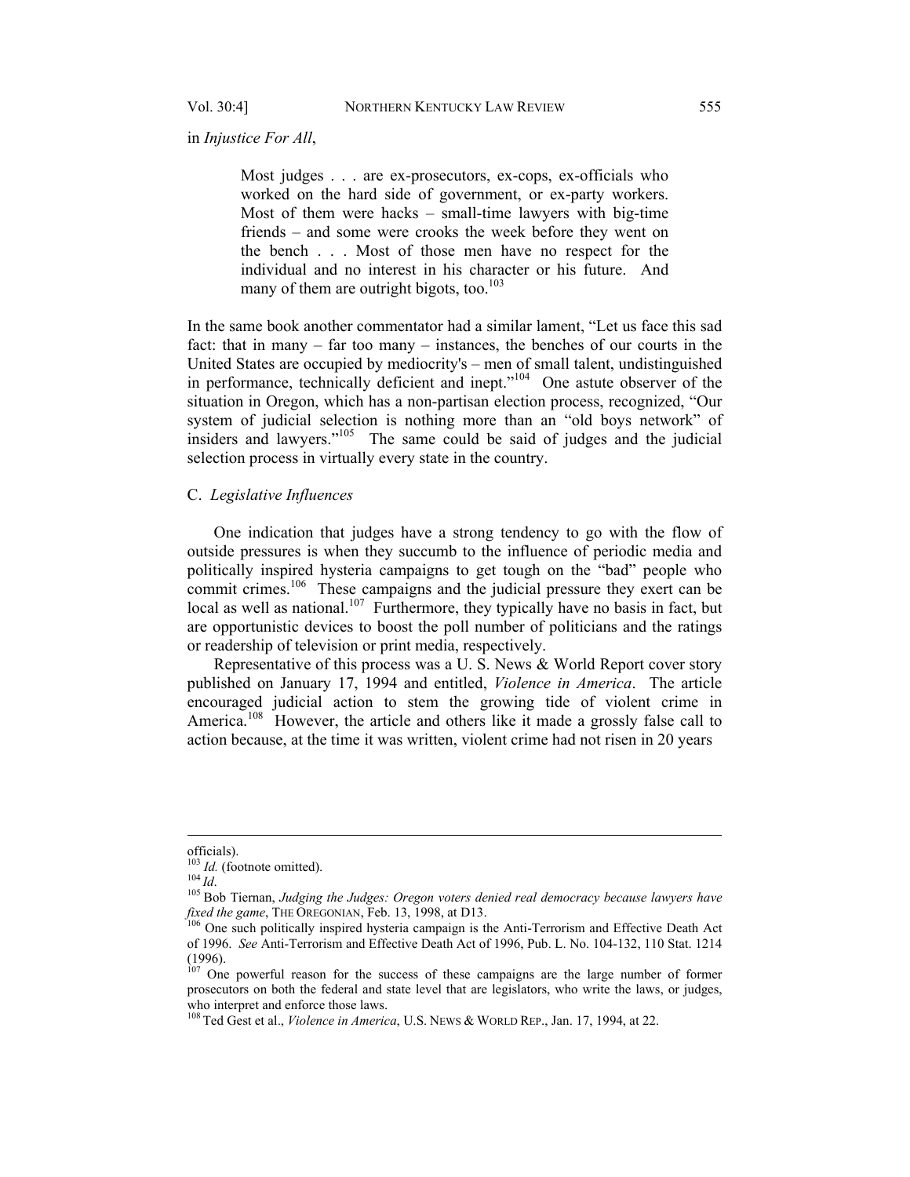in *Injustice For All*,

> Most judges . . . are ex-prosecutors, ex-cops, ex-officials who worked on the hard side of government, or ex-party workers. Most of them were hacks – small-time lawyers with big-time friends – and some were crooks the week before they went on the bench . . . Most of those men have no respect for the individual and no interest in his character or his future. And many of them are outright bigots, too.[103]

In the same book another commentator had a similar lament, "Let us face this sad fact: that in many – far too many – instances, the benches of our courts in the United States are occupied by mediocrity's – men of small talent, undistinguished in performance, technically deficient and inept."[104] One astute observer of the situation in Oregon, which has a non-partisan election process, recognized, "Our system of judicial selection is nothing more than an "old boys network" of insiders and lawyers."[105] The same could be said of judges and the judicial selection process in virtually every state in the country.

### C. *Legislative Influences*

One indication that judges have a strong tendency to go with the flow of outside pressures is when they succumb to the influence of periodic media and politically inspired hysteria campaigns to get tough on the "bad" people who commit crimes.[106] These campaigns and the judicial pressure they exert can be local as well as national.[107] Furthermore, they typically have no basis in fact, but are opportunistic devices to boost the poll number of politicians and the ratings or readership of television or print media, respectively.

Representative of this process was a U. S. News & World Report cover story published on January 17, 1994 and entitled, *Violence in America*. The article encouraged judicial action to stem the growing tide of violent crime in America.[108] However, the article and others like it made a grossly false call to action because, at the time it was written, violent crime had not risen in 20 years

---

officials).

[103] *Id.* (footnote omitted).

[104] *Id*.

[105] Bob Tiernan, *Judging the Judges: Oregon voters denied real democracy because lawyers have fixed the game*, THE OREGONIAN, Feb. 13, 1998, at D13.

[106] One such politically inspired hysteria campaign is the Anti-Terrorism and Effective Death Act of 1996. *See* Anti-Terrorism and Effective Death Act of 1996, Pub. L. No. 104-132, 110 Stat. 1214 (1996).

[107] One powerful reason for the success of these campaigns are the large number of former prosecutors on both the federal and state level that are legislators, who write the laws, or judges, who interpret and enforce those laws.

[108] Ted Gest et al., *Violence in America*, U.S. NEWS & WORLD REP., Jan. 17, 1994, at 22.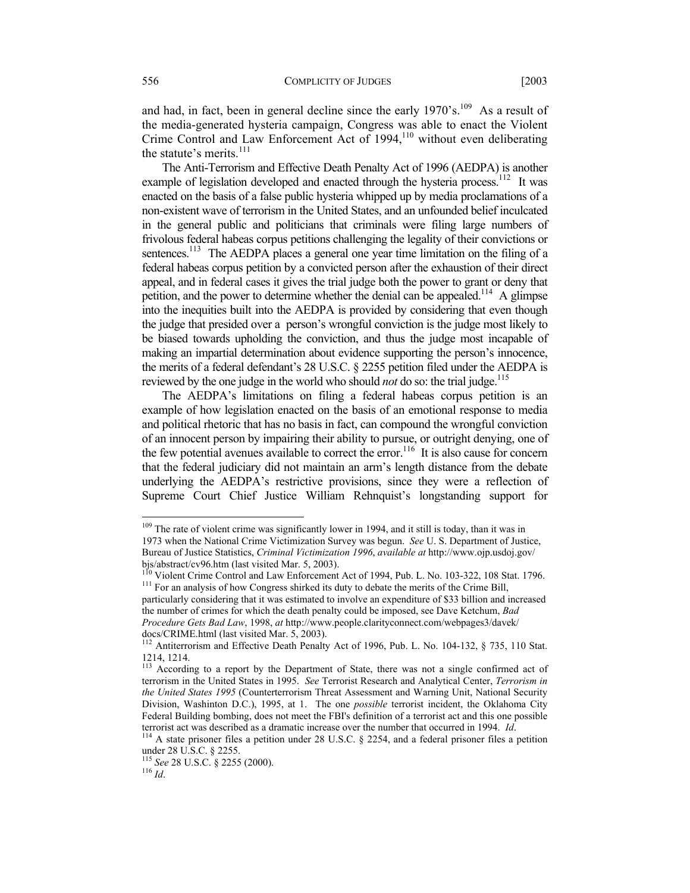and had, in fact, been in general decline since the early 1970's.[109] As a result of the media-generated hysteria campaign, Congress was able to enact the Violent Crime Control and Law Enforcement Act of 1994,[110] without even deliberating the statute's merits.[111]

The Anti-Terrorism and Effective Death Penalty Act of 1996 (AEDPA) is another example of legislation developed and enacted through the hysteria process.[112] It was enacted on the basis of a false public hysteria whipped up by media proclamations of a non-existent wave of terrorism in the United States, and an unfounded belief inculcated in the general public and politicians that criminals were filing large numbers of frivolous federal habeas corpus petitions challenging the legality of their convictions or sentences.[113] The AEDPA places a general one year time limitation on the filing of a federal habeas corpus petition by a convicted person after the exhaustion of their direct appeal, and in federal cases it gives the trial judge both the power to grant or deny that petition, and the power to determine whether the denial can be appealed.[114] A glimpse into the inequities built into the AEDPA is provided by considering that even though the judge that presided over a person's wrongful conviction is the judge most likely to be biased towards upholding the conviction, and thus the judge most incapable of making an impartial determination about evidence supporting the person's innocence, the merits of a federal defendant's 28 U.S.C. § 2255 petition filed under the AEDPA is reviewed by the one judge in the world who should *not* do so: the trial judge.[115]

The AEDPA's limitations on filing a federal habeas corpus petition is an example of how legislation enacted on the basis of an emotional response to media and political rhetoric that has no basis in fact, can compound the wrongful conviction of an innocent person by impairing their ability to pursue, or outright denying, one of the few potential avenues available to correct the error.[116] It is also cause for concern that the federal judiciary did not maintain an arm's length distance from the debate underlying the AEDPA's restrictive provisions, since they were a reflection of Supreme Court Chief Justice William Rehnquist's longstanding support for

---

[109] The rate of violent crime was significantly lower in 1994, and it still is today, than it was in 1973 when the National Crime Victimization Survey was begun. *See* U. S. Department of Justice, Bureau of Justice Statistics, *Criminal Victimization 1996*, *available at* http://www.ojp.usdoj.gov/bjs/abstract/cv96.htm (last visited Mar. 5, 2003).

[110] Violent Crime Control and Law Enforcement Act of 1994, Pub. L. No. 103-322, 108 Stat. 1796.

[111] For an analysis of how Congress shirked its duty to debate the merits of the Crime Bill, particularly considering that it was estimated to involve an expenditure of $33 billion and increased the number of crimes for which the death penalty could be imposed, see Dave Ketchum, *Bad Procedure Gets Bad Law*, 1998, *at* http://www.people.clarityconnect.com/webpages3/davek/docs/CRIME.html (last visited Mar. 5, 2003).

[112] Antiterrorism and Effective Death Penalty Act of 1996, Pub. L. No. 104-132, § 735, 110 Stat. 1214, 1214.

[113] According to a report by the Department of State, there was not a single confirmed act of terrorism in the United States in 1995. *See* Terrorist Research and Analytical Center, *Terrorism in the United States 1995* (Counterterrorism Threat Assessment and Warning Unit, National Security Division, Washinton D.C.), 1995, at 1. The one *possible* terrorist incident, the Oklahoma City Federal Building bombing, does not meet the FBI's definition of a terrorist act and this one possible terrorist act was described as a dramatic increase over the number that occurred in 1994. *Id*.

[114] A state prisoner files a petition under 28 U.S.C. § 2254, and a federal prisoner files a petition under 28 U.S.C. § 2255.

[115] *See* 28 U.S.C. § 2255 (2000).

[116] *Id*.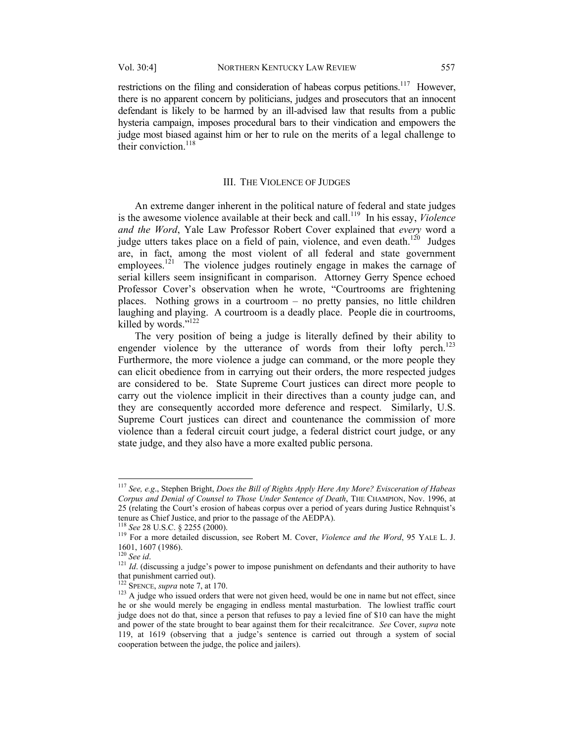restrictions on the filing and consideration of habeas corpus petitions.[117] However, there is no apparent concern by politicians, judges and prosecutors that an innocent defendant is likely to be harmed by an ill-advised law that results from a public hysteria campaign, imposes procedural bars to their vindication and empowers the judge most biased against him or her to rule on the merits of a legal challenge to their conviction.[118]

## III. THE VIOLENCE OF JUDGES

An extreme danger inherent in the political nature of federal and state judges is the awesome violence available at their beck and call.[119] In his essay, *Violence and the Word*, Yale Law Professor Robert Cover explained that *every* word a judge utters takes place on a field of pain, violence, and even death.[120] Judges are, in fact, among the most violent of all federal and state government employees.[121] The violence judges routinely engage in makes the carnage of serial killers seem insignificant in comparison. Attorney Gerry Spence echoed Professor Cover's observation when he wrote, "Courtrooms are frightening places. Nothing grows in a courtroom – no pretty pansies, no little children laughing and playing. A courtroom is a deadly place. People die in courtrooms, killed by words."[122]

The very position of being a judge is literally defined by their ability to engender violence by the utterance of words from their lofty perch.[123] Furthermore, the more violence a judge can command, or the more people they can elicit obedience from in carrying out their orders, the more respected judges are considered to be. State Supreme Court justices can direct more people to carry out the violence implicit in their directives than a county judge can, and they are consequently accorded more deference and respect. Similarly, U.S. Supreme Court justices can direct and countenance the commission of more violence than a federal circuit court judge, a federal district court judge, or any state judge, and they also have a more exalted public persona.

---

[117] *See, e.g*., Stephen Bright, *Does the Bill of Rights Apply Here Any More? Evisceration of Habeas Corpus and Denial of Counsel to Those Under Sentence of Death*, THE CHAMPION, Nov. 1996, at 25 (relating the Court's erosion of habeas corpus over a period of years during Justice Rehnquist's tenure as Chief Justice, and prior to the passage of the AEDPA).

[118] *See* 28 U.S.C. § 2255 (2000).

[119] For a more detailed discussion, see Robert M. Cover, *Violence and the Word*, 95 YALE L. J. 1601, 1607 (1986).

[120] *See id*.

[121] *Id*. (discussing a judge's power to impose punishment on defendants and their authority to have that punishment carried out).

[122] SPENCE, *supra* note 7, at 170.

[123] A judge who issued orders that were not given heed, would be one in name but not effect, since he or she would merely be engaging in endless mental masturbation. The lowliest traffic court judge does not do that, since a person that refuses to pay a levied fine of $10 can have the might and power of the state brought to bear against them for their recalcitrance. *See* Cover, *supra* note 119, at 1619 (observing that a judge's sentence is carried out through a system of social cooperation between the judge, the police and jailers).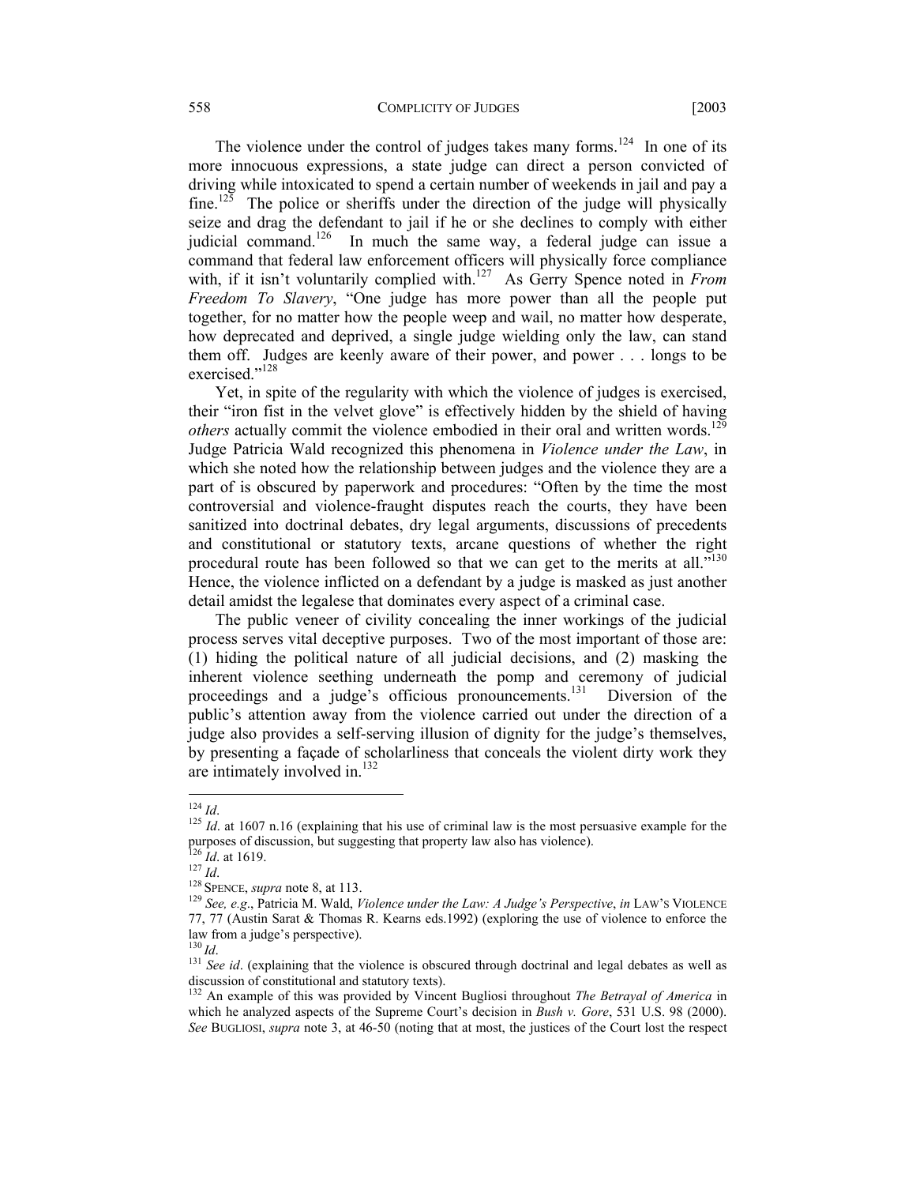The violence under the control of judges takes many forms.[124] In one of its more innocuous expressions, a state judge can direct a person convicted of driving while intoxicated to spend a certain number of weekends in jail and pay a fine.[125] The police or sheriffs under the direction of the judge will physically seize and drag the defendant to jail if he or she declines to comply with either judicial command.[126] In much the same way, a federal judge can issue a command that federal law enforcement officers will physically force compliance with, if it isn't voluntarily complied with.[127] As Gerry Spence noted in *From Freedom To Slavery*, "One judge has more power than all the people put together, for no matter how the people weep and wail, no matter how desperate, how deprecated and deprived, a single judge wielding only the law, can stand them off. Judges are keenly aware of their power, and power . . . longs to be exercised."[128]

Yet, in spite of the regularity with which the violence of judges is exercised, their "iron fist in the velvet glove" is effectively hidden by the shield of having *others* actually commit the violence embodied in their oral and written words.[129] Judge Patricia Wald recognized this phenomena in *Violence under the Law*, in which she noted how the relationship between judges and the violence they are a part of is obscured by paperwork and procedures: "Often by the time the most controversial and violence-fraught disputes reach the courts, they have been sanitized into doctrinal debates, dry legal arguments, discussions of precedents and constitutional or statutory texts, arcane questions of whether the right procedural route has been followed so that we can get to the merits at all."[130] Hence, the violence inflicted on a defendant by a judge is masked as just another detail amidst the legalese that dominates every aspect of a criminal case.

The public veneer of civility concealing the inner workings of the judicial process serves vital deceptive purposes. Two of the most important of those are: (1) hiding the political nature of all judicial decisions, and (2) masking the inherent violence seething underneath the pomp and ceremony of judicial proceedings and a judge's officious pronouncements.[131] Diversion of the public's attention away from the violence carried out under the direction of a judge also provides a self-serving illusion of dignity for the judge's themselves, by presenting a façade of scholarliness that conceals the violent dirty work they are intimately involved in.[132]

---

[124] *Id*.

[125] *Id*. at 1607 n.16 (explaining that his use of criminal law is the most persuasive example for the purposes of discussion, but suggesting that property law also has violence).

[126] *Id*. at 1619.

[127] *Id*.

[128] SPENCE, *supra* note 8, at 113.

[129] *See, e.g*., Patricia M. Wald, *Violence under the Law: A Judge's Perspective*, *in* LAW'S VIOLENCE 77, 77 (Austin Sarat & Thomas R. Kearns eds.1992) (exploring the use of violence to enforce the law from a judge's perspective).

[130] *Id*.

[131] *See id*. (explaining that the violence is obscured through doctrinal and legal debates as well as discussion of constitutional and statutory texts).

[132] An example of this was provided by Vincent Bugliosi throughout *The Betrayal of America* in which he analyzed aspects of the Supreme Court's decision in *Bush v. Gore*, 531 U.S. 98 (2000). *See* BUGLIOSI, *supra* note 3, at 46-50 (noting that at most, the justices of the Court lost the respect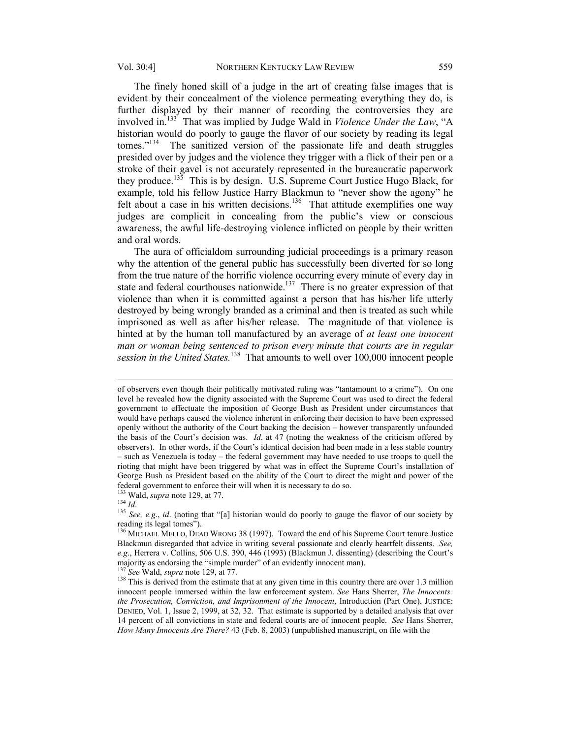The finely honed skill of a judge in the art of creating false images that is evident by their concealment of the violence permeating everything they do, is further displayed by their manner of recording the controversies they are involved in.[133] That was implied by Judge Wald in *Violence Under the Law*, "A historian would do poorly to gauge the flavor of our society by reading its legal tomes."[134] The sanitized version of the passionate life and death struggles presided over by judges and the violence they trigger with a flick of their pen or a stroke of their gavel is not accurately represented in the bureaucratic paperwork they produce.[135] This is by design. U.S. Supreme Court Justice Hugo Black, for example, told his fellow Justice Harry Blackmun to "never show the agony" he felt about a case in his written decisions.[136] That attitude exemplifies one way judges are complicit in concealing from the public's view or conscious awareness, the awful life-destroying violence inflicted on people by their written and oral words.

The aura of officialdom surrounding judicial proceedings is a primary reason why the attention of the general public has successfully been diverted for so long from the true nature of the horrific violence occurring every minute of every day in state and federal courthouses nationwide.[137] There is no greater expression of that violence than when it is committed against a person that has his/her life utterly destroyed by being wrongly branded as a criminal and then is treated as such while imprisoned as well as after his/her release. The magnitude of that violence is hinted at by the human toll manufactured by an average of *at least one innocent man or woman being sentenced to prison every minute that courts are in regular session in the United States.*[138] That amounts to well over 100,000 innocent people

---

of observers even though their politically motivated ruling was "tantamount to a crime"). On one level he revealed how the dignity associated with the Supreme Court was used to direct the federal government to effectuate the imposition of George Bush as President under circumstances that would have perhaps caused the violence inherent in enforcing their decision to have been expressed openly without the authority of the Court backing the decision – however transparently unfounded the basis of the Court's decision was. *Id*. at 47 (noting the weakness of the criticism offered by observers). In other words, if the Court's identical decision had been made in a less stable country – such as Venezuela is today – the federal government may have needed to use troops to quell the rioting that might have been triggered by what was in effect the Supreme Court's installation of George Bush as President based on the ability of the Court to direct the might and power of the federal government to enforce their will when it is necessary to do so.

[133] Wald, *supra* note 129, at 77.

[134] *Id*.

[135] *See, e.g*., *id*. (noting that "[a] historian would do poorly to gauge the flavor of our society by reading its legal tomes").

[136] MICHAEL MELLO, DEAD WRONG 38 (1997). Toward the end of his Supreme Court tenure Justice Blackmun disregarded that advice in writing several passionate and clearly heartfelt dissents. *See, e.g*., Herrera v. Collins, 506 U.S. 390, 446 (1993) (Blackmun J. dissenting) (describing the Court's majority as endorsing the "simple murder" of an evidently innocent man).

[137] *See* Wald, *supra* note 129, at 77.

[138] This is derived from the estimate that at any given time in this country there are over 1.3 million innocent people immersed within the law enforcement system. *See* Hans Sherrer, *The Innocents: the Prosecution, Conviction, and Imprisonment of the Innocent*, Introduction (Part One), JUSTICE: DENIED, Vol. 1, Issue 2, 1999, at 32, 32. That estimate is supported by a detailed analysis that over 14 percent of all convictions in state and federal courts are of innocent people. *See* Hans Sherrer, *How Many Innocents Are There?* 43 (Feb. 8, 2003) (unpublished manuscript, on file with the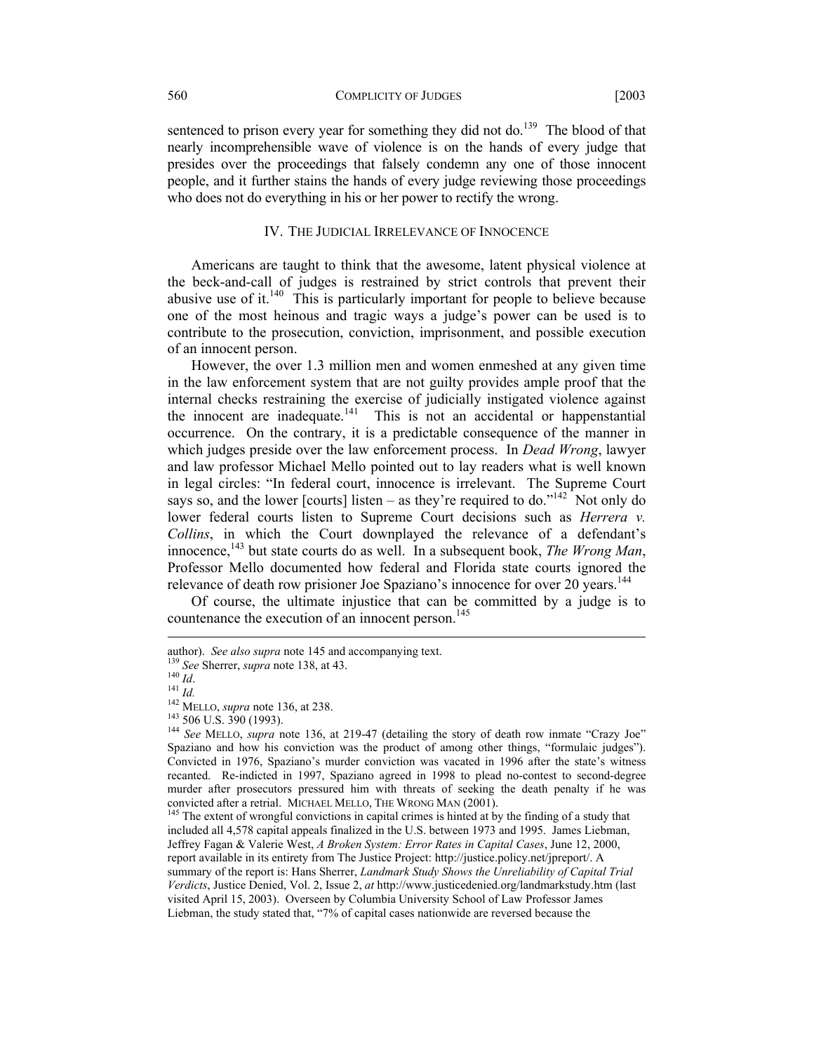sentenced to prison every year for something they did not do.[139] The blood of that nearly incomprehensible wave of violence is on the hands of every judge that presides over the proceedings that falsely condemn any one of those innocent people, and it further stains the hands of every judge reviewing those proceedings who does not do everything in his or her power to rectify the wrong.

## IV. The Judicial Irrelevance of Innocence

Americans are taught to think that the awesome, latent physical violence at the beck-and-call of judges is restrained by strict controls that prevent their abusive use of it.[140] This is particularly important for people to believe because one of the most heinous and tragic ways a judge's power can be used is to contribute to the prosecution, conviction, imprisonment, and possible execution of an innocent person.

However, the over 1.3 million men and women enmeshed at any given time in the law enforcement system that are not guilty provides ample proof that the internal checks restraining the exercise of judicially instigated violence against the innocent are inadequate.[141] This is not an accidental or happenstantial occurrence. On the contrary, it is a predictable consequence of the manner in which judges preside over the law enforcement process. In *Dead Wrong*, lawyer and law professor Michael Mello pointed out to lay readers what is well known in legal circles: "In federal court, innocence is irrelevant. The Supreme Court says so, and the lower [courts] listen – as they're required to do."[142] Not only do lower federal courts listen to Supreme Court decisions such as *Herrera v. Collins*, in which the Court downplayed the relevance of a defendant's innocence,[143] but state courts do as well. In a subsequent book, *The Wrong Man*, Professor Mello documented how federal and Florida state courts ignored the relevance of death row prisioner Joe Spaziano's innocence for over 20 years.[144]

Of course, the ultimate injustice that can be committed by a judge is to countenance the execution of an innocent person.[145]

---

author). *See also supra* note 145 and accompanying text.

[139] *See* Sherrer, *supra* note 138, at 43.

[140] *Id*.

[141] *Id.*

[142] Mello, *supra* note 136, at 238.

[143] 506 U.S. 390 (1993).

[144] *See* Mello, *supra* note 136, at 219-47 (detailing the story of death row inmate "Crazy Joe" Spaziano and how his conviction was the product of among other things, "formulaic judges"). Convicted in 1976, Spaziano's murder conviction was vacated in 1996 after the state's witness recanted. Re-indicted in 1997, Spaziano agreed in 1998 to plead no-contest to second-degree murder after prosecutors pressured him with threats of seeking the death penalty if he was convicted after a retrial. Michael Mello, The Wrong Man (2001).

[145] The extent of wrongful convictions in capital crimes is hinted at by the finding of a study that included all 4,578 capital appeals finalized in the U.S. between 1973 and 1995. James Liebman, Jeffrey Fagan & Valerie West, *A Broken System: Error Rates in Capital Cases*, June 12, 2000, report available in its entirety from The Justice Project: http://justice.policy.net/jpreport/. A summary of the report is: Hans Sherrer, *Landmark Study Shows the Unreliability of Capital Trial Verdicts*, Justice Denied, Vol. 2, Issue 2, *at* http://www.justicedenied.org/landmarkstudy.htm (last visited April 15, 2003). Overseen by Columbia University School of Law Professor James Liebman, the study stated that, "7% of capital cases nationwide are reversed because the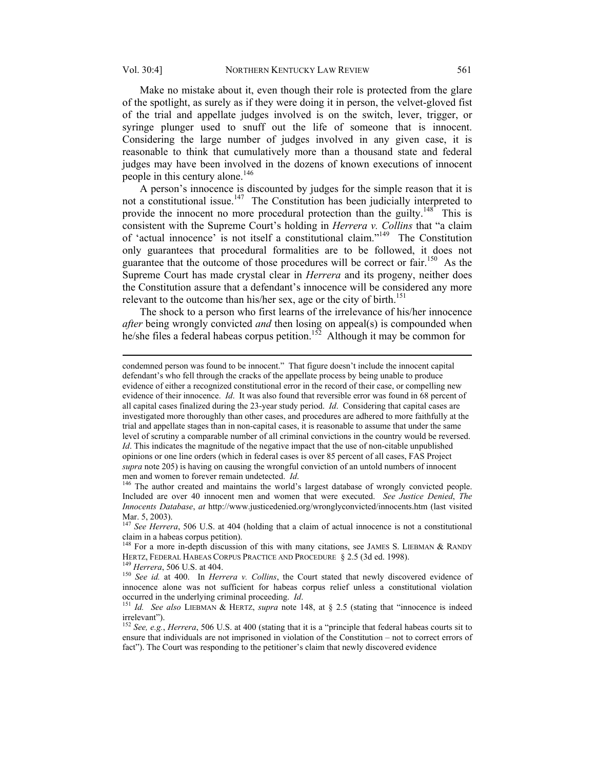Make no mistake about it, even though their role is protected from the glare of the spotlight, as surely as if they were doing it in person, the velvet-gloved fist of the trial and appellate judges involved is on the switch, lever, trigger, or syringe plunger used to snuff out the life of someone that is innocent. Considering the large number of judges involved in any given case, it is reasonable to think that cumulatively more than a thousand state and federal judges may have been involved in the dozens of known executions of innocent people in this century alone.[146]

A person's innocence is discounted by judges for the simple reason that it is not a constitutional issue.[147] The Constitution has been judicially interpreted to provide the innocent no more procedural protection than the guilty.[148] This is consistent with the Supreme Court's holding in *Herrera v. Collins* that "a claim of 'actual innocence' is not itself a constitutional claim."[149] The Constitution only guarantees that procedural formalities are to be followed, it does not guarantee that the outcome of those procedures will be correct or fair.[150] As the Supreme Court has made crystal clear in *Herrera* and its progeny, neither does the Constitution assure that a defendant's innocence will be considered any more relevant to the outcome than his/her sex, age or the city of birth.[151]

The shock to a person who first learns of the irrelevance of his/her innocence *after* being wrongly convicted *and* then losing on appeal(s) is compounded when he/she files a federal habeas corpus petition.[152] Although it may be common for

---

condemned person was found to be innocent." That figure doesn't include the innocent capital defendant's who fell through the cracks of the appellate process by being unable to produce evidence of either a recognized constitutional error in the record of their case, or compelling new evidence of their innocence. *Id*. It was also found that reversible error was found in 68 percent of all capital cases finalized during the 23-year study period. *Id*. Considering that capital cases are investigated more thoroughly than other cases, and procedures are adhered to more faithfully at the trial and appellate stages than in non-capital cases, it is reasonable to assume that under the same level of scrutiny a comparable number of all criminal convictions in the country would be reversed. *Id*. This indicates the magnitude of the negative impact that the use of non-citable unpublished opinions or one line orders (which in federal cases is over 85 percent of all cases, FAS Project *supra* note 205) is having on causing the wrongful conviction of an untold numbers of innocent men and women to forever remain undetected. *Id*.

[146] The author created and maintains the world's largest database of wrongly convicted people. Included are over 40 innocent men and women that were executed. *See Justice Denied*, *The Innocents Database*, *at* http://www.justicedenied.org/wronglyconvicted/innocents.htm (last visited Mar. 5, 2003).

[147] *See Herrera*, 506 U.S. at 404 (holding that a claim of actual innocence is not a constitutional claim in a habeas corpus petition).

[148] For a more in-depth discussion of this with many citations, see JAMES S. LIEBMAN & RANDY HERTZ, FEDERAL HABEAS CORPUS PRACTICE AND PROCEDURE § 2.5 (3d ed. 1998).

[149] *Herrera*, 506 U.S. at 404.

[150] *See id.* at 400. In *Herrera v. Collins*, the Court stated that newly discovered evidence of innocence alone was not sufficient for habeas corpus relief unless a constitutional violation occurred in the underlying criminal proceeding. *Id*.

[151] *Id. See also* LIEBMAN & HERTZ, *supra* note 148, at § 2.5 (stating that "innocence is indeed irrelevant").

[152] *See, e.g.*, *Herrera*, 506 U.S. at 400 (stating that it is a "principle that federal habeas courts sit to ensure that individuals are not imprisoned in violation of the Constitution – not to correct errors of fact"). The Court was responding to the petitioner's claim that newly discovered evidence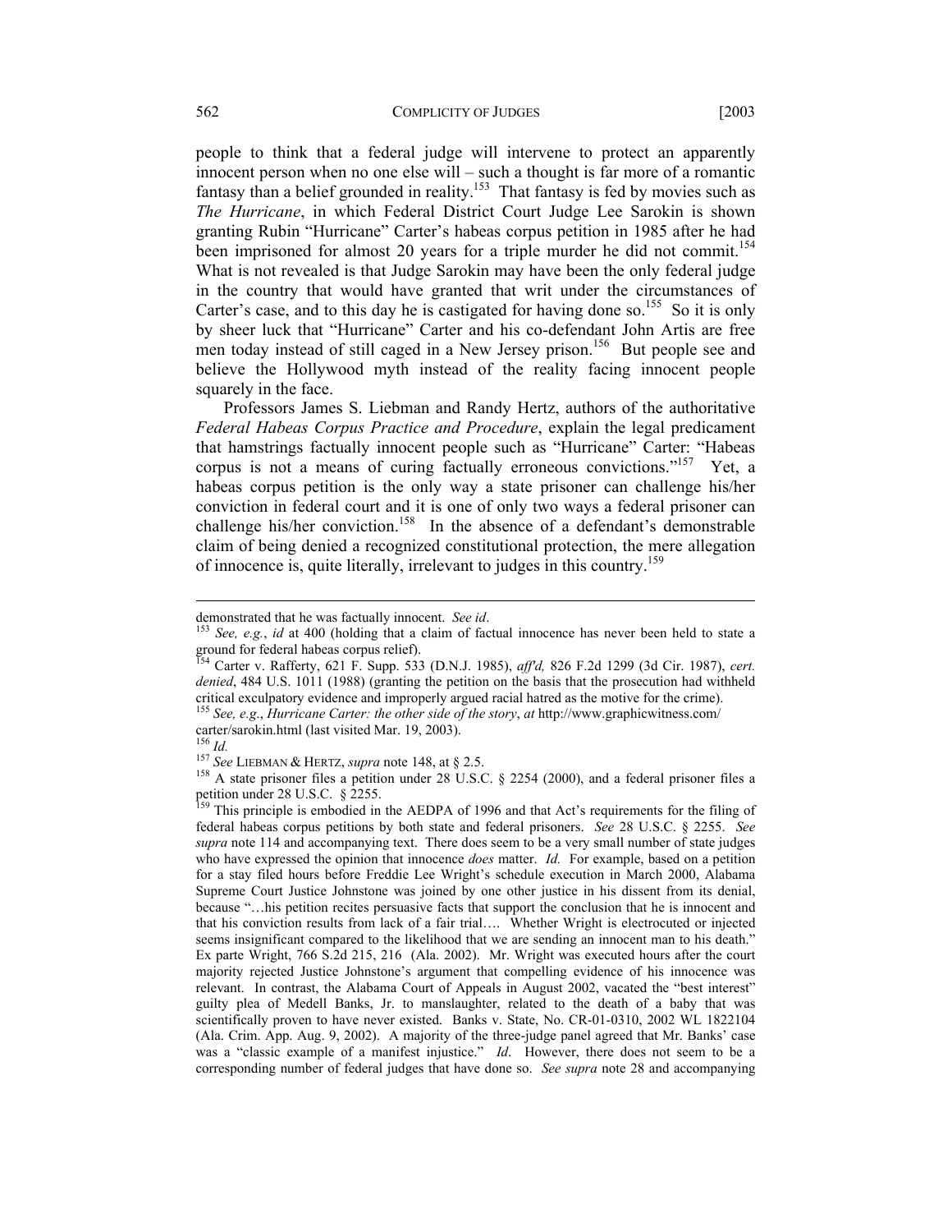people to think that a federal judge will intervene to protect an apparently innocent person when no one else will – such a thought is far more of a romantic fantasy than a belief grounded in reality.[153] That fantasy is fed by movies such as *The Hurricane*, in which Federal District Court Judge Lee Sarokin is shown granting Rubin "Hurricane" Carter's habeas corpus petition in 1985 after he had been imprisoned for almost 20 years for a triple murder he did not commit.[154] What is not revealed is that Judge Sarokin may have been the only federal judge in the country that would have granted that writ under the circumstances of Carter's case, and to this day he is castigated for having done so.[155] So it is only by sheer luck that "Hurricane" Carter and his co-defendant John Artis are free men today instead of still caged in a New Jersey prison.[156] But people see and believe the Hollywood myth instead of the reality facing innocent people squarely in the face.

Professors James S. Liebman and Randy Hertz, authors of the authoritative *Federal Habeas Corpus Practice and Procedure*, explain the legal predicament that hamstrings factually innocent people such as "Hurricane" Carter: "Habeas corpus is not a means of curing factually erroneous convictions."[157] Yet, a habeas corpus petition is the only way a state prisoner can challenge his/her conviction in federal court and it is one of only two ways a federal prisoner can challenge his/her conviction.[158] In the absence of a defendant's demonstrable claim of being denied a recognized constitutional protection, the mere allegation of innocence is, quite literally, irrelevant to judges in this country.[159]

---

demonstrated that he was factually innocent. *See id*.

[153] *See, e.g.*, *id* at 400 (holding that a claim of factual innocence has never been held to state a ground for federal habeas corpus relief).

[154] Carter v. Rafferty, 621 F. Supp. 533 (D.N.J. 1985), *aff'd,* 826 F.2d 1299 (3d Cir. 1987), *cert. denied*, 484 U.S. 1011 (1988) (granting the petition on the basis that the prosecution had withheld critical exculpatory evidence and improperly argued racial hatred as the motive for the crime).

[155] *See, e.g.*, *Hurricane Carter: the other side of the story*, *at* http://www.graphicwitness.com/carter/sarokin.html (last visited Mar. 19, 2003).

[156] *Id.*

[157] *See* LIEBMAN & HERTZ, *supra* note 148, at § 2.5.

[158] A state prisoner files a petition under 28 U.S.C. § 2254 (2000), and a federal prisoner files a petition under 28 U.S.C. § 2255.

[159] This principle is embodied in the AEDPA of 1996 and that Act's requirements for the filing of federal habeas corpus petitions by both state and federal prisoners. *See* 28 U.S.C. § 2255. *See supra* note 114 and accompanying text. There does seem to be a very small number of state judges who have expressed the opinion that innocence *does* matter. *Id.* For example, based on a petition for a stay filed hours before Freddie Lee Wright's schedule execution in March 2000, Alabama Supreme Court Justice Johnstone was joined by one other justice in his dissent from its denial, because "…his petition recites persuasive facts that support the conclusion that he is innocent and that his conviction results from lack of a fair trial…. Whether Wright is electrocuted or injected seems insignificant compared to the likelihood that we are sending an innocent man to his death." Ex parte Wright, 766 S.2d 215, 216 (Ala. 2002). Mr. Wright was executed hours after the court majority rejected Justice Johnstone's argument that compelling evidence of his innocence was relevant. In contrast, the Alabama Court of Appeals in August 2002, vacated the "best interest" guilty plea of Medell Banks, Jr. to manslaughter, related to the death of a baby that was scientifically proven to have never existed. Banks v. State, No. CR-01-0310, 2002 WL 1822104 (Ala. Crim. App. Aug. 9, 2002). A majority of the three-judge panel agreed that Mr. Banks' case was a "classic example of a manifest injustice." *Id*. However, there does not seem to be a corresponding number of federal judges that have done so. *See supra* note 28 and accompanying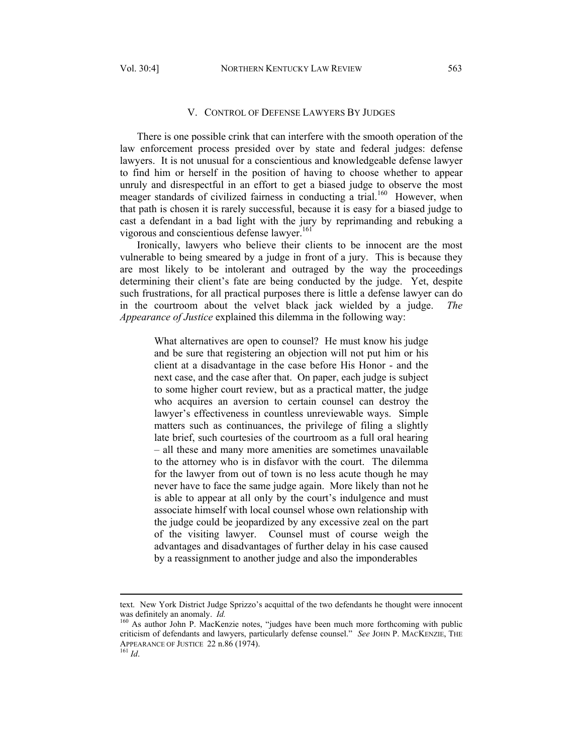## V. CONTROL OF DEFENSE LAWYERS BY JUDGES

There is one possible crink that can interfere with the smooth operation of the law enforcement process presided over by state and federal judges: defense lawyers. It is not unusual for a conscientious and knowledgeable defense lawyer to find him or herself in the position of having to choose whether to appear unruly and disrespectful in an effort to get a biased judge to observe the most meager standards of civilized fairness in conducting a trial.[160] However, when that path is chosen it is rarely successful, because it is easy for a biased judge to cast a defendant in a bad light with the jury by reprimanding and rebuking a vigorous and conscientious defense lawyer.[161]

Ironically, lawyers who believe their clients to be innocent are the most vulnerable to being smeared by a judge in front of a jury. This is because they are most likely to be intolerant and outraged by the way the proceedings determining their client's fate are being conducted by the judge. Yet, despite such frustrations, for all practical purposes there is little a defense lawyer can do in the courtroom about the velvet black jack wielded by a judge. *The Appearance of Justice* explained this dilemma in the following way:

> What alternatives are open to counsel? He must know his judge and be sure that registering an objection will not put him or his client at a disadvantage in the case before His Honor - and the next case, and the case after that. On paper, each judge is subject to some higher court review, but as a practical matter, the judge who acquires an aversion to certain counsel can destroy the lawyer's effectiveness in countless unreviewable ways. Simple matters such as continuances, the privilege of filing a slightly late brief, such courtesies of the courtroom as a full oral hearing – all these and many more amenities are sometimes unavailable to the attorney who is in disfavor with the court. The dilemma for the lawyer from out of town is no less acute though he may never have to face the same judge again. More likely than not he is able to appear at all only by the court's indulgence and must associate himself with local counsel whose own relationship with the judge could be jeopardized by any excessive zeal on the part of the visiting lawyer. Counsel must of course weigh the advantages and disadvantages of further delay in his case caused by a reassignment to another judge and also the imponderables

---

text. New York District Judge Sprizzo's acquittal of the two defendants he thought were innocent was definitely an anomaly. *Id.*

[160] As author John P. MacKenzie notes, "judges have been much more forthcoming with public criticism of defendants and lawyers, particularly defense counsel." *See* JOHN P. MACKENZIE, THE APPEARANCE OF JUSTICE 22 n.86 (1974).

[161] *Id*.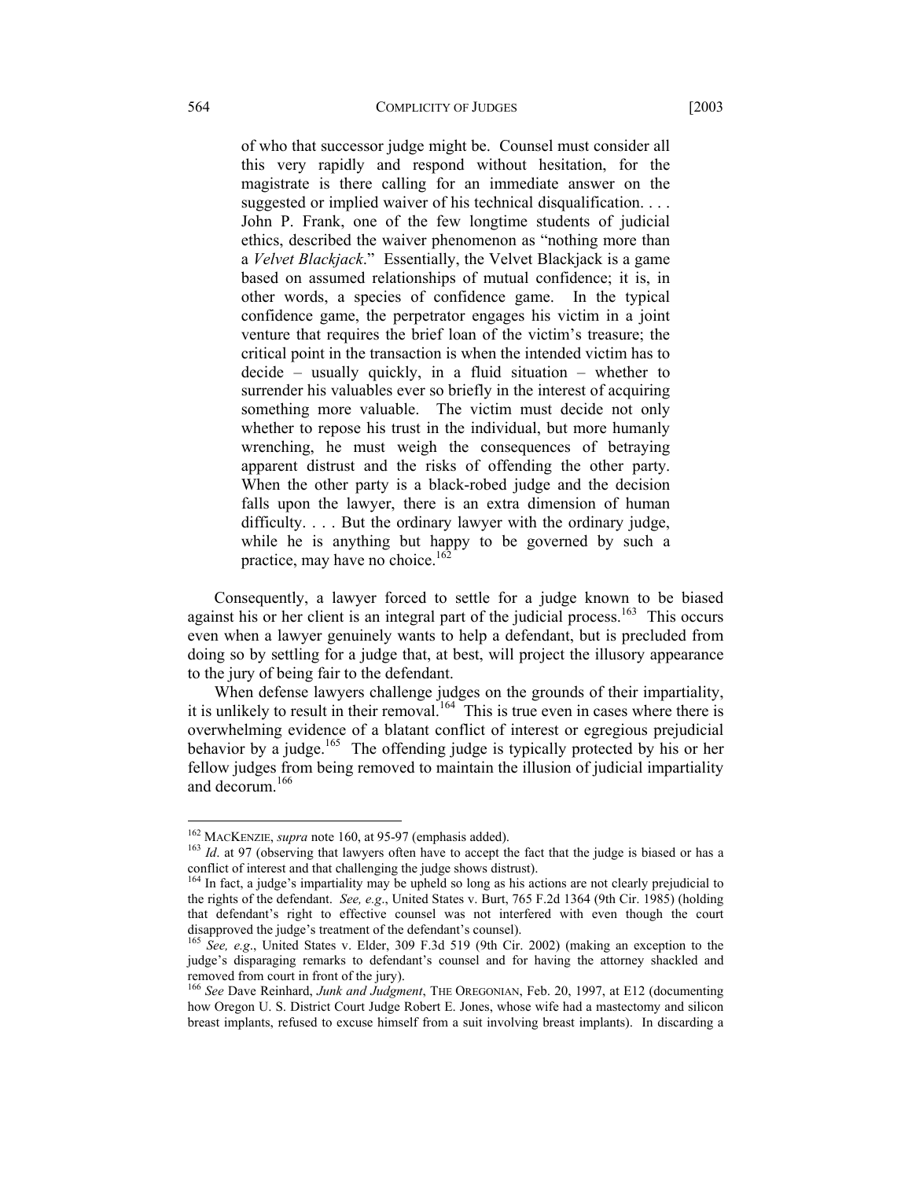> of who that successor judge might be. Counsel must consider all this very rapidly and respond without hesitation, for the magistrate is there calling for an immediate answer on the suggested or implied waiver of his technical disqualification. . . . John P. Frank, one of the few longtime students of judicial ethics, described the waiver phenomenon as "nothing more than a *Velvet Blackjack*." Essentially, the Velvet Blackjack is a game based on assumed relationships of mutual confidence; it is, in other words, a species of confidence game. In the typical confidence game, the perpetrator engages his victim in a joint venture that requires the brief loan of the victim's treasure; the critical point in the transaction is when the intended victim has to decide – usually quickly, in a fluid situation – whether to surrender his valuables ever so briefly in the interest of acquiring something more valuable. The victim must decide not only whether to repose his trust in the individual, but more humanly wrenching, he must weigh the consequences of betraying apparent distrust and the risks of offending the other party. When the other party is a black-robed judge and the decision falls upon the lawyer, there is an extra dimension of human difficulty. . . . But the ordinary lawyer with the ordinary judge, while he is anything but happy to be governed by such a practice, may have no choice.[162]

Consequently, a lawyer forced to settle for a judge known to be biased against his or her client is an integral part of the judicial process.[163] This occurs even when a lawyer genuinely wants to help a defendant, but is precluded from doing so by settling for a judge that, at best, will project the illusory appearance to the jury of being fair to the defendant.

When defense lawyers challenge judges on the grounds of their impartiality, it is unlikely to result in their removal.[164] This is true even in cases where there is overwhelming evidence of a blatant conflict of interest or egregious prejudicial behavior by a judge.[165] The offending judge is typically protected by his or her fellow judges from being removed to maintain the illusion of judicial impartiality and decorum.[166]

---

[162] MACKENZIE, *supra* note 160, at 95-97 (emphasis added).

[163] *Id*. at 97 (observing that lawyers often have to accept the fact that the judge is biased or has a conflict of interest and that challenging the judge shows distrust).

[164] In fact, a judge's impartiality may be upheld so long as his actions are not clearly prejudicial to the rights of the defendant. *See, e.g*., United States v. Burt, 765 F.2d 1364 (9th Cir. 1985) (holding that defendant's right to effective counsel was not interfered with even though the court disapproved the judge's treatment of the defendant's counsel).

[165] *See, e.g*., United States v. Elder, 309 F.3d 519 (9th Cir. 2002) (making an exception to the judge's disparaging remarks to defendant's counsel and for having the attorney shackled and removed from court in front of the jury).

[166] *See* Dave Reinhard, *Junk and Judgment*, THE OREGONIAN, Feb. 20, 1997, at E12 (documenting how Oregon U. S. District Court Judge Robert E. Jones, whose wife had a mastectomy and silicon breast implants, refused to excuse himself from a suit involving breast implants). In discarding a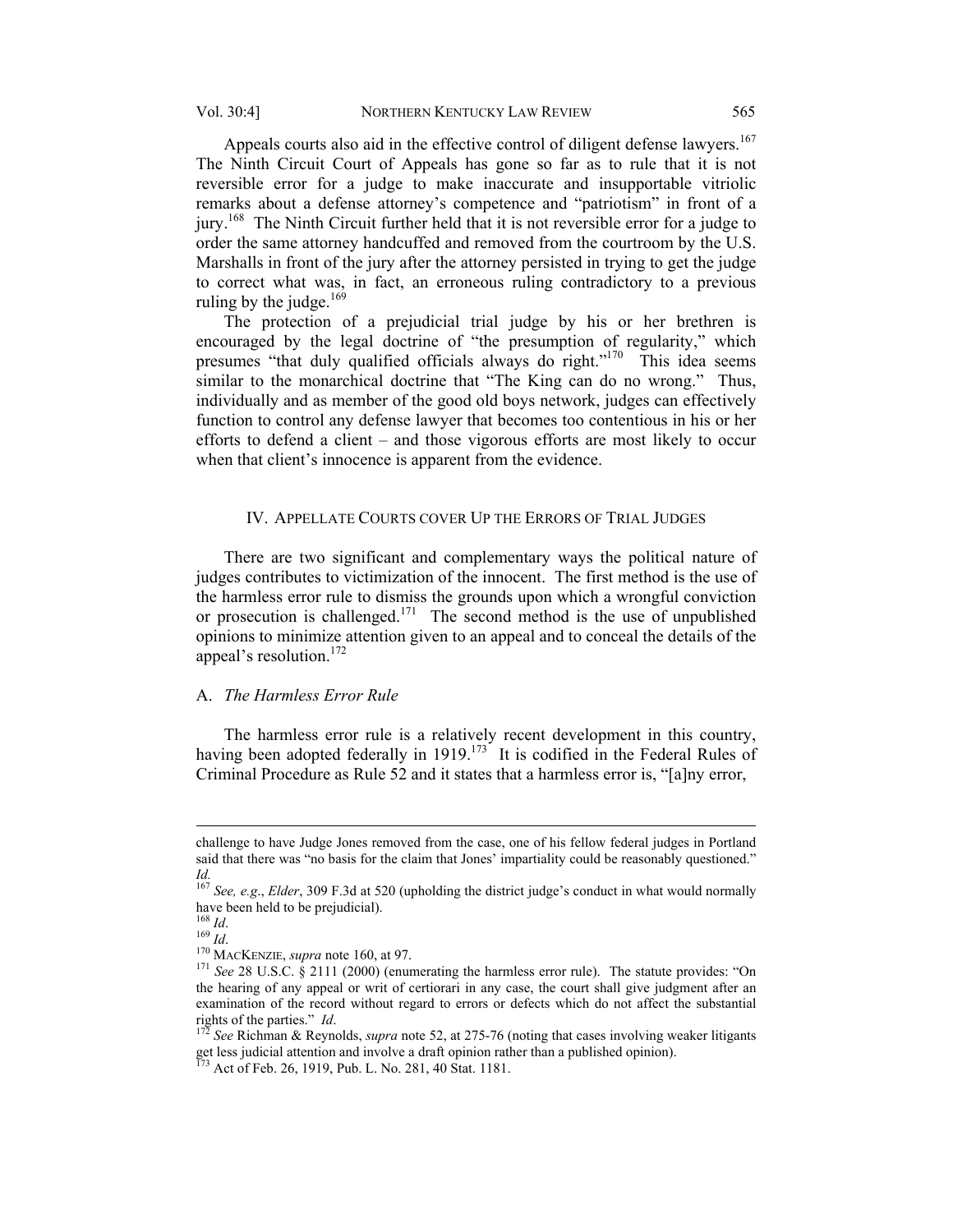Appeals courts also aid in the effective control of diligent defense lawyers.[167] The Ninth Circuit Court of Appeals has gone so far as to rule that it is not reversible error for a judge to make inaccurate and insupportable vitriolic remarks about a defense attorney's competence and "patriotism" in front of a jury.[168] The Ninth Circuit further held that it is not reversible error for a judge to order the same attorney handcuffed and removed from the courtroom by the U.S. Marshalls in front of the jury after the attorney persisted in trying to get the judge to correct what was, in fact, an erroneous ruling contradictory to a previous ruling by the judge.[169]

The protection of a prejudicial trial judge by his or her brethren is encouraged by the legal doctrine of "the presumption of regularity," which presumes "that duly qualified officials always do right."[170] This idea seems similar to the monarchical doctrine that "The King can do no wrong." Thus, individually and as member of the good old boys network, judges can effectively function to control any defense lawyer that becomes too contentious in his or her efforts to defend a client – and those vigorous efforts are most likely to occur when that client's innocence is apparent from the evidence.

## IV. Appellate Courts cover Up the Errors of Trial Judges

There are two significant and complementary ways the political nature of judges contributes to victimization of the innocent. The first method is the use of the harmless error rule to dismiss the grounds upon which a wrongful conviction or prosecution is challenged.[171] The second method is the use of unpublished opinions to minimize attention given to an appeal and to conceal the details of the appeal's resolution.[172]

### A. *The Harmless Error Rule*

The harmless error rule is a relatively recent development in this country, having been adopted federally in 1919.[173] It is codified in the Federal Rules of Criminal Procedure as Rule 52 and it states that a harmless error is, "[a]ny error,

---

challenge to have Judge Jones removed from the case, one of his fellow federal judges in Portland said that there was "no basis for the claim that Jones' impartiality could be reasonably questioned." *Id.*

[167] *See, e.g.*, *Elder*, 309 F.3d at 520 (upholding the district judge's conduct in what would normally have been held to be prejudicial).

[168] *Id*.

[169] *Id*.

[170] MacKenzie, *supra* note 160, at 97.

[171] *See* 28 U.S.C. § 2111 (2000) (enumerating the harmless error rule). The statute provides: "On the hearing of any appeal or writ of certiorari in any case, the court shall give judgment after an examination of the record without regard to errors or defects which do not affect the substantial rights of the parties." *Id*.

[172] *See* Richman & Reynolds, *supra* note 52, at 275-76 (noting that cases involving weaker litigants get less judicial attention and involve a draft opinion rather than a published opinion).

[173] Act of Feb. 26, 1919, Pub. L. No. 281, 40 Stat. 1181.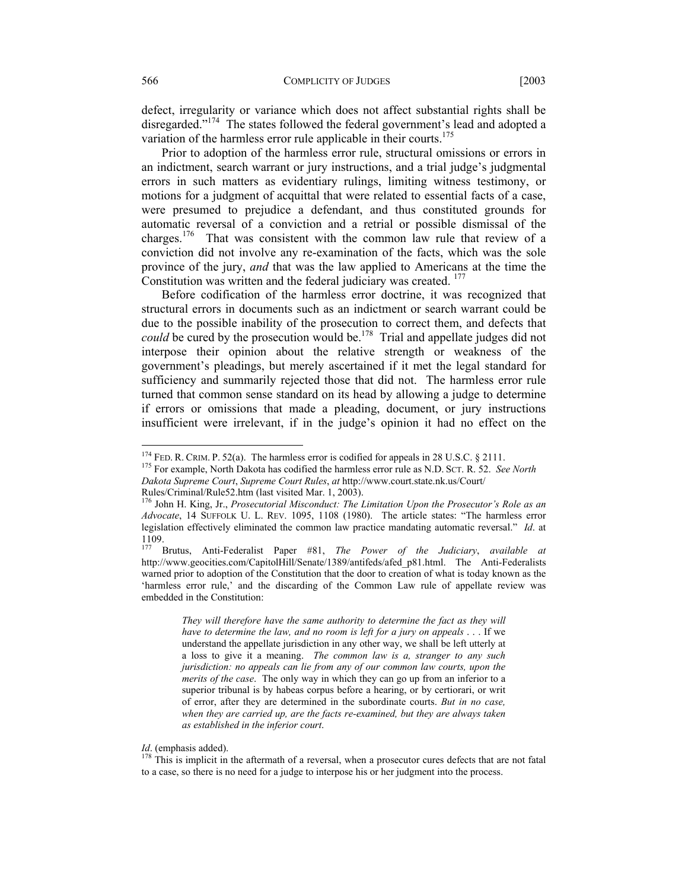defect, irregularity or variance which does not affect substantial rights shall be disregarded."[174] The states followed the federal government's lead and adopted a variation of the harmless error rule applicable in their courts.[175]

Prior to adoption of the harmless error rule, structural omissions or errors in an indictment, search warrant or jury instructions, and a trial judge's judgmental errors in such matters as evidentiary rulings, limiting witness testimony, or motions for a judgment of acquittal that were related to essential facts of a case, were presumed to prejudice a defendant, and thus constituted grounds for automatic reversal of a conviction and a retrial or possible dismissal of the charges.[176] That was consistent with the common law rule that review of a conviction did not involve any re-examination of the facts, which was the sole province of the jury, *and* that was the law applied to Americans at the time the Constitution was written and the federal judiciary was created.[177]

Before codification of the harmless error doctrine, it was recognized that structural errors in documents such as an indictment or search warrant could be due to the possible inability of the prosecution to correct them, and defects that *could* be cured by the prosecution would be.[178] Trial and appellate judges did not interpose their opinion about the relative strength or weakness of the government's pleadings, but merely ascertained if it met the legal standard for sufficiency and summarily rejected those that did not. The harmless error rule turned that common sense standard on its head by allowing a judge to determine if errors or omissions that made a pleading, document, or jury instructions insufficient were irrelevant, if in the judge's opinion it had no effect on the

---

[174] FED. R. CRIM. P. 52(a). The harmless error is codified for appeals in 28 U.S.C. § 2111.

[175] For example, North Dakota has codified the harmless error rule as N.D. SCT. R. 52. *See North Dakota Supreme Court*, *Supreme Court Rules*, *at* http://www.court.state.nk.us/Court/Rules/Criminal/Rule52.htm (last visited Mar. 1, 2003).

[176] John H. King, Jr., *Prosecutorial Misconduct: The Limitation Upon the Prosecutor's Role as an Advocate*, 14 SUFFOLK U. L. REV. 1095, 1108 (1980). The article states: "The harmless error legislation effectively eliminated the common law practice mandating automatic reversal." *Id*. at 1109.

[177] Brutus, Anti-Federalist Paper #81, *The Power of the Judiciary*, *available at* http://www.geocities.com/CapitolHill/Senate/1389/antifeds/afed_p81.html. The Anti-Federalists warned prior to adoption of the Constitution that the door to creation of what is today known as the 'harmless error rule,' and the discarding of the Common Law rule of appellate review was embedded in the Constitution:

> *They will therefore have the same authority to determine the fact as they will have to determine the law, and no room is left for a jury on appeals* . . . If we understand the appellate jurisdiction in any other way, we shall be left utterly at a loss to give it a meaning. *The common law is a, stranger to any such jurisdiction: no appeals can lie from any of our common law courts, upon the merits of the case*. The only way in which they can go up from an inferior to a superior tribunal is by habeas corpus before a hearing, or by certiorari, or writ of error, after they are determined in the subordinate courts. *But in no case, when they are carried up, are the facts re-examined, but they are always taken as established in the inferior court*.

*Id*. (emphasis added).

[178] This is implicit in the aftermath of a reversal, when a prosecutor cures defects that are not fatal to a case, so there is no need for a judge to interpose his or her judgment into the process.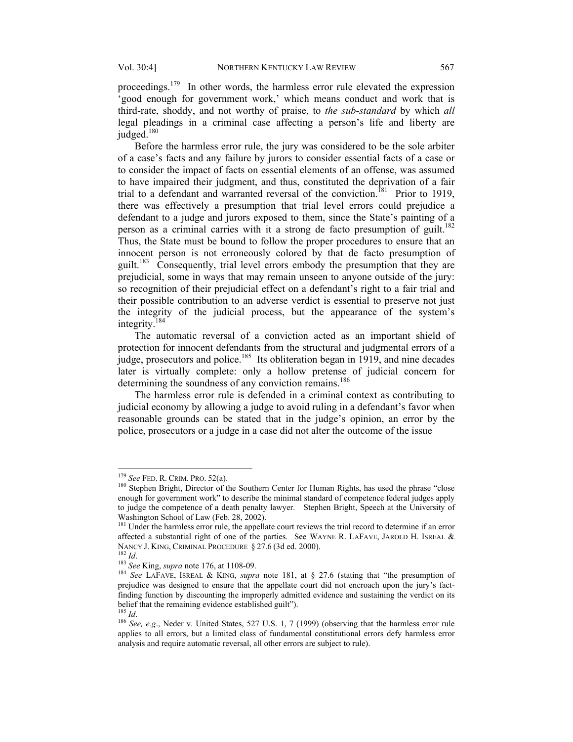proceedings.[179] In other words, the harmless error rule elevated the expression 'good enough for government work,' which means conduct and work that is third-rate, shoddy, and not worthy of praise, to *the sub-standard* by which *all* legal pleadings in a criminal case affecting a person's life and liberty are judged.[180]

Before the harmless error rule, the jury was considered to be the sole arbiter of a case's facts and any failure by jurors to consider essential facts of a case or to consider the impact of facts on essential elements of an offense, was assumed to have impaired their judgment, and thus, constituted the deprivation of a fair trial to a defendant and warranted reversal of the conviction.[181] Prior to 1919, there was effectively a presumption that trial level errors could prejudice a defendant to a judge and jurors exposed to them, since the State's painting of a person as a criminal carries with it a strong de facto presumption of guilt.[182] Thus, the State must be bound to follow the proper procedures to ensure that an innocent person is not erroneously colored by that de facto presumption of guilt.[183] Consequently, trial level errors embody the presumption that they are prejudicial, some in ways that may remain unseen to anyone outside of the jury: so recognition of their prejudicial effect on a defendant's right to a fair trial and their possible contribution to an adverse verdict is essential to preserve not just the integrity of the judicial process, but the appearance of the system's integrity.[184]

The automatic reversal of a conviction acted as an important shield of protection for innocent defendants from the structural and judgmental errors of a judge, prosecutors and police.[185] Its obliteration began in 1919, and nine decades later is virtually complete: only a hollow pretense of judicial concern for determining the soundness of any conviction remains.[186]

The harmless error rule is defended in a criminal context as contributing to judicial economy by allowing a judge to avoid ruling in a defendant's favor when reasonable grounds can be stated that in the judge's opinion, an error by the police, prosecutors or a judge in a case did not alter the outcome of the issue

---

[179] *See* FED. R. CRIM. PRO. 52(a).

[180] Stephen Bright, Director of the Southern Center for Human Rights, has used the phrase "close enough for government work" to describe the minimal standard of competence federal judges apply to judge the competence of a death penalty lawyer. Stephen Bright, Speech at the University of Washington School of Law (Feb. 28, 2002).

[181] Under the harmless error rule, the appellate court reviews the trial record to determine if an error affected a substantial right of one of the parties. See WAYNE R. LAFAVE, JAROLD H. ISREAL & NANCY J. KING, CRIMINAL PROCEDURE § 27.6 (3d ed. 2000).

[182] *Id*.

[183] *See* King, *supra* note 176, at 1108-09.

[184] *See* LAFAVE, ISREAL & KING, *supra* note 181, at § 27.6 (stating that "the presumption of prejudice was designed to ensure that the appellate court did not encroach upon the jury's fact-finding function by discounting the improperly admitted evidence and sustaining the verdict on its belief that the remaining evidence established guilt").

[185] *Id*.

[186] *See, e.g*., Neder v. United States, 527 U.S. 1, 7 (1999) (observing that the harmless error rule applies to all errors, but a limited class of fundamental constitutional errors defy harmless error analysis and require automatic reversal, all other errors are subject to rule).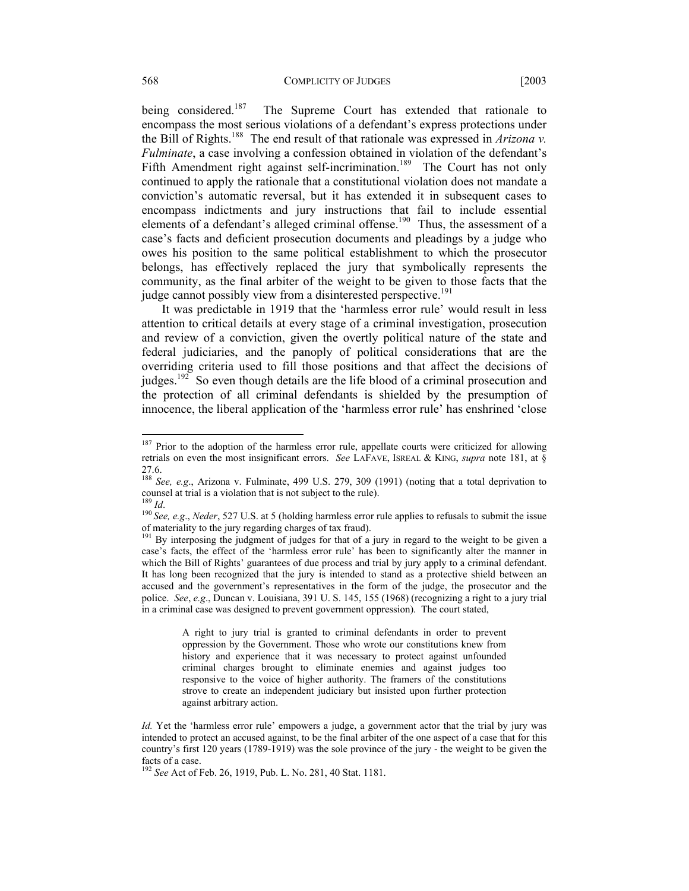being considered.[187] The Supreme Court has extended that rationale to encompass the most serious violations of a defendant's express protections under the Bill of Rights.[188] The end result of that rationale was expressed in *Arizona v. Fulminate*, a case involving a confession obtained in violation of the defendant's Fifth Amendment right against self-incrimination.[189] The Court has not only continued to apply the rationale that a constitutional violation does not mandate a conviction's automatic reversal, but it has extended it in subsequent cases to encompass indictments and jury instructions that fail to include essential elements of a defendant's alleged criminal offense.[190] Thus, the assessment of a case's facts and deficient prosecution documents and pleadings by a judge who owes his position to the same political establishment to which the prosecutor belongs, has effectively replaced the jury that symbolically represents the community, as the final arbiter of the weight to be given to those facts that the judge cannot possibly view from a disinterested perspective.[191]

It was predictable in 1919 that the 'harmless error rule' would result in less attention to critical details at every stage of a criminal investigation, prosecution and review of a conviction, given the overtly political nature of the state and federal judiciaries, and the panoply of political considerations that are the overriding criteria used to fill those positions and that affect the decisions of judges.[192] So even though details are the life blood of a criminal prosecution and the protection of all criminal defendants is shielded by the presumption of innocence, the liberal application of the 'harmless error rule' has enshrined 'close

---

[187] Prior to the adoption of the harmless error rule, appellate courts were criticized for allowing retrials on even the most insignificant errors. *See* LAFAVE, ISREAL & KING, *supra* note 181, at § 27.6.

[188] *See, e.g*., Arizona v. Fulminate, 499 U.S. 279, 309 (1991) (noting that a total deprivation to counsel at trial is a violation that is not subject to the rule).

[189] *Id*.

[190] *See, e.g*., *Neder*, 527 U.S. at 5 (holding harmless error rule applies to refusals to submit the issue of materiality to the jury regarding charges of tax fraud).

[191] By interposing the judgment of judges for that of a jury in regard to the weight to be given a case's facts, the effect of the 'harmless error rule' has been to significantly alter the manner in which the Bill of Rights' guarantees of due process and trial by jury apply to a criminal defendant. It has long been recognized that the jury is intended to stand as a protective shield between an accused and the government's representatives in the form of the judge, the prosecutor and the police. *See*, *e.g*., Duncan v. Louisiana, 391 U. S. 145, 155 (1968) (recognizing a right to a jury trial in a criminal case was designed to prevent government oppression). The court stated,

> A right to jury trial is granted to criminal defendants in order to prevent oppression by the Government. Those who wrote our constitutions knew from history and experience that it was necessary to protect against unfounded criminal charges brought to eliminate enemies and against judges too responsive to the voice of higher authority. The framers of the constitutions strove to create an independent judiciary but insisted upon further protection against arbitrary action.

*Id.* Yet the 'harmless error rule' empowers a judge, a government actor that the trial by jury was intended to protect an accused against, to be the final arbiter of the one aspect of a case that for this country's first 120 years (1789-1919) was the sole province of the jury - the weight to be given the facts of a case.

[192] *See* Act of Feb. 26, 1919, Pub. L. No. 281, 40 Stat. 1181.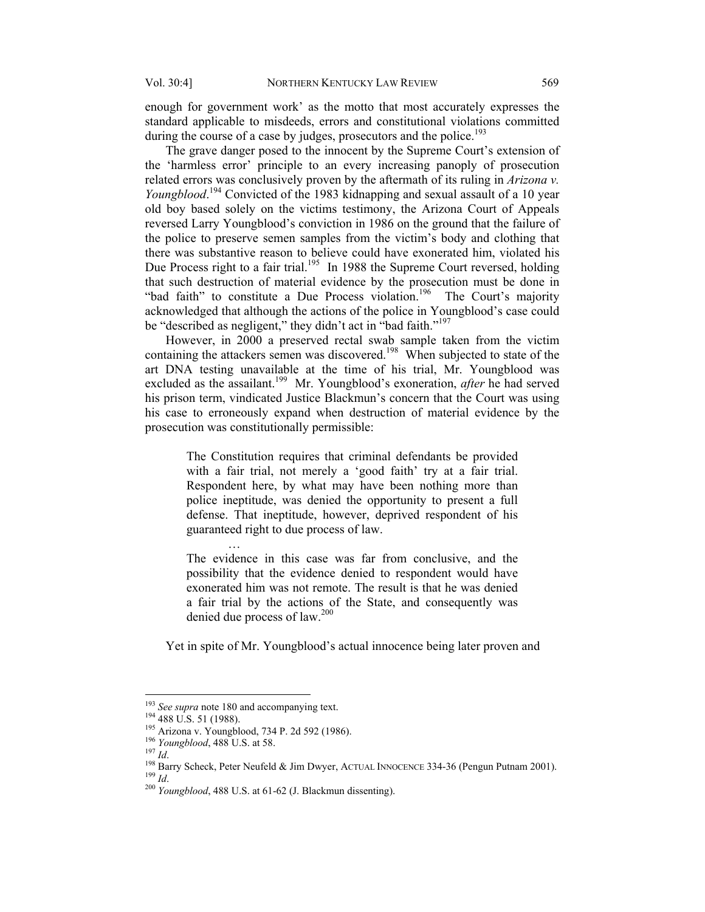enough for government work' as the motto that most accurately expresses the standard applicable to misdeeds, errors and constitutional violations committed during the course of a case by judges, prosecutors and the police.[193]

The grave danger posed to the innocent by the Supreme Court's extension of the 'harmless error' principle to an every increasing panoply of prosecution related errors was conclusively proven by the aftermath of its ruling in *Arizona v. Youngblood*.[194] Convicted of the 1983 kidnapping and sexual assault of a 10 year old boy based solely on the victims testimony, the Arizona Court of Appeals reversed Larry Youngblood's conviction in 1986 on the ground that the failure of the police to preserve semen samples from the victim's body and clothing that there was substantive reason to believe could have exonerated him, violated his Due Process right to a fair trial.[195] In 1988 the Supreme Court reversed, holding that such destruction of material evidence by the prosecution must be done in "bad faith" to constitute a Due Process violation.[196] The Court's majority acknowledged that although the actions of the police in Youngblood's case could be "described as negligent," they didn't act in "bad faith."[197]

However, in 2000 a preserved rectal swab sample taken from the victim containing the attackers semen was discovered.[198] When subjected to state of the art DNA testing unavailable at the time of his trial, Mr. Youngblood was excluded as the assailant.[199] Mr. Youngblood's exoneration, *after* he had served his prison term, vindicated Justice Blackmun's concern that the Court was using his case to erroneously expand when destruction of material evidence by the prosecution was constitutionally permissible:

> The Constitution requires that criminal defendants be provided with a fair trial, not merely a 'good faith' try at a fair trial. Respondent here, by what may have been nothing more than police ineptitude, was denied the opportunity to present a full defense. That ineptitude, however, deprived respondent of his guaranteed right to due process of law.
>
> …
>
> The evidence in this case was far from conclusive, and the possibility that the evidence denied to respondent would have exonerated him was not remote. The result is that he was denied a fair trial by the actions of the State, and consequently was denied due process of law.[200]

Yet in spite of Mr. Youngblood's actual innocence being later proven and

---

[193] *See supra* note 180 and accompanying text.
[194] 488 U.S. 51 (1988).
[195] Arizona v. Youngblood, 734 P. 2d 592 (1986).
[196] *Youngblood*, 488 U.S. at 58.
[197] *Id*.
[198] Barry Scheck, Peter Neufeld & Jim Dwyer, ACTUAL INNOCENCE 334-36 (Pengun Putnam 2001).
[199] *Id*.
[200] *Youngblood*, 488 U.S. at 61-62 (J. Blackmun dissenting).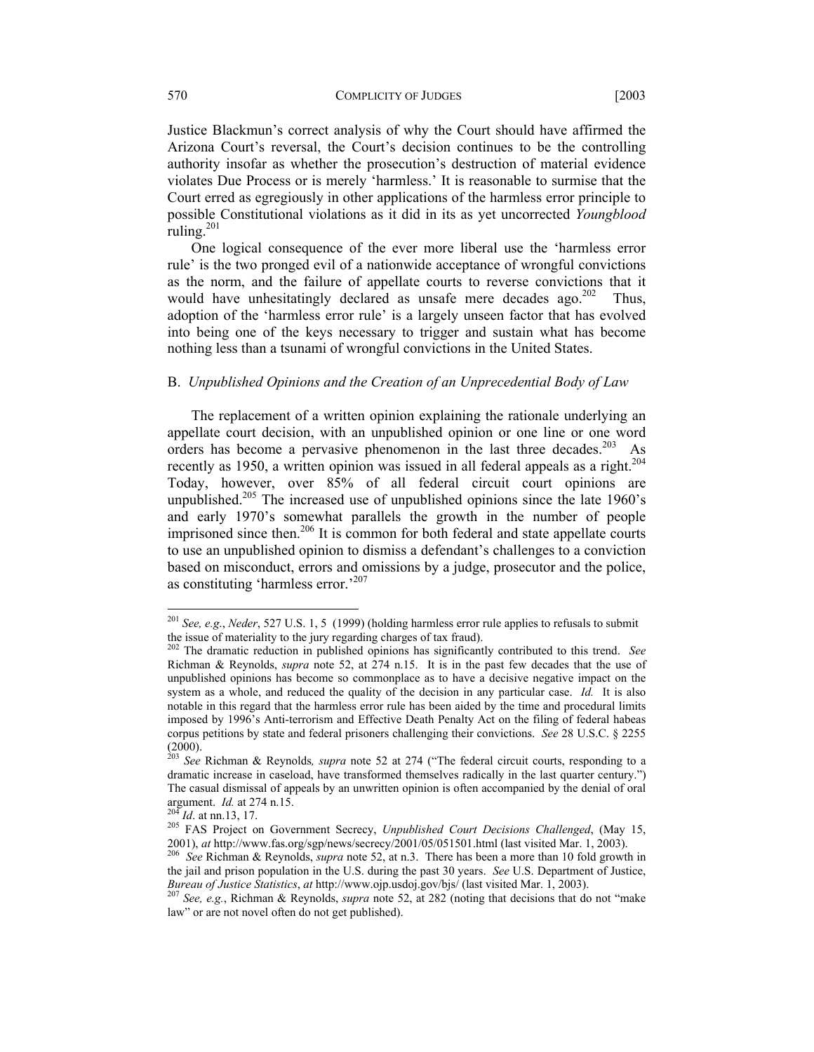Justice Blackmun's correct analysis of why the Court should have affirmed the Arizona Court's reversal, the Court's decision continues to be the controlling authority insofar as whether the prosecution's destruction of material evidence violates Due Process or is merely 'harmless.' It is reasonable to surmise that the Court erred as egregiously in other applications of the harmless error principle to possible Constitutional violations as it did in its as yet uncorrected *Youngblood* ruling.[201]

One logical consequence of the ever more liberal use the 'harmless error rule' is the two pronged evil of a nationwide acceptance of wrongful convictions as the norm, and the failure of appellate courts to reverse convictions that it would have unhesitatingly declared as unsafe mere decades ago.[202] Thus, adoption of the 'harmless error rule' is a largely unseen factor that has evolved into being one of the keys necessary to trigger and sustain what has become nothing less than a tsunami of wrongful convictions in the United States.

## B. *Unpublished Opinions and the Creation of an Unprecedential Body of Law*

The replacement of a written opinion explaining the rationale underlying an appellate court decision, with an unpublished opinion or one line or one word orders has become a pervasive phenomenon in the last three decades.[203] As recently as 1950, a written opinion was issued in all federal appeals as a right.[204] Today, however, over 85% of all federal circuit court opinions are unpublished.[205] The increased use of unpublished opinions since the late 1960's and early 1970's somewhat parallels the growth in the number of people imprisoned since then.[206] It is common for both federal and state appellate courts to use an unpublished opinion to dismiss a defendant's challenges to a conviction based on misconduct, errors and omissions by a judge, prosecutor and the police, as constituting 'harmless error.'[207]

---

[201] *See, e.g.*, *Neder*, 527 U.S. 1, 5 (1999) (holding harmless error rule applies to refusals to submit the issue of materiality to the jury regarding charges of tax fraud).

[202] The dramatic reduction in published opinions has significantly contributed to this trend. *See* Richman & Reynolds, *supra* note 52, at 274 n.15. It is in the past few decades that the use of unpublished opinions has become so commonplace as to have a decisive negative impact on the system as a whole, and reduced the quality of the decision in any particular case. *Id.* It is also notable in this regard that the harmless error rule has been aided by the time and procedural limits imposed by 1996's Anti-terrorism and Effective Death Penalty Act on the filing of federal habeas corpus petitions by state and federal prisoners challenging their convictions. *See* 28 U.S.C. § 2255 (2000).

[203] *See* Richman & Reynolds*, supra* note 52 at 274 ("The federal circuit courts, responding to a dramatic increase in caseload, have transformed themselves radically in the last quarter century.") The casual dismissal of appeals by an unwritten opinion is often accompanied by the denial of oral argument. *Id.* at 274 n.15.

[204] *Id*. at nn.13, 17.

[205] FAS Project on Government Secrecy, *Unpublished Court Decisions Challenged*, (May 15, 2001), *at* http://www.fas.org/sgp/news/secrecy/2001/05/051501.html (last visited Mar. 1, 2003).

[206] *See* Richman & Reynolds, *supra* note 52, at n.3. There has been a more than 10 fold growth in the jail and prison population in the U.S. during the past 30 years. *See* U.S. Department of Justice, *Bureau of Justice Statistics*, *at* http://www.ojp.usdoj.gov/bjs/ (last visited Mar. 1, 2003).

[207] *See, e.g.*, Richman & Reynolds, *supra* note 52, at 282 (noting that decisions that do not "make law" or are not novel often do not get published).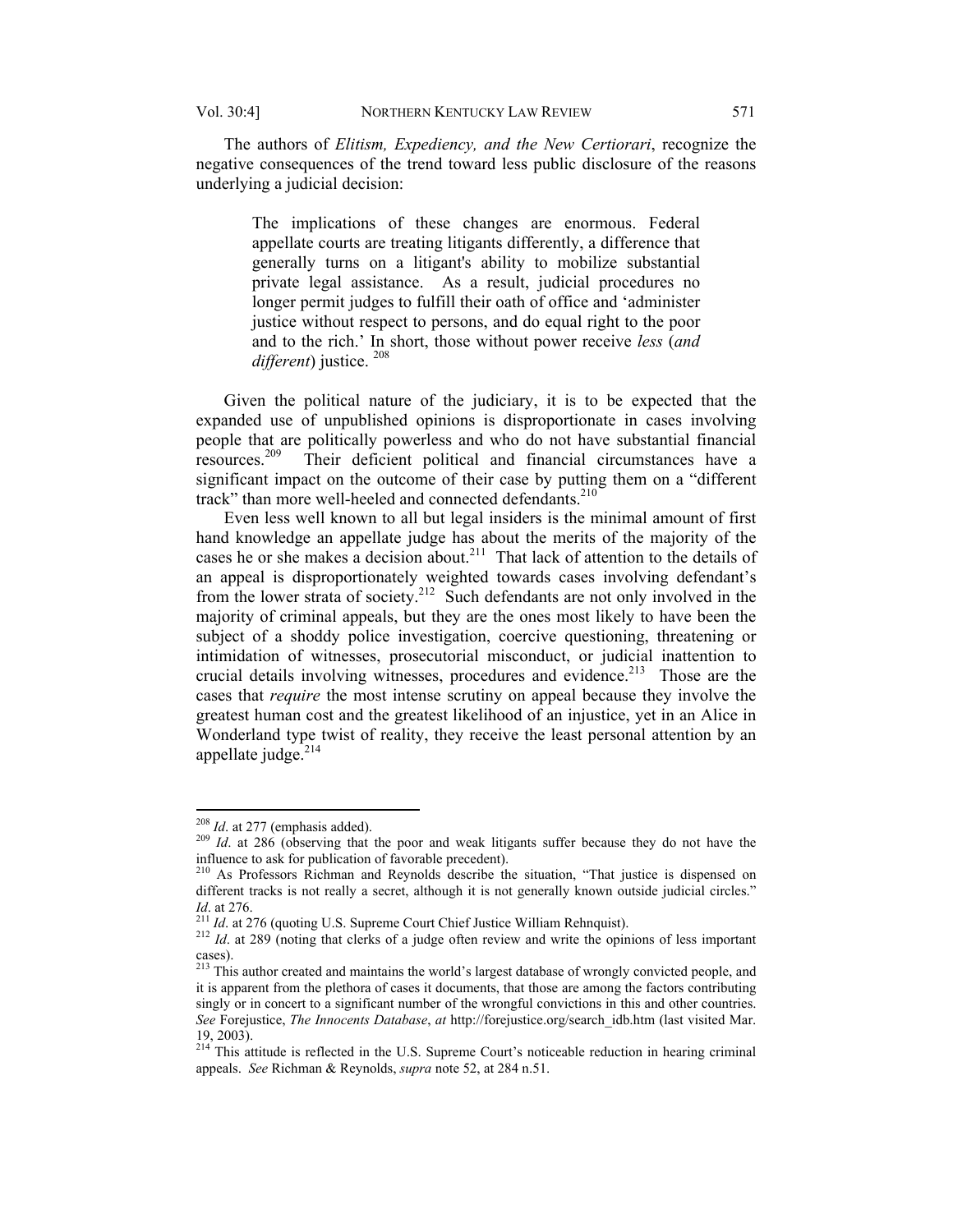The authors of *Elitism, Expediency, and the New Certiorari*, recognize the negative consequences of the trend toward less public disclosure of the reasons underlying a judicial decision:

> The implications of these changes are enormous. Federal appellate courts are treating litigants differently, a difference that generally turns on a litigant's ability to mobilize substantial private legal assistance. As a result, judicial procedures no longer permit judges to fulfill their oath of office and 'administer justice without respect to persons, and do equal right to the poor and to the rich.' In short, those without power receive *less* (*and different*) justice. [208]

Given the political nature of the judiciary, it is to be expected that the expanded use of unpublished opinions is disproportionate in cases involving people that are politically powerless and who do not have substantial financial resources.[209] Their deficient political and financial circumstances have a significant impact on the outcome of their case by putting them on a "different track" than more well-heeled and connected defendants.[210]

Even less well known to all but legal insiders is the minimal amount of first hand knowledge an appellate judge has about the merits of the majority of the cases he or she makes a decision about.[211] That lack of attention to the details of an appeal is disproportionately weighted towards cases involving defendant's from the lower strata of society.[212] Such defendants are not only involved in the majority of criminal appeals, but they are the ones most likely to have been the subject of a shoddy police investigation, coercive questioning, threatening or intimidation of witnesses, prosecutorial misconduct, or judicial inattention to crucial details involving witnesses, procedures and evidence.[213] Those are the cases that *require* the most intense scrutiny on appeal because they involve the greatest human cost and the greatest likelihood of an injustice, yet in an Alice in Wonderland type twist of reality, they receive the least personal attention by an appellate judge.[214]

---

[208] *Id*. at 277 (emphasis added).

[209] *Id*. at 286 (observing that the poor and weak litigants suffer because they do not have the influence to ask for publication of favorable precedent).

[210] As Professors Richman and Reynolds describe the situation, "That justice is dispensed on different tracks is not really a secret, although it is not generally known outside judicial circles." *Id*. at 276.

[211] *Id*. at 276 (quoting U.S. Supreme Court Chief Justice William Rehnquist).

[212] *Id*. at 289 (noting that clerks of a judge often review and write the opinions of less important cases).

[213] This author created and maintains the world's largest database of wrongly convicted people, and it is apparent from the plethora of cases it documents, that those are among the factors contributing singly or in concert to a significant number of the wrongful convictions in this and other countries. *See* Forejustice, *The Innocents Database*, *at* http://forejustice.org/search_idb.htm (last visited Mar. 19, 2003).

[214] This attitude is reflected in the U.S. Supreme Court's noticeable reduction in hearing criminal appeals. *See* Richman & Reynolds, *supra* note 52, at 284 n.51.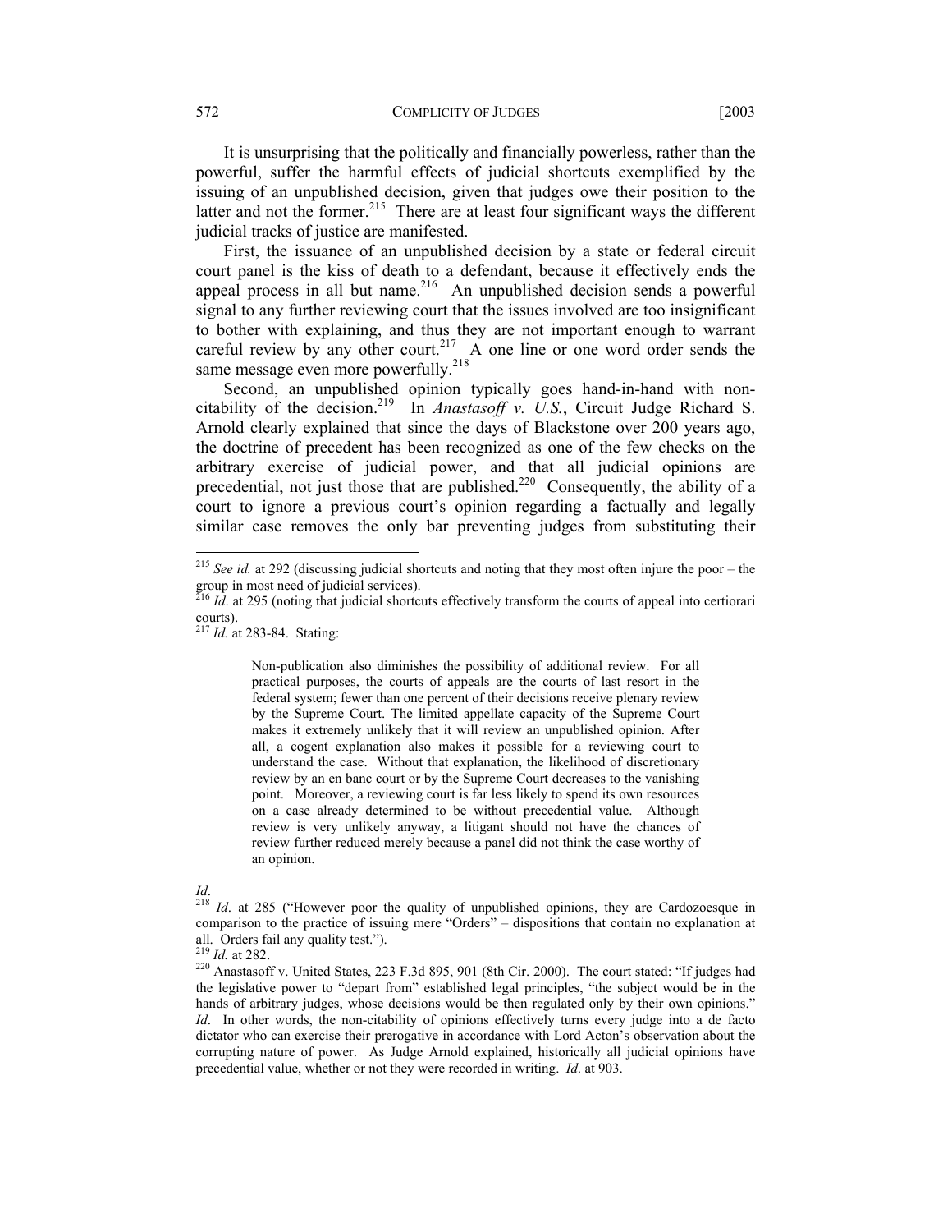It is unsurprising that the politically and financially powerless, rather than the powerful, suffer the harmful effects of judicial shortcuts exemplified by the issuing of an unpublished decision, given that judges owe their position to the latter and not the former.[215] There are at least four significant ways the different judicial tracks of justice are manifested.

First, the issuance of an unpublished decision by a state or federal circuit court panel is the kiss of death to a defendant, because it effectively ends the appeal process in all but name.[216] An unpublished decision sends a powerful signal to any further reviewing court that the issues involved are too insignificant to bother with explaining, and thus they are not important enough to warrant careful review by any other court.[217] A one line or one word order sends the same message even more powerfully.[218]

Second, an unpublished opinion typically goes hand-in-hand with non-citability of the decision.[219] In *Anastasoff v. U.S.*, Circuit Judge Richard S. Arnold clearly explained that since the days of Blackstone over 200 years ago, the doctrine of precedent has been recognized as one of the few checks on the arbitrary exercise of judicial power, and that all judicial opinions are precedential, not just those that are published.[220] Consequently, the ability of a court to ignore a previous court's opinion regarding a factually and legally similar case removes the only bar preventing judges from substituting their

---

[215] *See id.* at 292 (discussing judicial shortcuts and noting that they most often injure the poor – the group in most need of judicial services).

[216] *Id*. at 295 (noting that judicial shortcuts effectively transform the courts of appeal into certiorari courts).

[217] *Id.* at 283-84. Stating:

> Non-publication also diminishes the possibility of additional review. For all practical purposes, the courts of appeals are the courts of last resort in the federal system; fewer than one percent of their decisions receive plenary review by the Supreme Court. The limited appellate capacity of the Supreme Court makes it extremely unlikely that it will review an unpublished opinion. After all, a cogent explanation also makes it possible for a reviewing court to understand the case. Without that explanation, the likelihood of discretionary review by an en banc court or by the Supreme Court decreases to the vanishing point. Moreover, a reviewing court is far less likely to spend its own resources on a case already determined to be without precedential value. Although review is very unlikely anyway, a litigant should not have the chances of review further reduced merely because a panel did not think the case worthy of an opinion.

*Id*.

[218] *Id*. at 285 ("However poor the quality of unpublished opinions, they are Cardozoesque in comparison to the practice of issuing mere "Orders" – dispositions that contain no explanation at all. Orders fail any quality test.").

[219] *Id.* at 282.

[220] Anastasoff v. United States, 223 F.3d 895, 901 (8th Cir. 2000). The court stated: "If judges had the legislative power to "depart from" established legal principles, "the subject would be in the hands of arbitrary judges, whose decisions would be then regulated only by their own opinions." *Id*. In other words, the non-citability of opinions effectively turns every judge into a de facto dictator who can exercise their prerogative in accordance with Lord Acton's observation about the corrupting nature of power. As Judge Arnold explained, historically all judicial opinions have precedential value, whether or not they were recorded in writing. *Id*. at 903.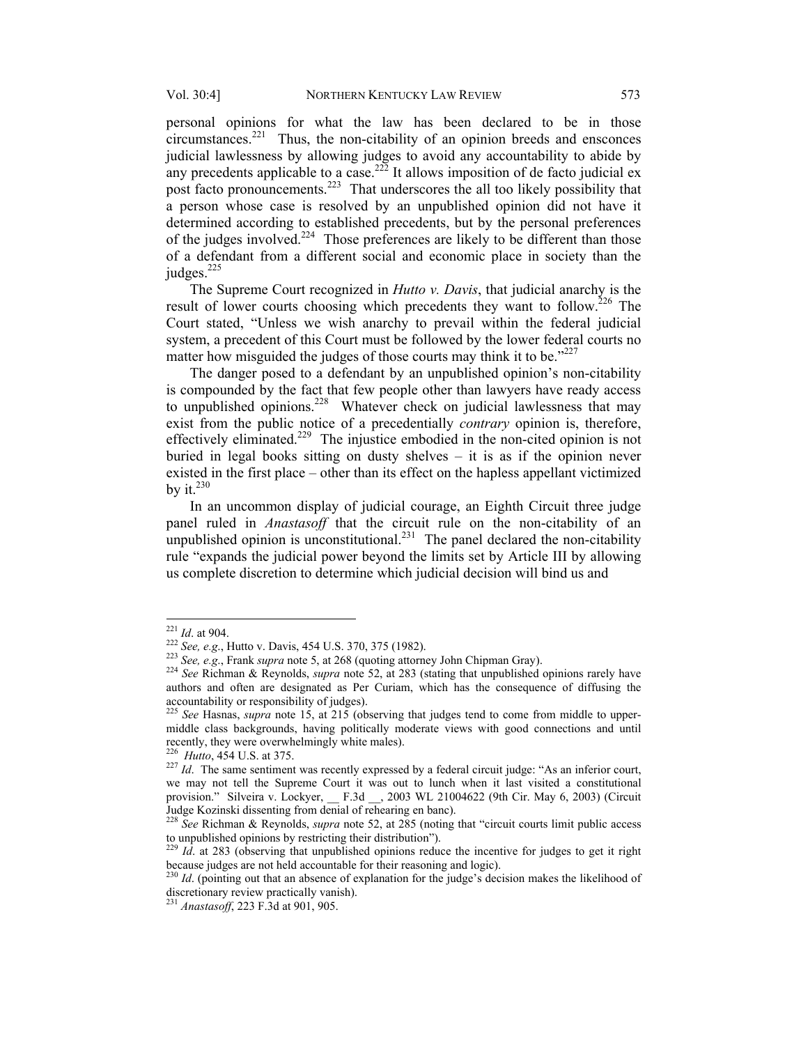personal opinions for what the law has been declared to be in those circumstances.[221] Thus, the non-citability of an opinion breeds and ensconces judicial lawlessness by allowing judges to avoid any accountability to abide by any precedents applicable to a case.[222] It allows imposition of de facto judicial ex post facto pronouncements.[223] That underscores the all too likely possibility that a person whose case is resolved by an unpublished opinion did not have it determined according to established precedents, but by the personal preferences of the judges involved.[224] Those preferences are likely to be different than those of a defendant from a different social and economic place in society than the judges.[225]

The Supreme Court recognized in *Hutto v. Davis*, that judicial anarchy is the result of lower courts choosing which precedents they want to follow.[226] The Court stated, "Unless we wish anarchy to prevail within the federal judicial system, a precedent of this Court must be followed by the lower federal courts no matter how misguided the judges of those courts may think it to be."[227]

The danger posed to a defendant by an unpublished opinion's non-citability is compounded by the fact that few people other than lawyers have ready access to unpublished opinions.[228] Whatever check on judicial lawlessness that may exist from the public notice of a precedentially *contrary* opinion is, therefore, effectively eliminated.[229] The injustice embodied in the non-cited opinion is not buried in legal books sitting on dusty shelves – it is as if the opinion never existed in the first place – other than its effect on the hapless appellant victimized by it.[230]

In an uncommon display of judicial courage, an Eighth Circuit three judge panel ruled in *Anastasoff* that the circuit rule on the non-citability of an unpublished opinion is unconstitutional.[231] The panel declared the non-citability rule "expands the judicial power beyond the limits set by Article III by allowing us complete discretion to determine which judicial decision will bind us and

---

[221] *Id*. at 904.

[222] *See, e.g.*, Hutto v. Davis, 454 U.S. 370, 375 (1982).

[223] *See, e.g.*, Frank *supra* note 5, at 268 (quoting attorney John Chipman Gray).

[224] *See* Richman & Reynolds, *supra* note 52, at 283 (stating that unpublished opinions rarely have authors and often are designated as Per Curiam, which has the consequence of diffusing the accountability or responsibility of judges).

[225] *See* Hasnas, *supra* note 15, at 215 (observing that judges tend to come from middle to upper-middle class backgrounds, having politically moderate views with good connections and until recently, they were overwhelmingly white males).

[226] *Hutto*, 454 U.S. at 375.

[227] *Id*. The same sentiment was recently expressed by a federal circuit judge: "As an inferior court, we may not tell the Supreme Court it was out to lunch when it last visited a constitutional provision." Silveira v. Lockyer, __ F.3d __, 2003 WL 21004622 (9th Cir. May 6, 2003) (Circuit Judge Kozinski dissenting from denial of rehearing en banc).

[228] *See* Richman & Reynolds, *supra* note 52, at 285 (noting that "circuit courts limit public access to unpublished opinions by restricting their distribution").

[229] *Id*. at 283 (observing that unpublished opinions reduce the incentive for judges to get it right because judges are not held accountable for their reasoning and logic).

[230] *Id*. (pointing out that an absence of explanation for the judge's decision makes the likelihood of discretionary review practically vanish).

[231] *Anastasoff*, 223 F.3d at 901, 905.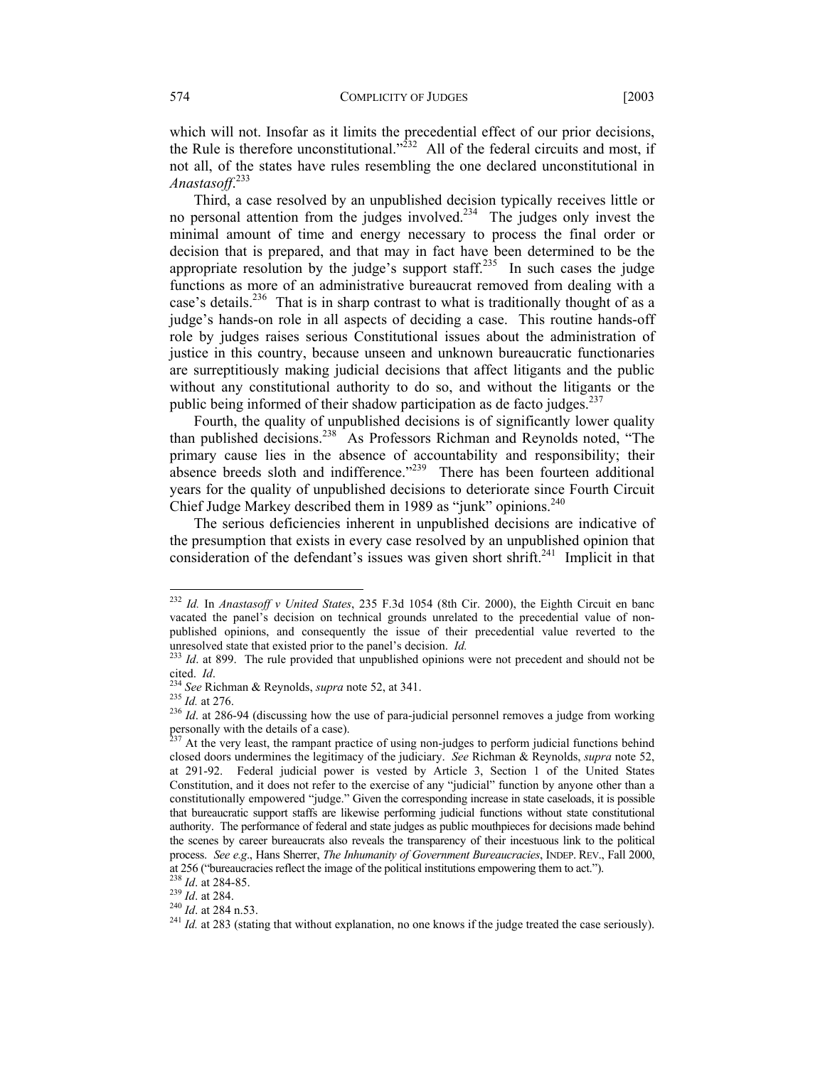which will not. Insofar as it limits the precedential effect of our prior decisions, the Rule is therefore unconstitutional."[232] All of the federal circuits and most, if not all, of the states have rules resembling the one declared unconstitutional in *Anastasoff*.[233]

Third, a case resolved by an unpublished decision typically receives little or no personal attention from the judges involved.[234] The judges only invest the minimal amount of time and energy necessary to process the final order or decision that is prepared, and that may in fact have been determined to be the appropriate resolution by the judge's support staff.[235] In such cases the judge functions as more of an administrative bureaucrat removed from dealing with a case's details.[236] That is in sharp contrast to what is traditionally thought of as a judge's hands-on role in all aspects of deciding a case. This routine hands-off role by judges raises serious Constitutional issues about the administration of justice in this country, because unseen and unknown bureaucratic functionaries are surreptitiously making judicial decisions that affect litigants and the public without any constitutional authority to do so, and without the litigants or the public being informed of their shadow participation as de facto judges.[237]

Fourth, the quality of unpublished decisions is of significantly lower quality than published decisions.[238] As Professors Richman and Reynolds noted, "The primary cause lies in the absence of accountability and responsibility; their absence breeds sloth and indifference."[239] There has been fourteen additional years for the quality of unpublished decisions to deteriorate since Fourth Circuit Chief Judge Markey described them in 1989 as "junk" opinions.[240]

The serious deficiencies inherent in unpublished decisions are indicative of the presumption that exists in every case resolved by an unpublished opinion that consideration of the defendant's issues was given short shrift.[241] Implicit in that

---

[232] *Id.* In *Anastasoff v United States*, 235 F.3d 1054 (8th Cir. 2000), the Eighth Circuit en banc vacated the panel's decision on technical grounds unrelated to the precedential value of non-published opinions, and consequently the issue of their precedential value reverted to the unresolved state that existed prior to the panel's decision. *Id.*

[233] *Id*. at 899. The rule provided that unpublished opinions were not precedent and should not be cited. *Id*.

[234] *See* Richman & Reynolds, *supra* note 52, at 341.

[235] *Id.* at 276.

[236] *Id*. at 286-94 (discussing how the use of para-judicial personnel removes a judge from working personally with the details of a case).

[237] At the very least, the rampant practice of using non-judges to perform judicial functions behind closed doors undermines the legitimacy of the judiciary. *See* Richman & Reynolds, *supra* note 52, at 291-92. Federal judicial power is vested by Article 3, Section 1 of the United States Constitution, and it does not refer to the exercise of any "judicial" function by anyone other than a constitutionally empowered "judge." Given the corresponding increase in state caseloads, it is possible that bureaucratic support staffs are likewise performing judicial functions without state constitutional authority. The performance of federal and state judges as public mouthpieces for decisions made behind the scenes by career bureaucrats also reveals the transparency of their incestuous link to the political process. *See e.g*., Hans Sherrer, *The Inhumanity of Government Bureaucracies*, INDEP. REV., Fall 2000, at 256 ("bureaucracies reflect the image of the political institutions empowering them to act.").

[238] *Id*. at 284-85.

[239] *Id*. at 284.

[240] *Id*. at 284 n.53.

[241] *Id.* at 283 (stating that without explanation, no one knows if the judge treated the case seriously).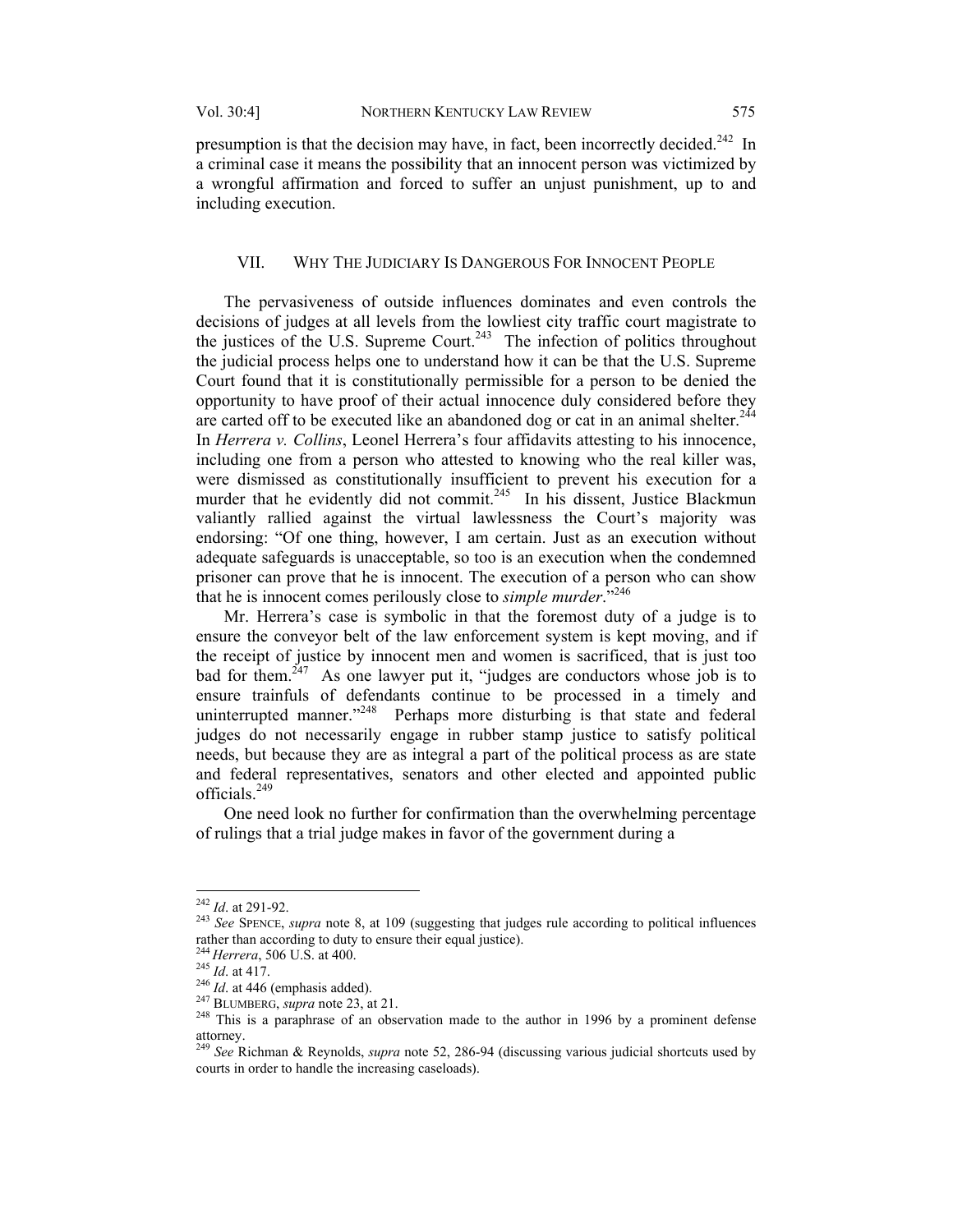presumption is that the decision may have, in fact, been incorrectly decided.[242] In a criminal case it means the possibility that an innocent person was victimized by a wrongful affirmation and forced to suffer an unjust punishment, up to and including execution.

## VII. WHY THE JUDICIARY IS DANGEROUS FOR INNOCENT PEOPLE

The pervasiveness of outside influences dominates and even controls the decisions of judges at all levels from the lowliest city traffic court magistrate to the justices of the U.S. Supreme Court.[243] The infection of politics throughout the judicial process helps one to understand how it can be that the U.S. Supreme Court found that it is constitutionally permissible for a person to be denied the opportunity to have proof of their actual innocence duly considered before they are carted off to be executed like an abandoned dog or cat in an animal shelter.[244] In *Herrera v. Collins*, Leonel Herrera's four affidavits attesting to his innocence, including one from a person who attested to knowing who the real killer was, were dismissed as constitutionally insufficient to prevent his execution for a murder that he evidently did not commit.[245] In his dissent, Justice Blackmun valiantly rallied against the virtual lawlessness the Court's majority was endorsing: "Of one thing, however, I am certain. Just as an execution without adequate safeguards is unacceptable, so too is an execution when the condemned prisoner can prove that he is innocent. The execution of a person who can show that he is innocent comes perilously close to *simple murder*."[246]

Mr. Herrera's case is symbolic in that the foremost duty of a judge is to ensure the conveyor belt of the law enforcement system is kept moving, and if the receipt of justice by innocent men and women is sacrificed, that is just too bad for them.[247] As one lawyer put it, "judges are conductors whose job is to ensure trainfuls of defendants continue to be processed in a timely and uninterrupted manner."[248] Perhaps more disturbing is that state and federal judges do not necessarily engage in rubber stamp justice to satisfy political needs, but because they are as integral a part of the political process as are state and federal representatives, senators and other elected and appointed public officials.[249]

One need look no further for confirmation than the overwhelming percentage of rulings that a trial judge makes in favor of the government during a

---

[242] *Id*. at 291-92.

[243] *See* SPENCE, *supra* note 8, at 109 (suggesting that judges rule according to political influences rather than according to duty to ensure their equal justice).

[244] *Herrera*, 506 U.S. at 400.

[245] *Id*. at 417.

[246] *Id*. at 446 (emphasis added).

[247] BLUMBERG, *supra* note 23, at 21.

[248] This is a paraphrase of an observation made to the author in 1996 by a prominent defense attorney.

[249] *See* Richman & Reynolds, *supra* note 52, 286-94 (discussing various judicial shortcuts used by courts in order to handle the increasing caseloads).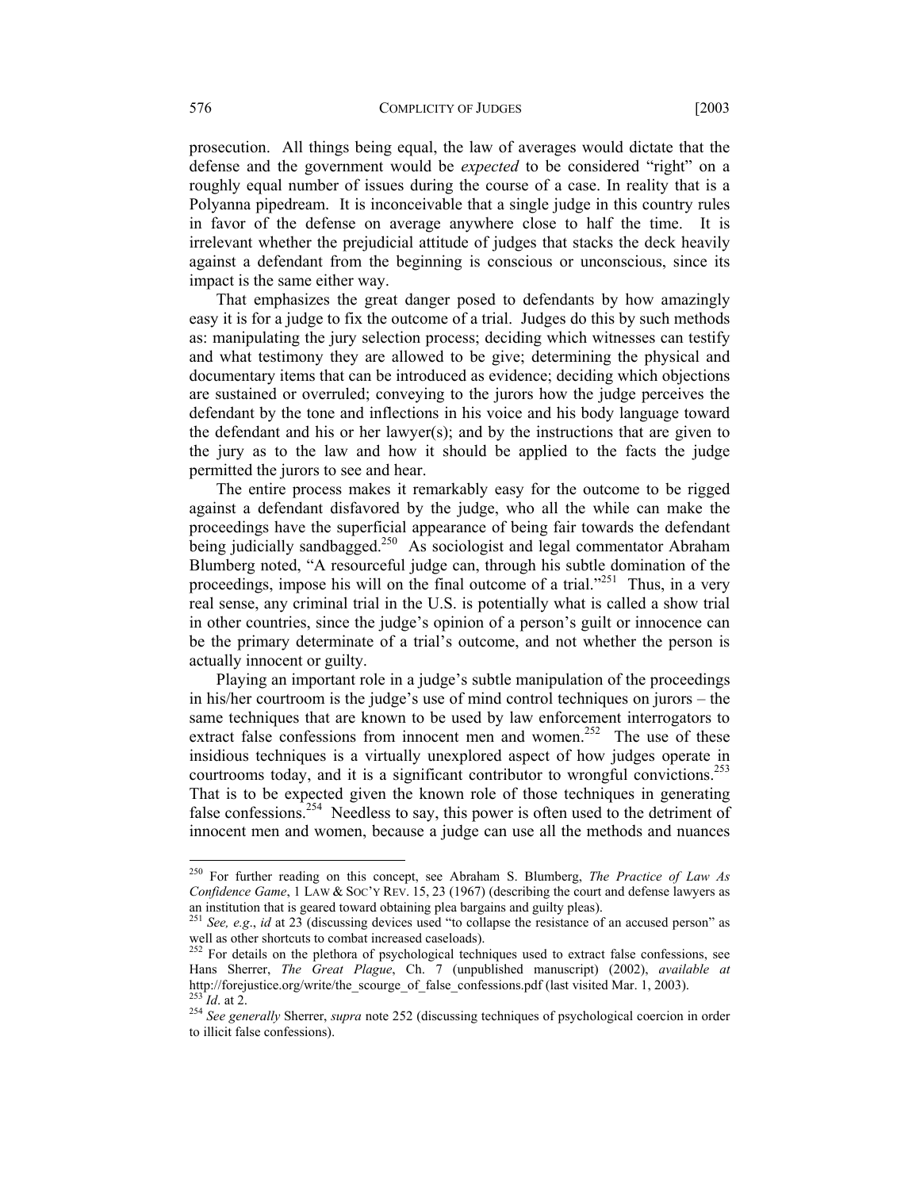prosecution. All things being equal, the law of averages would dictate that the defense and the government would be *expected* to be considered "right" on a roughly equal number of issues during the course of a case. In reality that is a Polyanna pipedream. It is inconceivable that a single judge in this country rules in favor of the defense on average anywhere close to half the time. It is irrelevant whether the prejudicial attitude of judges that stacks the deck heavily against a defendant from the beginning is conscious or unconscious, since its impact is the same either way.

That emphasizes the great danger posed to defendants by how amazingly easy it is for a judge to fix the outcome of a trial. Judges do this by such methods as: manipulating the jury selection process; deciding which witnesses can testify and what testimony they are allowed to be give; determining the physical and documentary items that can be introduced as evidence; deciding which objections are sustained or overruled; conveying to the jurors how the judge perceives the defendant by the tone and inflections in his voice and his body language toward the defendant and his or her lawyer(s); and by the instructions that are given to the jury as to the law and how it should be applied to the facts the judge permitted the jurors to see and hear.

The entire process makes it remarkably easy for the outcome to be rigged against a defendant disfavored by the judge, who all the while can make the proceedings have the superficial appearance of being fair towards the defendant being judicially sandbagged.[250] As sociologist and legal commentator Abraham Blumberg noted, "A resourceful judge can, through his subtle domination of the proceedings, impose his will on the final outcome of a trial."[251] Thus, in a very real sense, any criminal trial in the U.S. is potentially what is called a show trial in other countries, since the judge's opinion of a person's guilt or innocence can be the primary determinate of a trial's outcome, and not whether the person is actually innocent or guilty.

Playing an important role in a judge's subtle manipulation of the proceedings in his/her courtroom is the judge's use of mind control techniques on jurors – the same techniques that are known to be used by law enforcement interrogators to extract false confessions from innocent men and women.[252] The use of these insidious techniques is a virtually unexplored aspect of how judges operate in courtrooms today, and it is a significant contributor to wrongful convictions.[253] That is to be expected given the known role of those techniques in generating false confessions.[254] Needless to say, this power is often used to the detriment of innocent men and women, because a judge can use all the methods and nuances

---

[250] For further reading on this concept, see Abraham S. Blumberg, *The Practice of Law As Confidence Game*, 1 LAW & SOC'Y REV. 15, 23 (1967) (describing the court and defense lawyers as an institution that is geared toward obtaining plea bargains and guilty pleas).

[251] *See, e.g.*, *id* at 23 (discussing devices used "to collapse the resistance of an accused person" as well as other shortcuts to combat increased caseloads).

[252] For details on the plethora of psychological techniques used to extract false confessions, see Hans Sherrer, *The Great Plague*, Ch. 7 (unpublished manuscript) (2002), *available at* http://forejustice.org/write/the_scourge_of_false_confessions.pdf (last visited Mar. 1, 2003).

[253] *Id*. at 2.

[254] *See generally* Sherrer, *supra* note 252 (discussing techniques of psychological coercion in order to illicit false confessions).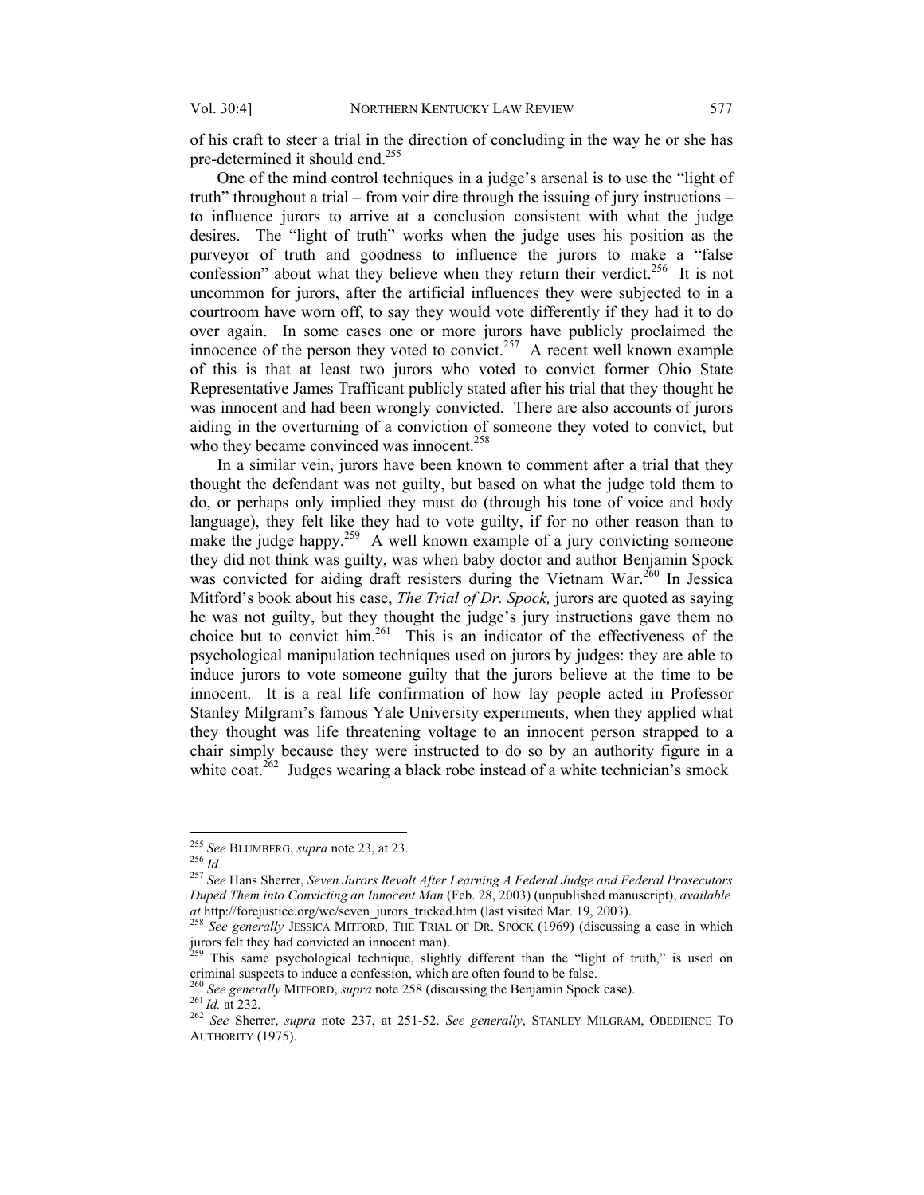of his craft to steer a trial in the direction of concluding in the way he or she has pre-determined it should end.[255]

One of the mind control techniques in a judge's arsenal is to use the "light of truth" throughout a trial – from voir dire through the issuing of jury instructions – to influence jurors to arrive at a conclusion consistent with what the judge desires. The "light of truth" works when the judge uses his position as the purveyor of truth and goodness to influence the jurors to make a "false confession" about what they believe when they return their verdict.[256] It is not uncommon for jurors, after the artificial influences they were subjected to in a courtroom have worn off, to say they would vote differently if they had it to do over again. In some cases one or more jurors have publicly proclaimed the innocence of the person they voted to convict.[257] A recent well known example of this is that at least two jurors who voted to convict former Ohio State Representative James Trafficant publicly stated after his trial that they thought he was innocent and had been wrongly convicted. There are also accounts of jurors aiding in the overturning of a conviction of someone they voted to convict, but who they became convinced was innocent.[258]

In a similar vein, jurors have been known to comment after a trial that they thought the defendant was not guilty, but based on what the judge told them to do, or perhaps only implied they must do (through his tone of voice and body language), they felt like they had to vote guilty, if for no other reason than to make the judge happy.[259] A well known example of a jury convicting someone they did not think was guilty, was when baby doctor and author Benjamin Spock was convicted for aiding draft resisters during the Vietnam War.[260] In Jessica Mitford's book about his case, *The Trial of Dr. Spock,* jurors are quoted as saying he was not guilty, but they thought the judge's jury instructions gave them no choice but to convict him.[261] This is an indicator of the effectiveness of the psychological manipulation techniques used on jurors by judges: they are able to induce jurors to vote someone guilty that the jurors believe at the time to be innocent. It is a real life confirmation of how lay people acted in Professor Stanley Milgram's famous Yale University experiments, when they applied what they thought was life threatening voltage to an innocent person strapped to a chair simply because they were instructed to do so by an authority figure in a white coat.[262] Judges wearing a black robe instead of a white technician's smock

---

[255] *See* BLUMBERG, *supra* note 23, at 23.

[256] *Id.*

[257] *See* Hans Sherrer, *Seven Jurors Revolt After Learning A Federal Judge and Federal Prosecutors Duped Them into Convicting an Innocent Man* (Feb. 28, 2003) (unpublished manuscript), *available at* http://forejustice.org/wc/seven_jurors_tricked.htm (last visited Mar. 19, 2003).

[258] *See generally* JESSICA MITFORD, THE TRIAL OF DR. SPOCK (1969) (discussing a case in which jurors felt they had convicted an innocent man).

[259] This same psychological technique, slightly different than the "light of truth," is used on criminal suspects to induce a confession, which are often found to be false.

[260] *See generally* MITFORD, *supra* note 258 (discussing the Benjamin Spock case).

[261] *Id.* at 232.

[262] *See* Sherrer, *supra* note 237, at 251-52. *See generally*, STANLEY MILGRAM, OBEDIENCE TO AUTHORITY (1975).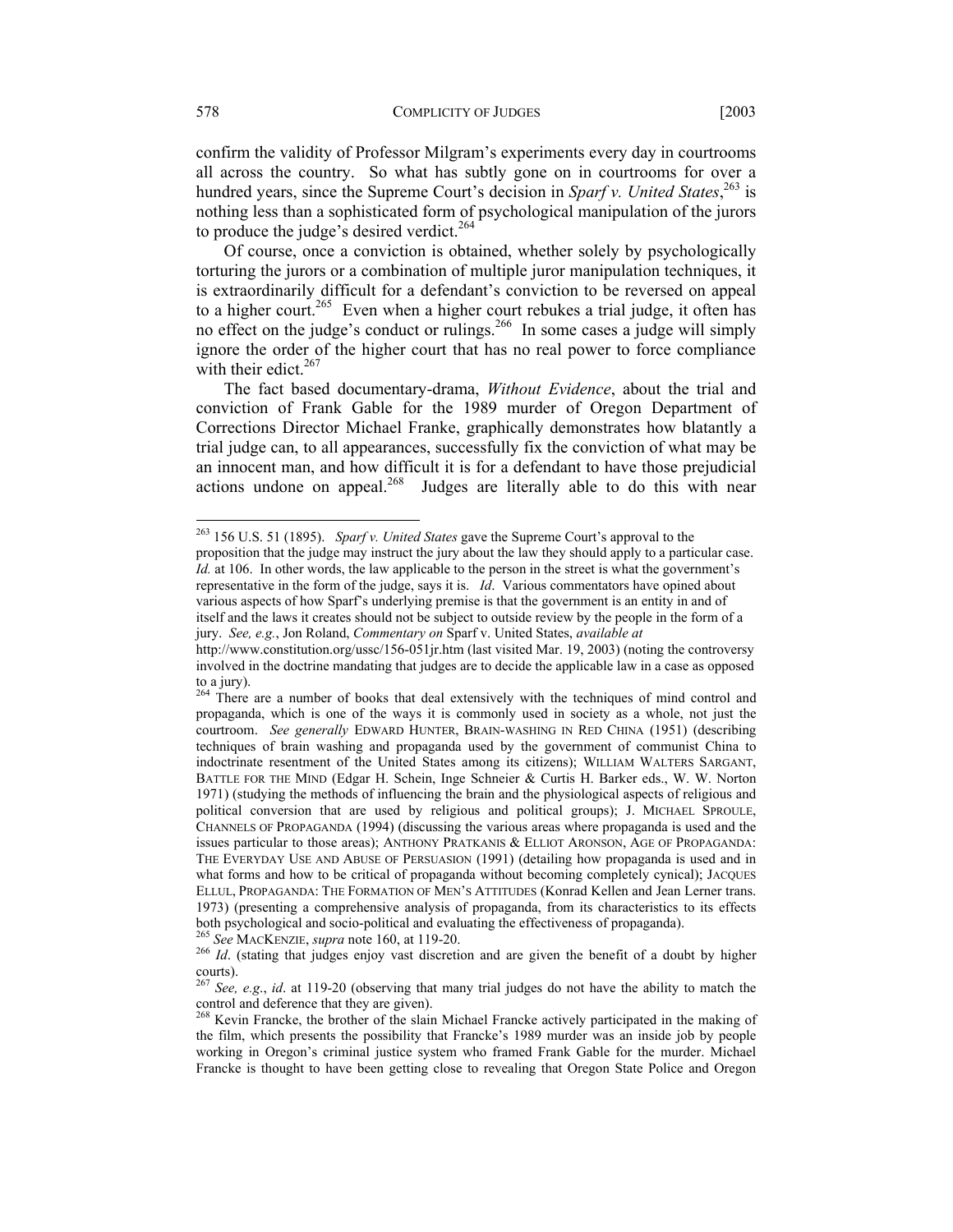confirm the validity of Professor Milgram's experiments every day in courtrooms all across the country. So what has subtly gone on in courtrooms for over a hundred years, since the Supreme Court's decision in *Sparf v. United States*,[263] is nothing less than a sophisticated form of psychological manipulation of the jurors to produce the judge's desired verdict.[264]

Of course, once a conviction is obtained, whether solely by psychologically torturing the jurors or a combination of multiple juror manipulation techniques, it is extraordinarily difficult for a defendant's conviction to be reversed on appeal to a higher court.[265] Even when a higher court rebukes a trial judge, it often has no effect on the judge's conduct or rulings.[266] In some cases a judge will simply ignore the order of the higher court that has no real power to force compliance with their edict.[267]

The fact based documentary-drama, *Without Evidence*, about the trial and conviction of Frank Gable for the 1989 murder of Oregon Department of Corrections Director Michael Franke, graphically demonstrates how blatantly a trial judge can, to all appearances, successfully fix the conviction of what may be an innocent man, and how difficult it is for a defendant to have those prejudicial actions undone on appeal.[268] Judges are literally able to do this with near

---

[263] 156 U.S. 51 (1895). *Sparf v. United States* gave the Supreme Court's approval to the proposition that the judge may instruct the jury about the law they should apply to a particular case. *Id.* at 106. In other words, the law applicable to the person in the street is what the government's representative in the form of the judge, says it is. *Id*. Various commentators have opined about various aspects of how Sparf's underlying premise is that the government is an entity in and of itself and the laws it creates should not be subject to outside review by the people in the form of a jury. *See, e.g.*, Jon Roland, *Commentary on* Sparf v. United States, *available at* http://www.constitution.org/ussc/156-051jr.htm (last visited Mar. 19, 2003) (noting the controversy involved in the doctrine mandating that judges are to decide the applicable law in a case as opposed to a jury).

[264] There are a number of books that deal extensively with the techniques of mind control and propaganda, which is one of the ways it is commonly used in society as a whole, not just the courtroom. *See generally* EDWARD HUNTER, BRAIN-WASHING IN RED CHINA (1951) (describing techniques of brain washing and propaganda used by the government of communist China to indoctrinate resentment of the United States among its citizens); WILLIAM WALTERS SARGANT, BATTLE FOR THE MIND (Edgar H. Schein, Inge Schneier & Curtis H. Barker eds., W. W. Norton 1971) (studying the methods of influencing the brain and the physiological aspects of religious and political conversion that are used by religious and political groups); J. MICHAEL SPROULE, CHANNELS OF PROPAGANDA (1994) (discussing the various areas where propaganda is used and the issues particular to those areas); ANTHONY PRATKANIS & ELLIOT ARONSON, AGE OF PROPAGANDA: THE EVERYDAY USE AND ABUSE OF PERSUASION (1991) (detailing how propaganda is used and in what forms and how to be critical of propaganda without becoming completely cynical); JACQUES ELLUL, PROPAGANDA: THE FORMATION OF MEN'S ATTITUDES (Konrad Kellen and Jean Lerner trans. 1973) (presenting a comprehensive analysis of propaganda, from its characteristics to its effects both psychological and socio-political and evaluating the effectiveness of propaganda).

[265] *See* MACKENZIE, *supra* note 160, at 119-20.

[266] *Id*. (stating that judges enjoy vast discretion and are given the benefit of a doubt by higher courts).

[267] *See, e.g.*, *id*. at 119-20 (observing that many trial judges do not have the ability to match the control and deference that they are given).

[268] Kevin Francke, the brother of the slain Michael Francke actively participated in the making of the film, which presents the possibility that Francke's 1989 murder was an inside job by people working in Oregon's criminal justice system who framed Frank Gable for the murder. Michael Francke is thought to have been getting close to revealing that Oregon State Police and Oregon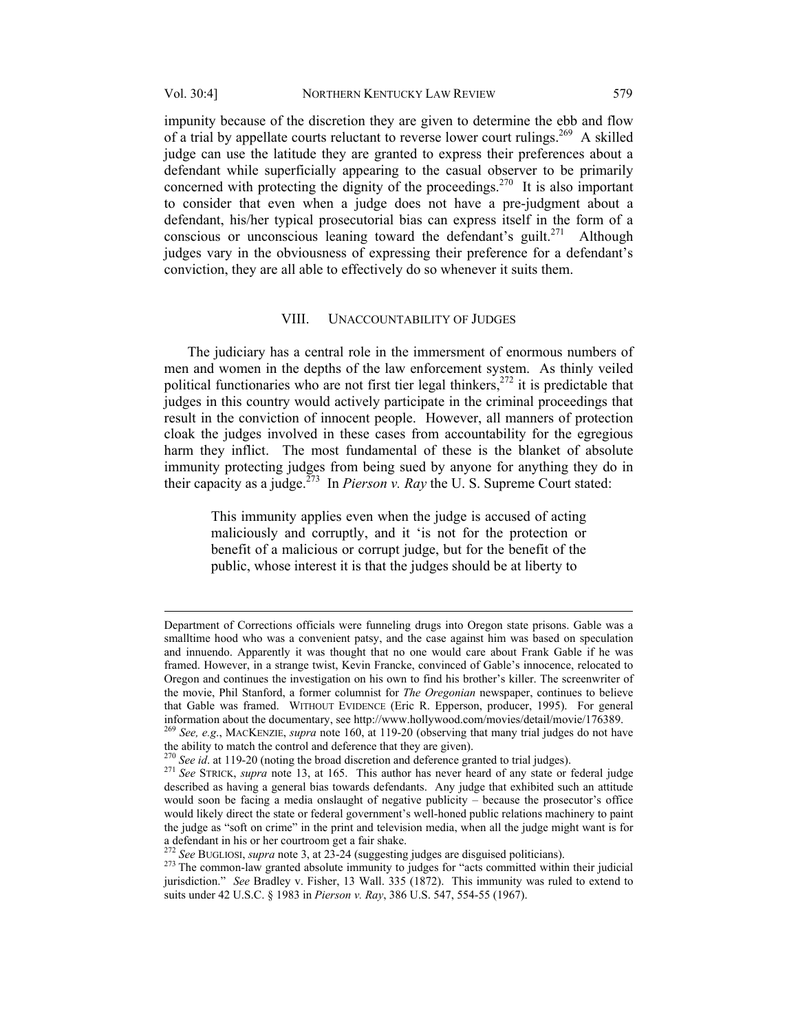impunity because of the discretion they are given to determine the ebb and flow of a trial by appellate courts reluctant to reverse lower court rulings.[269] A skilled judge can use the latitude they are granted to express their preferences about a defendant while superficially appearing to the casual observer to be primarily concerned with protecting the dignity of the proceedings.[270] It is also important to consider that even when a judge does not have a pre-judgment about a defendant, his/her typical prosecutorial bias can express itself in the form of a conscious or unconscious leaning toward the defendant's guilt.[271] Although judges vary in the obviousness of expressing their preference for a defendant's conviction, they are all able to effectively do so whenever it suits them.

## VIII. UNACCOUNTABILITY OF JUDGES

The judiciary has a central role in the immersment of enormous numbers of men and women in the depths of the law enforcement system. As thinly veiled political functionaries who are not first tier legal thinkers,[272] it is predictable that judges in this country would actively participate in the criminal proceedings that result in the conviction of innocent people. However, all manners of protection cloak the judges involved in these cases from accountability for the egregious harm they inflict. The most fundamental of these is the blanket of absolute immunity protecting judges from being sued by anyone for anything they do in their capacity as a judge.[273] In *Pierson v. Ray* the U. S. Supreme Court stated:

> This immunity applies even when the judge is accused of acting maliciously and corruptly, and it 'is not for the protection or benefit of a malicious or corrupt judge, but for the benefit of the public, whose interest it is that the judges should be at liberty to

---

Department of Corrections officials were funneling drugs into Oregon state prisons. Gable was a smalltime hood who was a convenient patsy, and the case against him was based on speculation and innuendo. Apparently it was thought that no one would care about Frank Gable if he was framed. However, in a strange twist, Kevin Francke, convinced of Gable's innocence, relocated to Oregon and continues the investigation on his own to find his brother's killer. The screenwriter of the movie, Phil Stanford, a former columnist for *The Oregonian* newspaper, continues to believe that Gable was framed. WITHOUT EVIDENCE (Eric R. Epperson, producer, 1995). For general information about the documentary, see http://www.hollywood.com/movies/detail/movie/176389.

[269] *See, e.g.*, MACKENZIE, *supra* note 160, at 119-20 (observing that many trial judges do not have the ability to match the control and deference that they are given).

[270] *See id*. at 119-20 (noting the broad discretion and deference granted to trial judges).

[271] *See* STRICK, *supra* note 13, at 165. This author has never heard of any state or federal judge described as having a general bias towards defendants. Any judge that exhibited such an attitude would soon be facing a media onslaught of negative publicity – because the prosecutor's office would likely direct the state or federal government's well-honed public relations machinery to paint the judge as "soft on crime" in the print and television media, when all the judge might want is for a defendant in his or her courtroom get a fair shake.

[272] *See* BUGLIOSI, *supra* note 3, at 23-24 (suggesting judges are disguised politicians).

[273] The common-law granted absolute immunity to judges for "acts committed within their judicial jurisdiction." *See* Bradley v. Fisher, 13 Wall. 335 (1872). This immunity was ruled to extend to suits under 42 U.S.C. § 1983 in *Pierson v. Ray*, 386 U.S. 547, 554-55 (1967).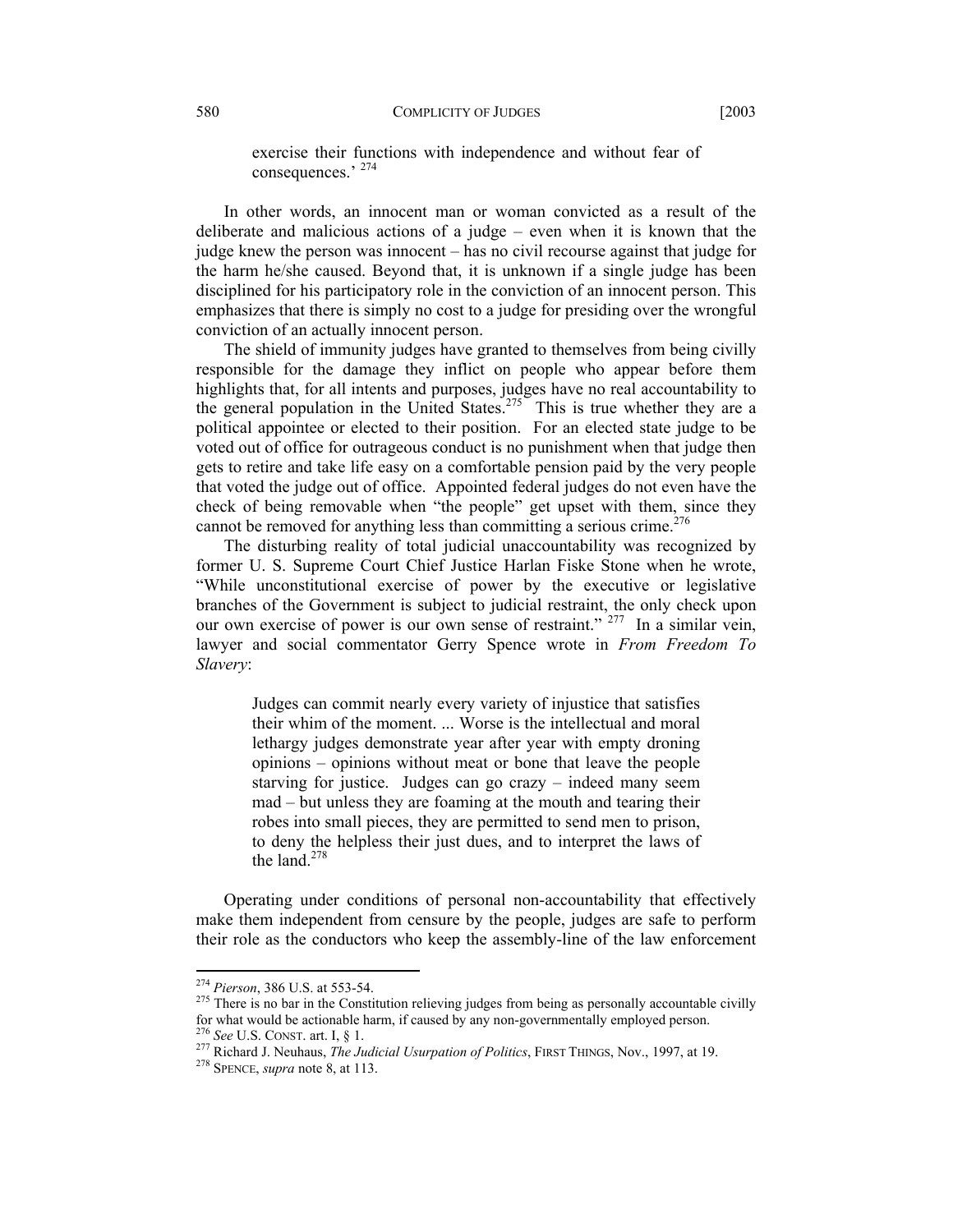> exercise their functions with independence and without fear of consequences.' [274]

In other words, an innocent man or woman convicted as a result of the deliberate and malicious actions of a judge – even when it is known that the judge knew the person was innocent – has no civil recourse against that judge for the harm he/she caused. Beyond that, it is unknown if a single judge has been disciplined for his participatory role in the conviction of an innocent person. This emphasizes that there is simply no cost to a judge for presiding over the wrongful conviction of an actually innocent person.

The shield of immunity judges have granted to themselves from being civilly responsible for the damage they inflict on people who appear before them highlights that, for all intents and purposes, judges have no real accountability to the general population in the United States.[275] This is true whether they are a political appointee or elected to their position. For an elected state judge to be voted out of office for outrageous conduct is no punishment when that judge then gets to retire and take life easy on a comfortable pension paid by the very people that voted the judge out of office. Appointed federal judges do not even have the check of being removable when "the people" get upset with them, since they cannot be removed for anything less than committing a serious crime.[276]

The disturbing reality of total judicial unaccountability was recognized by former U. S. Supreme Court Chief Justice Harlan Fiske Stone when he wrote, "While unconstitutional exercise of power by the executive or legislative branches of the Government is subject to judicial restraint, the only check upon our own exercise of power is our own sense of restraint." [277] In a similar vein, lawyer and social commentator Gerry Spence wrote in *From Freedom To Slavery*:

> Judges can commit nearly every variety of injustice that satisfies their whim of the moment. ... Worse is the intellectual and moral lethargy judges demonstrate year after year with empty droning opinions – opinions without meat or bone that leave the people starving for justice. Judges can go crazy – indeed many seem mad – but unless they are foaming at the mouth and tearing their robes into small pieces, they are permitted to send men to prison, to deny the helpless their just dues, and to interpret the laws of the land.[278]

Operating under conditions of personal non-accountability that effectively make them independent from censure by the people, judges are safe to perform their role as the conductors who keep the assembly-line of the law enforcement

---

[274] *Pierson*, 386 U.S. at 553-54.

[275] There is no bar in the Constitution relieving judges from being as personally accountable civilly for what would be actionable harm, if caused by any non-governmentally employed person.

[276] *See* U.S. CONST. art. I, § 1.

[277] Richard J. Neuhaus, *The Judicial Usurpation of Politics*, FIRST THINGS, Nov., 1997, at 19.

[278] SPENCE, *supra* note 8, at 113.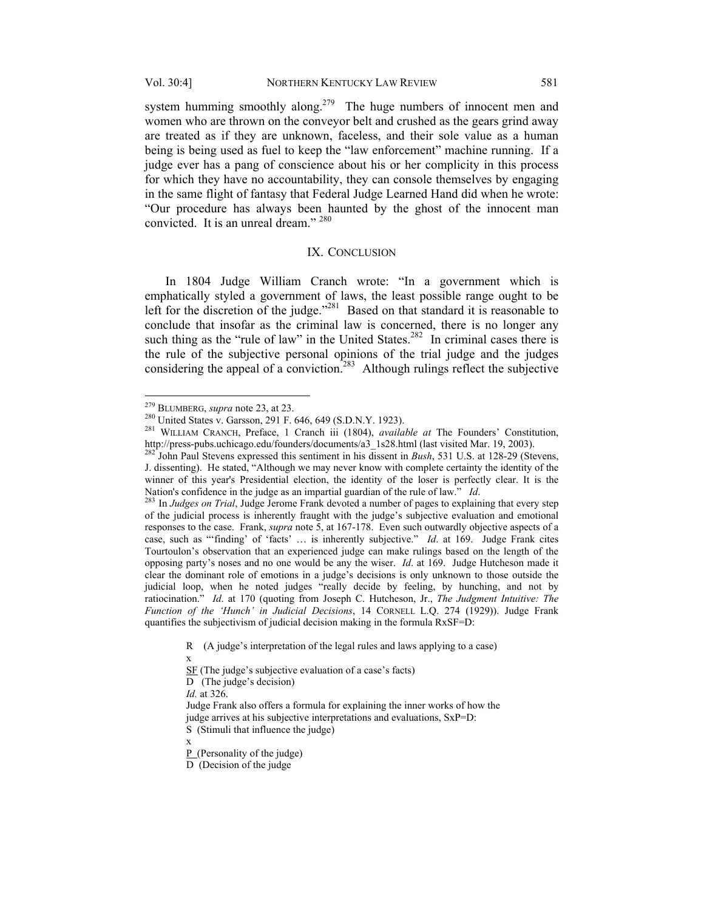system humming smoothly along.[279] The huge numbers of innocent men and women who are thrown on the conveyor belt and crushed as the gears grind away are treated as if they are unknown, faceless, and their sole value as a human being is being used as fuel to keep the "law enforcement" machine running. If a judge ever has a pang of conscience about his or her complicity in this process for which they have no accountability, they can console themselves by engaging in the same flight of fantasy that Federal Judge Learned Hand did when he wrote: "Our procedure has always been haunted by the ghost of the innocent man convicted. It is an unreal dream." [280]

## IX. CONCLUSION

In 1804 Judge William Cranch wrote: "In a government which is emphatically styled a government of laws, the least possible range ought to be left for the discretion of the judge."[281] Based on that standard it is reasonable to conclude that insofar as the criminal law is concerned, there is no longer any such thing as the "rule of law" in the United States.[282] In criminal cases there is the rule of the subjective personal opinions of the trial judge and the judges considering the appeal of a conviction.[283] Although rulings reflect the subjective

---

[279] BLUMBERG, *supra* note 23, at 23.

[280] United States v. Garsson, 291 F. 646, 649 (S.D.N.Y. 1923).

[281] WILLIAM CRANCH, Preface, 1 Cranch iii (1804), *available at* The Founders' Constitution, http://press-pubs.uchicago.edu/founders/documents/a3_1s28.html (last visited Mar. 19, 2003).

[282] John Paul Stevens expressed this sentiment in his dissent in *Bush*, 531 U.S. at 128-29 (Stevens, J. dissenting). He stated, "Although we may never know with complete certainty the identity of the winner of this year's Presidential election, the identity of the loser is perfectly clear. It is the Nation's confidence in the judge as an impartial guardian of the rule of law." *Id*.

[283] In *Judges on Trial*, Judge Jerome Frank devoted a number of pages to explaining that every step of the judicial process is inherently fraught with the judge's subjective evaluation and emotional responses to the case. Frank, *supra* note 5, at 167-178. Even such outwardly objective aspects of a case, such as "'finding' of 'facts' … is inherently subjective." *Id*. at 169. Judge Frank cites Tourtoulon's observation that an experienced judge can make rulings based on the length of the opposing party's noses and no one would be any the wiser. *Id*. at 169. Judge Hutcheson made it clear the dominant role of emotions in a judge's decisions is only unknown to those outside the judicial loop, when he noted judges "really decide by feeling, by hunching, and not by ratiocination." *Id*. at 170 (quoting from Joseph C. Hutcheson, Jr., *The Judgment Intuitive: The Function of the 'Hunch' in Judicial Decisions*, 14 CORNELL L.Q. 274 (1929)). Judge Frank quantifies the subjectivism of judicial decision making in the formula RxSF=D:

> R (A judge's interpretation of the legal rules and laws applying to a case)
>
> x
>
> SF (The judge's subjective evaluation of a case's facts)
>
> D (The judge's decision)
>
> *Id.* at 326.
>
> Judge Frank also offers a formula for explaining the inner works of how the judge arrives at his subjective interpretations and evaluations, SxP=D:
>
> S (Stimuli that influence the judge)
>
> x
>
> P (Personality of the judge)
>
> D (Decision of the judge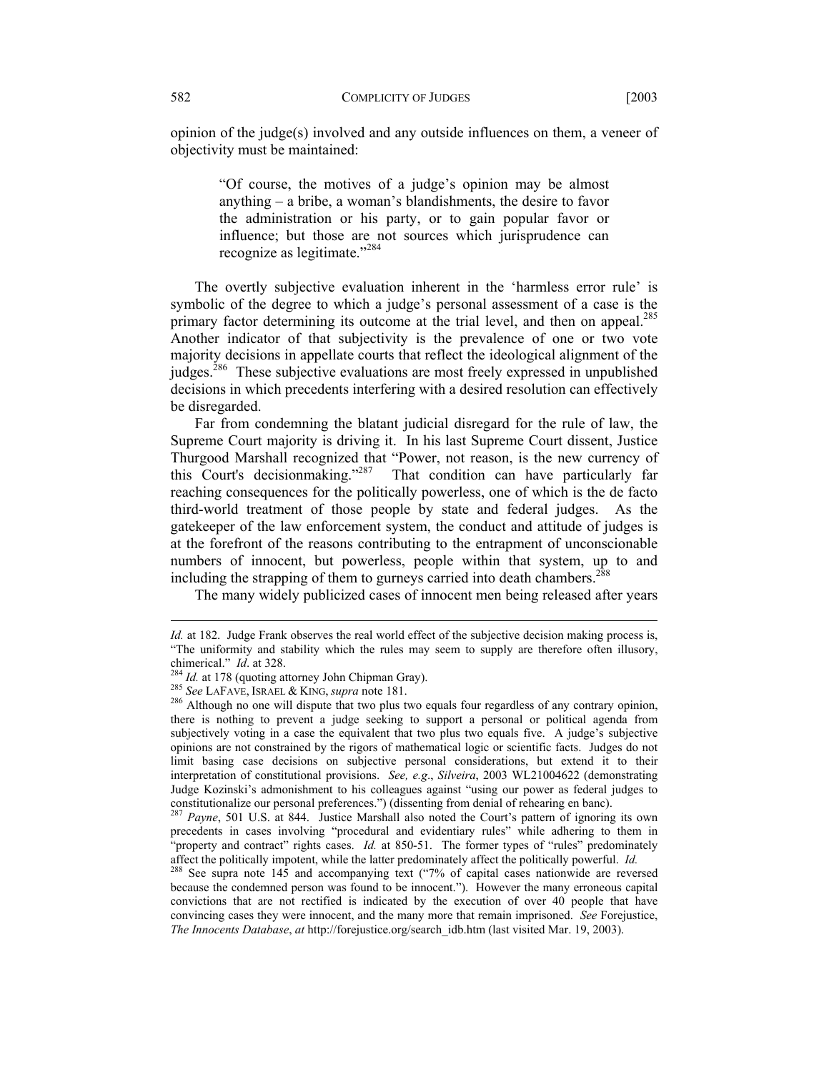opinion of the judge(s) involved and any outside influences on them, a veneer of objectivity must be maintained:

> "Of course, the motives of a judge's opinion may be almost anything – a bribe, a woman's blandishments, the desire to favor the administration or his party, or to gain popular favor or influence; but those are not sources which jurisprudence can recognize as legitimate."[284]

The overtly subjective evaluation inherent in the 'harmless error rule' is symbolic of the degree to which a judge's personal assessment of a case is the primary factor determining its outcome at the trial level, and then on appeal.[285] Another indicator of that subjectivity is the prevalence of one or two vote majority decisions in appellate courts that reflect the ideological alignment of the judges.[286] These subjective evaluations are most freely expressed in unpublished decisions in which precedents interfering with a desired resolution can effectively be disregarded.

Far from condemning the blatant judicial disregard for the rule of law, the Supreme Court majority is driving it. In his last Supreme Court dissent, Justice Thurgood Marshall recognized that "Power, not reason, is the new currency of this Court's decisionmaking."[287] That condition can have particularly far reaching consequences for the politically powerless, one of which is the de facto third-world treatment of those people by state and federal judges. As the gatekeeper of the law enforcement system, the conduct and attitude of judges is at the forefront of the reasons contributing to the entrapment of unconscionable numbers of innocent, but powerless, people within that system, up to and including the strapping of them to gurneys carried into death chambers.[288]

The many widely publicized cases of innocent men being released after years

---

*Id.* at 182. Judge Frank observes the real world effect of the subjective decision making process is, "The uniformity and stability which the rules may seem to supply are therefore often illusory, chimerical." *Id*. at 328.

[284] *Id.* at 178 (quoting attorney John Chipman Gray).

[285] *See* LAFAVE, ISRAEL & KING, *supra* note 181.

[286] Although no one will dispute that two plus two equals four regardless of any contrary opinion, there is nothing to prevent a judge seeking to support a personal or political agenda from subjectively voting in a case the equivalent that two plus two equals five. A judge's subjective opinions are not constrained by the rigors of mathematical logic or scientific facts. Judges do not limit basing case decisions on subjective personal considerations, but extend it to their interpretation of constitutional provisions. *See, e.g*., *Silveira*, 2003 WL21004622 (demonstrating Judge Kozinski's admonishment to his colleagues against "using our power as federal judges to constitutionalize our personal preferences.") (dissenting from denial of rehearing en banc).

[287] *Payne*, 501 U.S. at 844. Justice Marshall also noted the Court's pattern of ignoring its own precedents in cases involving "procedural and evidentiary rules" while adhering to them in "property and contract" rights cases. *Id.* at 850-51. The former types of "rules" predominately affect the politically impotent, while the latter predominately affect the politically powerful. *Id.*

[288] See supra note 145 and accompanying text ("7% of capital cases nationwide are reversed because the condemned person was found to be innocent."). However the many erroneous capital convictions that are not rectified is indicated by the execution of over 40 people that have convincing cases they were innocent, and the many more that remain imprisoned. *See* Forejustice, *The Innocents Database*, *at* http://forejustice.org/search_idb.htm (last visited Mar. 19, 2003).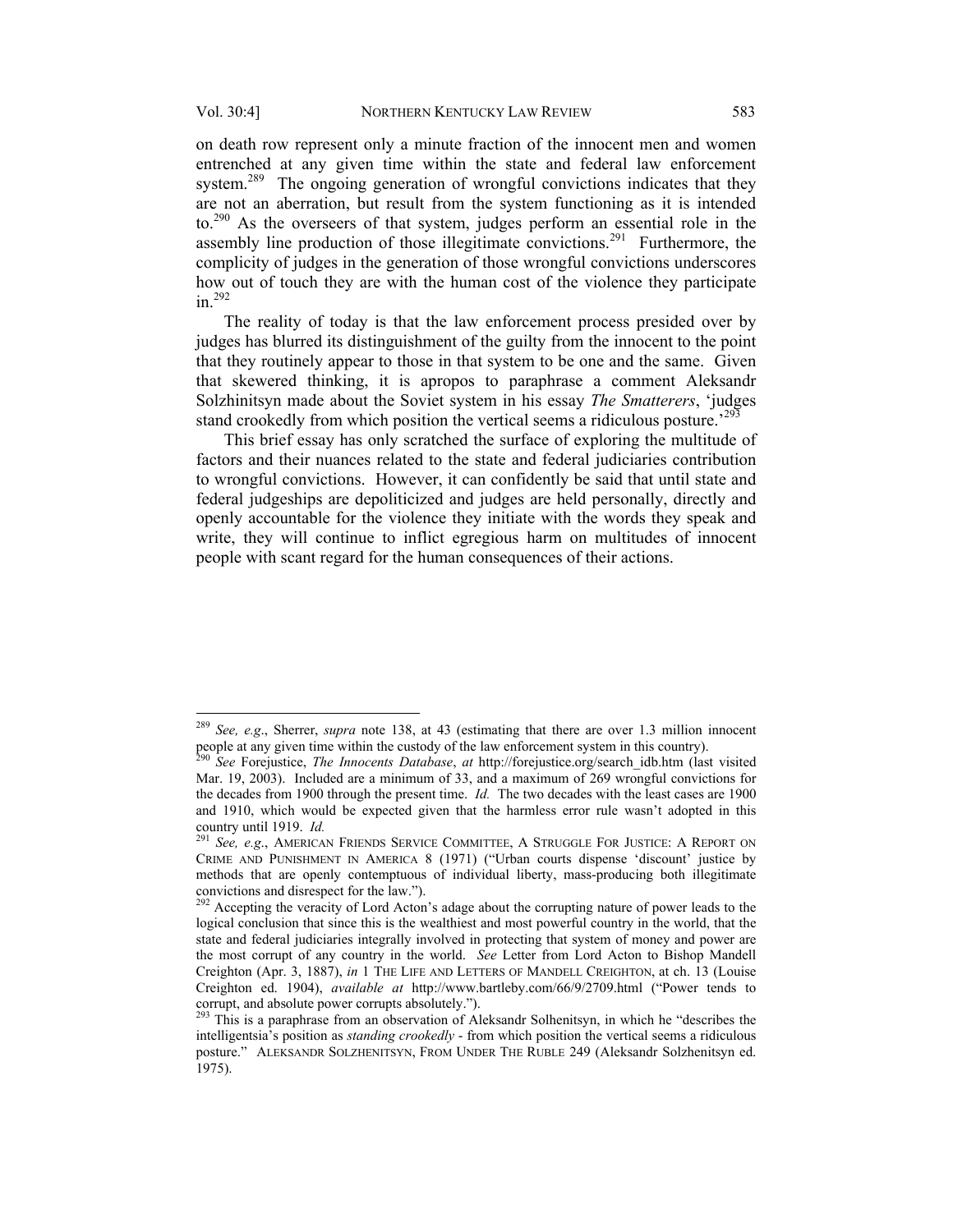on death row represent only a minute fraction of the innocent men and women entrenched at any given time within the state and federal law enforcement system.[289] The ongoing generation of wrongful convictions indicates that they are not an aberration, but result from the system functioning as it is intended to.[290] As the overseers of that system, judges perform an essential role in the assembly line production of those illegitimate convictions.[291] Furthermore, the complicity of judges in the generation of those wrongful convictions underscores how out of touch they are with the human cost of the violence they participate in.[292]

The reality of today is that the law enforcement process presided over by judges has blurred its distinguishment of the guilty from the innocent to the point that they routinely appear to those in that system to be one and the same. Given that skewered thinking, it is apropos to paraphrase a comment Aleksandr Solzhinitsyn made about the Soviet system in his essay *The Smatterers*, 'judges stand crookedly from which position the vertical seems a ridiculous posture.'[293]

This brief essay has only scratched the surface of exploring the multitude of factors and their nuances related to the state and federal judiciaries contribution to wrongful convictions. However, it can confidently be said that until state and federal judgeships are depoliticized and judges are held personally, directly and openly accountable for the violence they initiate with the words they speak and write, they will continue to inflict egregious harm on multitudes of innocent people with scant regard for the human consequences of their actions.

---

[289] *See, e.g.*, Sherrer, *supra* note 138, at 43 (estimating that there are over 1.3 million innocent people at any given time within the custody of the law enforcement system in this country).

[290] *See* Forejustice, *The Innocents Database*, *at* http://forejustice.org/search_idb.htm (last visited Mar. 19, 2003). Included are a minimum of 33, and a maximum of 269 wrongful convictions for the decades from 1900 through the present time. *Id.* The two decades with the least cases are 1900 and 1910, which would be expected given that the harmless error rule wasn't adopted in this country until 1919. *Id.*

[291] *See, e.g.*, AMERICAN FRIENDS SERVICE COMMITTEE, A STRUGGLE FOR JUSTICE: A REPORT ON CRIME AND PUNISHMENT IN AMERICA 8 (1971) ("Urban courts dispense 'discount' justice by methods that are openly contemptuous of individual liberty, mass-producing both illegitimate convictions and disrespect for the law.").

[292] Accepting the veracity of Lord Acton's adage about the corrupting nature of power leads to the logical conclusion that since this is the wealthiest and most powerful country in the world, that the state and federal judiciaries integrally involved in protecting that system of money and power are the most corrupt of any country in the world. *See* Letter from Lord Acton to Bishop Mandell Creighton (Apr. 3, 1887), *in* 1 THE LIFE AND LETTERS OF MANDELL CREIGHTON, at ch. 13 (Louise Creighton ed. 1904), *available at* http://www.bartleby.com/66/9/2709.html ("Power tends to corrupt, and absolute power corrupts absolutely.").

[293] This is a paraphrase from an observation of Aleksandr Solhenitsyn, in which he "describes the intelligentsia's position as *standing crookedly* - from which position the vertical seems a ridiculous posture." ALEKSANDR SOLZHENITSYN, FROM UNDER THE RUBLE 249 (Aleksandr Solzhenitsyn ed. 1975).